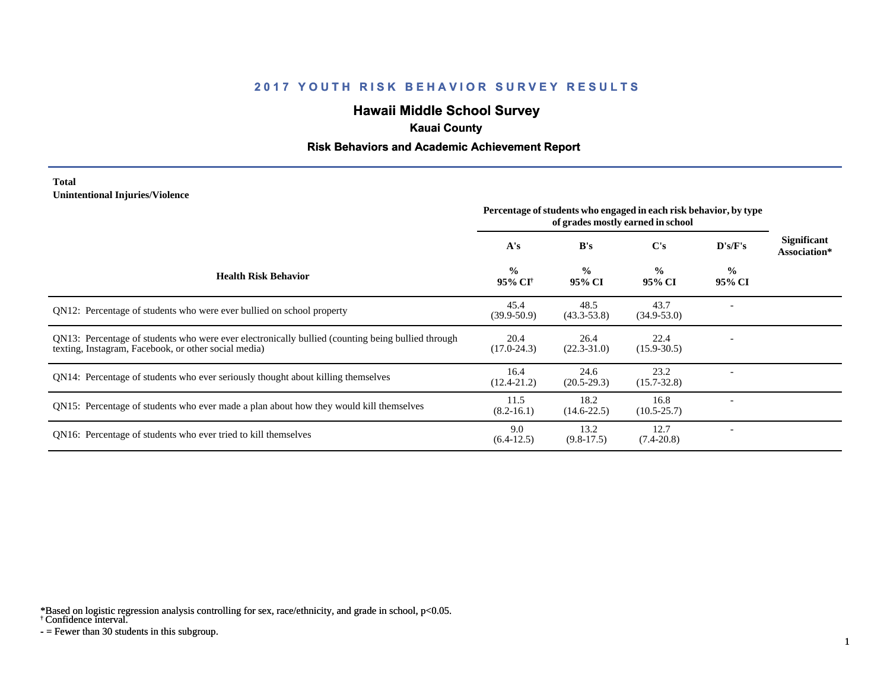# 2017 YOUTH RISK BEHAVIOR SURVEY RESULTS

## Hawaii Middle School Survey

### Kauai County

### Risk Behaviors and Academic Achievement Report

**Total**
**Unintentional Injuries/Violence**

| Health Risk Behavior | Percentage of students who engaged in each risk behavior, by type of grades mostly earned in school | | | | Significant Association* |
|---|---|---|---|---|---|
| | A's | B's | C's | D's/F's | |
| | % 95% CI[†] | % 95% CI | % 95% CI | % 95% CI | |
| QN12: Percentage of students who were ever bullied on school property | 45.4 (39.9-50.9) | 48.5 (43.3-53.8) | 43.7 (34.9-53.0) | - | |
| QN13: Percentage of students who were ever electronically bullied (counting being bullied through texting, Instagram, Facebook, or other social media) | 20.4 (17.0-24.3) | 26.4 (22.3-31.0) | 22.4 (15.9-30.5) | - | |
| QN14: Percentage of students who ever seriously thought about killing themselves | 16.4 (12.4-21.2) | 24.6 (20.5-29.3) | 23.2 (15.7-32.8) | - | |
| QN15: Percentage of students who ever made a plan about how they would kill themselves | 11.5 (8.2-16.1) | 18.2 (14.6-22.5) | 16.8 (10.5-25.7) | - | |
| QN16: Percentage of students who ever tried to kill themselves | 9.0 (6.4-12.5) | 13.2 (9.8-17.5) | 12.7 (7.4-20.8) | - | |

*Based on logistic regression analysis controlling for sex, race/ethnicity, and grade in school, $p<0.05$.
[†] Confidence interval.
- = Fewer than 30 students in this subgroup.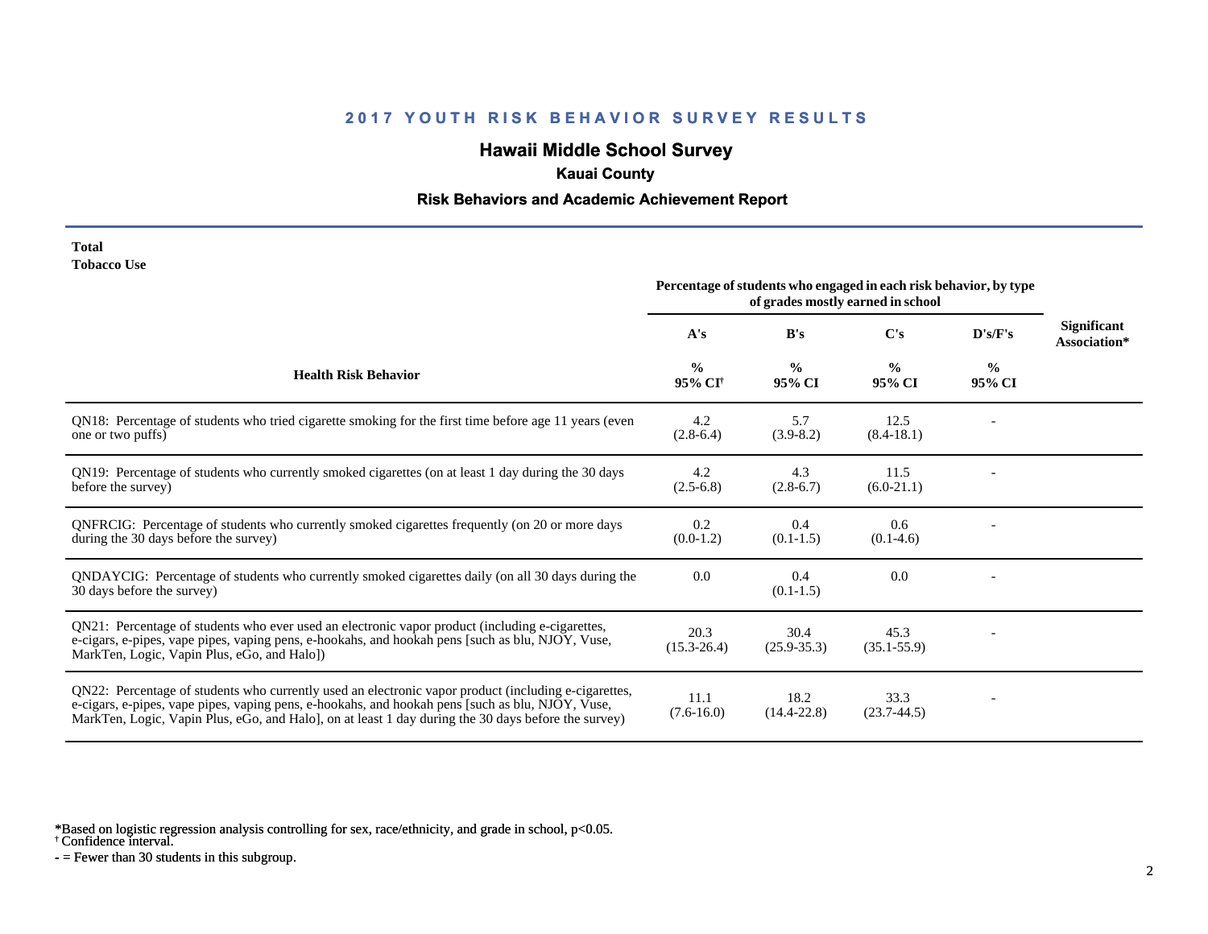# 2017 YOUTH RISK BEHAVIOR SURVEY RESULTS

## Hawaii Middle School Survey

### Kauai County

### Risk Behaviors and Academic Achievement Report

**Total**
**Tobacco Use**

| Health Risk Behavior | Percentage of students who engaged in each risk behavior, by type of grades mostly earned in school | | | | Significant Association* |
|---|---|---|---|---|---|
| | A's | B's | C's | D's/F's | |
| | % 95% CI† | % 95% CI | % 95% CI | % 95% CI | |
| QN18: Percentage of students who tried cigarette smoking for the first time before age 11 years (even one or two puffs) | 4.2 (2.8-6.4) | 5.7 (3.9-8.2) | 12.5 (8.4-18.1) | - | |
| QN19: Percentage of students who currently smoked cigarettes (on at least 1 day during the 30 days before the survey) | 4.2 (2.5-6.8) | 4.3 (2.8-6.7) | 11.5 (6.0-21.1) | - | |
| QNFRCIG: Percentage of students who currently smoked cigarettes frequently (on 20 or more days during the 30 days before the survey) | 0.2 (0.0-1.2) | 0.4 (0.1-1.5) | 0.6 (0.1-4.6) | - | |
| QNDAYCIG: Percentage of students who currently smoked cigarettes daily (on all 30 days during the 30 days before the survey) | 0.0 | 0.4 (0.1-1.5) | 0.0 | - | |
| QN21: Percentage of students who ever used an electronic vapor product (including e-cigarettes, e-cigars, e-pipes, vape pipes, vaping pens, e-hookahs, and hookah pens [such as blu, NJOY, Vuse, MarkTen, Logic, Vapin Plus, eGo, and Halo]) | 20.3 (15.3-26.4) | 30.4 (25.9-35.3) | 45.3 (35.1-55.9) | - | |
| QN22: Percentage of students who currently used an electronic vapor product (including e-cigarettes, e-cigars, e-pipes, vape pipes, vaping pens, e-hookahs, and hookah pens [such as blu, NJOY, Vuse, MarkTen, Logic, Vapin Plus, eGo, and Halo], on at least 1 day during the 30 days before the survey) | 11.1 (7.6-16.0) | 18.2 (14.4-22.8) | 33.3 (23.7-44.5) | - | |

*Based on logistic regression analysis controlling for sex, race/ethnicity, and grade in school, p<0.05.
† Confidence interval.
- = Fewer than 30 students in this subgroup.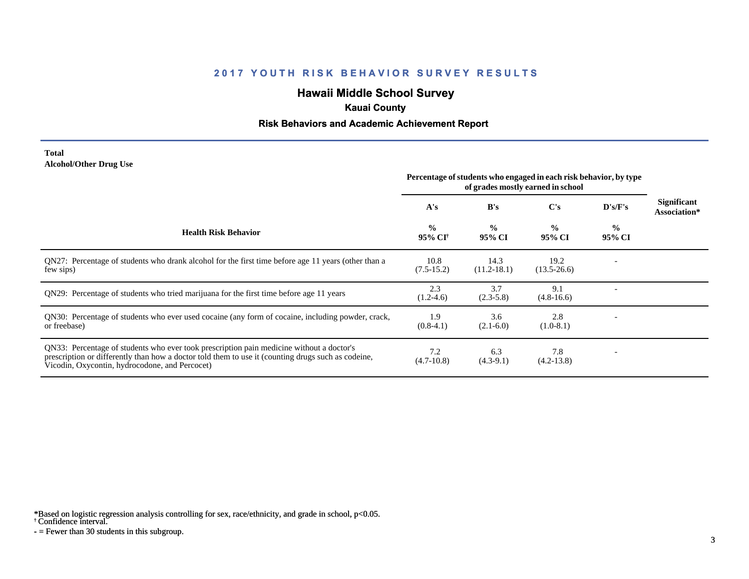# 2017 YOUTH RISK BEHAVIOR SURVEY RESULTS

## Hawaii Middle School Survey

### Kauai County

### Risk Behaviors and Academic Achievement Report

**Total**
**Alcohol/Other Drug Use**

| Health Risk Behavior | Percentage of students who engaged in each risk behavior, by type of grades mostly earned in school | | | | Significant Association* |
|---|---|---|---|---|---|
| | A's | B's | C's | D's/F's | |
| | % 95% CI† | % 95% CI | % 95% CI | % 95% CI | |
| QN27: Percentage of students who drank alcohol for the first time before age 11 years (other than a few sips) | 10.8 (7.5-15.2) | 14.3 (11.2-18.1) | 19.2 (13.5-26.6) | - | |
| QN29: Percentage of students who tried marijuana for the first time before age 11 years | 2.3 (1.2-4.6) | 3.7 (2.3-5.8) | 9.1 (4.8-16.6) | - | |
| QN30: Percentage of students who ever used cocaine (any form of cocaine, including powder, crack, or freebase) | 1.9 (0.8-4.1) | 3.6 (2.1-6.0) | 2.8 (1.0-8.1) | - | |
| QN33: Percentage of students who ever took prescription pain medicine without a doctor's prescription or differently than how a doctor told them to use it (counting drugs such as codeine, Vicodin, Oxycontin, hydrocodone, and Percocet) | 7.2 (4.7-10.8) | 6.3 (4.3-9.1) | 7.8 (4.2-13.8) | - | |

*Based on logistic regression analysis controlling for sex, race/ethnicity, and grade in school, $p<0.05$.
† Confidence interval.
- = Fewer than 30 students in this subgroup.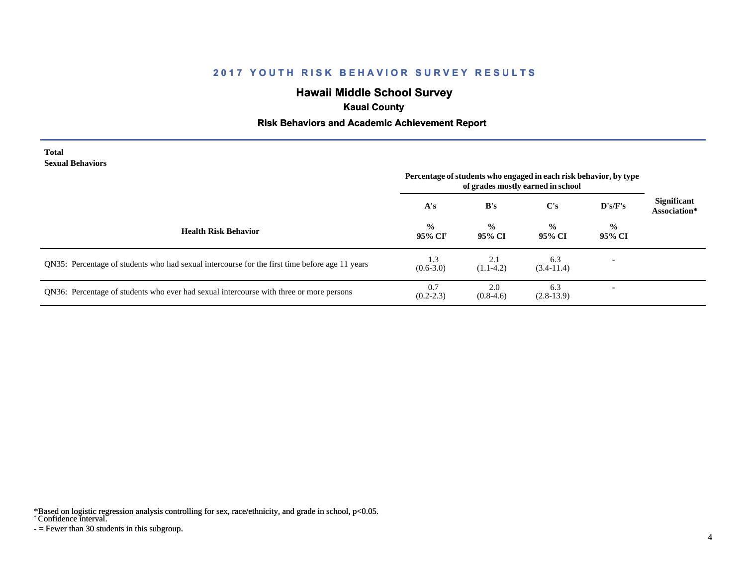# 2017 YOUTH RISK BEHAVIOR SURVEY RESULTS

## Hawaii Middle School Survey

### Kauai County

### Risk Behaviors and Academic Achievement Report

**Total**
**Sexual Behaviors**

| Health Risk Behavior | Percentage of students who engaged in each risk behavior, by type of grades mostly earned in school | | | | Significant Association* |
|---|---|---|---|---|---|
| | A's | B's | C's | D's/F's | |
| | % 95% CI[†] | % 95% CI | % 95% CI | % 95% CI | |
| QN35: Percentage of students who had sexual intercourse for the first time before age 11 years | 1.3 (0.6-3.0) | 2.1 (1.1-4.2) | 6.3 (3.4-11.4) | - | |
| QN36: Percentage of students who ever had sexual intercourse with three or more persons | 0.7 (0.2-2.3) | 2.0 (0.8-4.6) | 6.3 (2.8-13.9) | - | |

*Based on logistic regression analysis controlling for sex, race/ethnicity, and grade in school, p<0.05.
[†] Confidence interval.
- = Fewer than 30 students in this subgroup.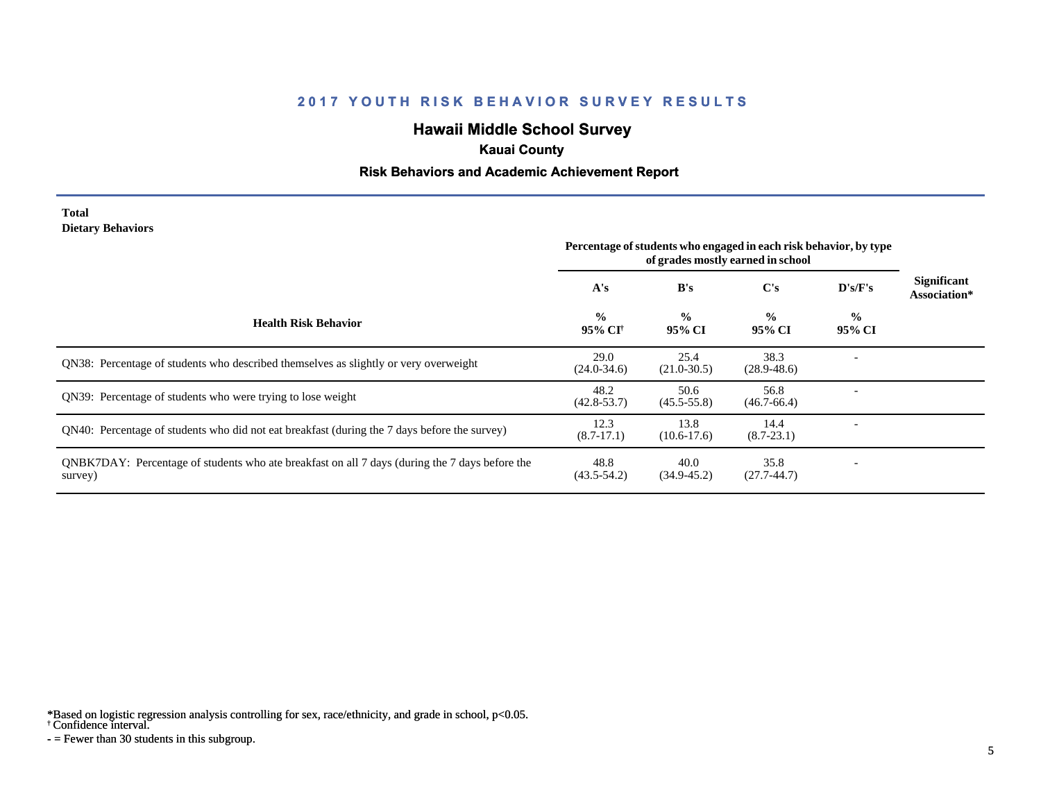# 2017 YOUTH RISK BEHAVIOR SURVEY RESULTS

## Hawaii Middle School Survey

### Kauai County

### Risk Behaviors and Academic Achievement Report

**Total**
**Dietary Behaviors**

| Health Risk Behavior | Percentage of students who engaged in each risk behavior, by type of grades mostly earned in school | | | | Significant Association* |
|---|---|---|---|---|---|
| | A's | B's | C's | D's/F's | |
| | % 95% CI† | % 95% CI | % 95% CI | % 95% CI | |
| QN38: Percentage of students who described themselves as slightly or very overweight | 29.0 (24.0-34.6) | 25.4 (21.0-30.5) | 38.3 (28.9-48.6) | - | |
| QN39: Percentage of students who were trying to lose weight | 48.2 (42.8-53.7) | 50.6 (45.5-55.8) | 56.8 (46.7-66.4) | - | |
| QN40: Percentage of students who did not eat breakfast (during the 7 days before the survey) | 12.3 (8.7-17.1) | 13.8 (10.6-17.6) | 14.4 (8.7-23.1) | - | |
| QNBK7DAY: Percentage of students who ate breakfast on all 7 days (during the 7 days before the survey) | 48.8 (43.5-54.2) | 40.0 (34.9-45.2) | 35.8 (27.7-44.7) | - | |

*Based on logistic regression analysis controlling for sex, race/ethnicity, and grade in school, $p<0.05$.
† Confidence interval.
- = Fewer than 30 students in this subgroup.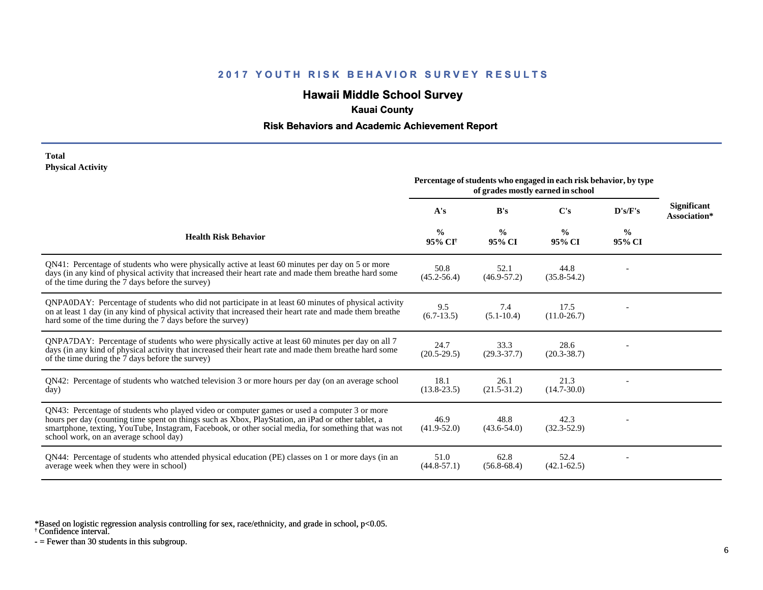## 2017 YOUTH RISK BEHAVIOR SURVEY RESULTS

### Hawaii Middle School Survey

**Kauai County**

**Risk Behaviors and Academic Achievement Report**

**Total**
**Physical Activity**

| Health Risk Behavior | Percentage of students who engaged in each risk behavior, by type of grades mostly earned in school | | | | Significant Association* |
|---|---|---|---|---|---|
| | A's | B's | C's | D's/F's | |
| | % 95% CI[†] | % 95% CI | % 95% CI | % 95% CI | |
| QN41: Percentage of students who were physically active at least 60 minutes per day on 5 or more days (in any kind of physical activity that increased their heart rate and made them breathe hard some of the time during the 7 days before the survey) | 50.8 (45.2-56.4) | 52.1 (46.9-57.2) | 44.8 (35.8-54.2) | - | |
| QNPA0DAY: Percentage of students who did not participate in at least 60 minutes of physical activity on at least 1 day (in any kind of physical activity that increased their heart rate and made them breathe hard some of the time during the 7 days before the survey) | 9.5 (6.7-13.5) | 7.4 (5.1-10.4) | 17.5 (11.0-26.7) | - | |
| QNPA7DAY: Percentage of students who were physically active at least 60 minutes per day on all 7 days (in any kind of physical activity that increased their heart rate and made them breathe hard some of the time during the 7 days before the survey) | 24.7 (20.5-29.5) | 33.3 (29.3-37.7) | 28.6 (20.3-38.7) | - | |
| QN42: Percentage of students who watched television 3 or more hours per day (on an average school day) | 18.1 (13.8-23.5) | 26.1 (21.5-31.2) | 21.3 (14.7-30.0) | - | |
| QN43: Percentage of students who played video or computer games or used a computer 3 or more hours per day (counting time spent on things such as Xbox, PlayStation, an iPad or other tablet, a smartphone, texting, YouTube, Instagram, Facebook, or other social media, for something that was not school work, on an average school day) | 46.9 (41.9-52.0) | 48.8 (43.6-54.0) | 42.3 (32.3-52.9) | - | |
| QN44: Percentage of students who attended physical education (PE) classes on 1 or more days (in an average week when they were in school) | 51.0 (44.8-57.1) | 62.8 (56.8-68.4) | 52.4 (42.1-62.5) | - | |

*Based on logistic regression analysis controlling for sex, race/ethnicity, and grade in school, $p<0.05$.
† Confidence interval.
- = Fewer than 30 students in this subgroup.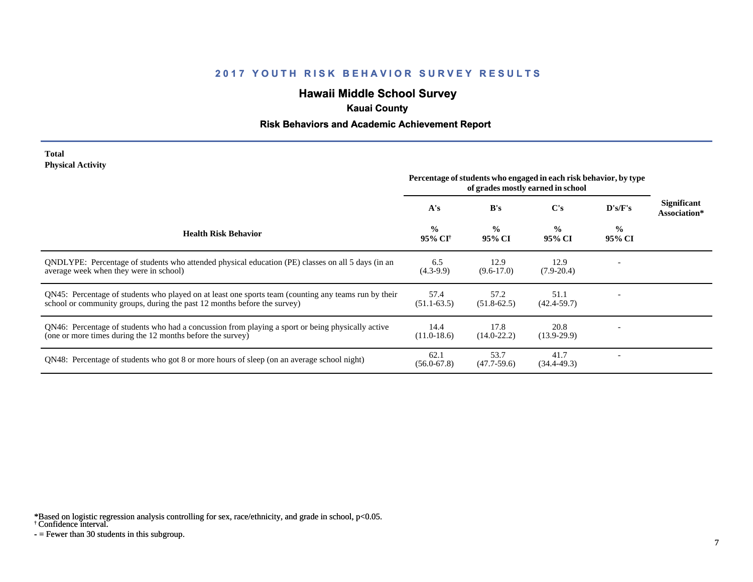## 2017 YOUTH RISK BEHAVIOR SURVEY RESULTS

### Hawaii Middle School Survey

**Kauai County**

**Risk Behaviors and Academic Achievement Report**

**Total**
**Physical Activity**

| Health Risk Behavior | Percentage of students who engaged in each risk behavior, by type of grades mostly earned in school | | | | Significant Association* |
|---|---|---|---|---|---|
| | A's | B's | C's | D's/F's | |
| | % 95% CI[†] | % 95% CI | % 95% CI | % 95% CI | |
| QNDLYPE: Percentage of students who attended physical education (PE) classes on all 5 days (in an average week when they were in school) | 6.5 (4.3-9.9) | 12.9 (9.6-17.0) | 12.9 (7.9-20.4) | - | |
| QN45: Percentage of students who played on at least one sports team (counting any teams run by their school or community groups, during the past 12 months before the survey) | 57.4 (51.1-63.5) | 57.2 (51.8-62.5) | 51.1 (42.4-59.7) | - | |
| QN46: Percentage of students who had a concussion from playing a sport or being physically active (one or more times during the 12 months before the survey) | 14.4 (11.0-18.6) | 17.8 (14.0-22.2) | 20.8 (13.9-29.9) | - | |
| QN48: Percentage of students who got 8 or more hours of sleep (on an average school night) | 62.1 (56.0-67.8) | 53.7 (47.7-59.6) | 41.7 (34.4-49.3) | - | |

*Based on logistic regression analysis controlling for sex, race/ethnicity, and grade in school, p<0.05.
† Confidence interval.
- = Fewer than 30 students in this subgroup.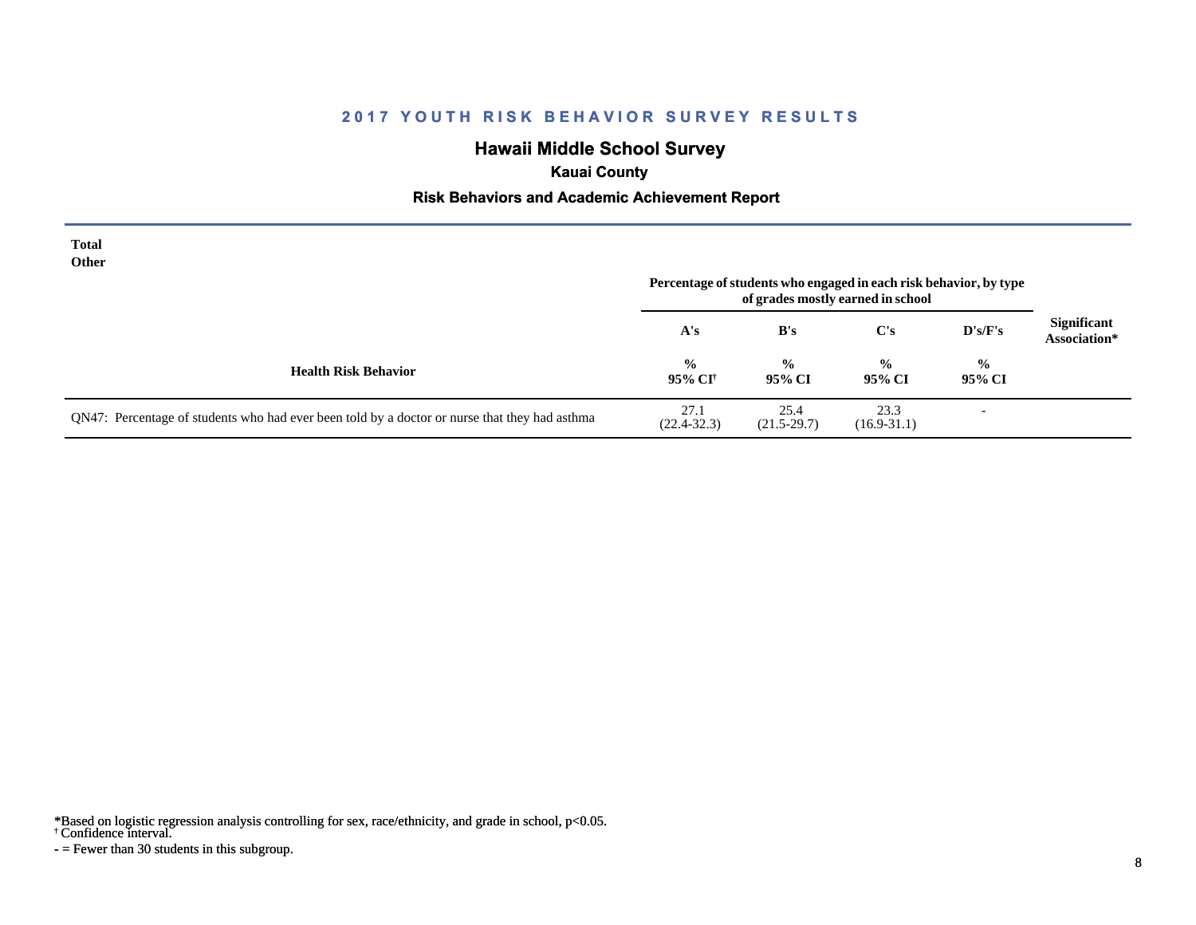## 2017 YOUTH RISK BEHAVIOR SURVEY RESULTS

### Hawaii Middle School Survey

**Kauai County**

**Risk Behaviors and Academic Achievement Report**

**Total**
**Other**

| Health Risk Behavior | A's % 95% CI[†] | B's % 95% CI | C's % 95% CI | D's/F's % 95% CI | Significant Association* |
|---|---|---|---|---|---|
| | *Percentage of students who engaged in each risk behavior, by type of grades mostly earned in school* | | | | |
| QN47: Percentage of students who had ever been told by a doctor or nurse that they had asthma | 27.1 (22.4-32.3) | 25.4 (21.5-29.7) | 23.3 (16.9-31.1) | - | |

*Based on logistic regression analysis controlling for sex, race/ethnicity, and grade in school, $p<0.05$.
[†] Confidence interval.
- = Fewer than 30 students in this subgroup.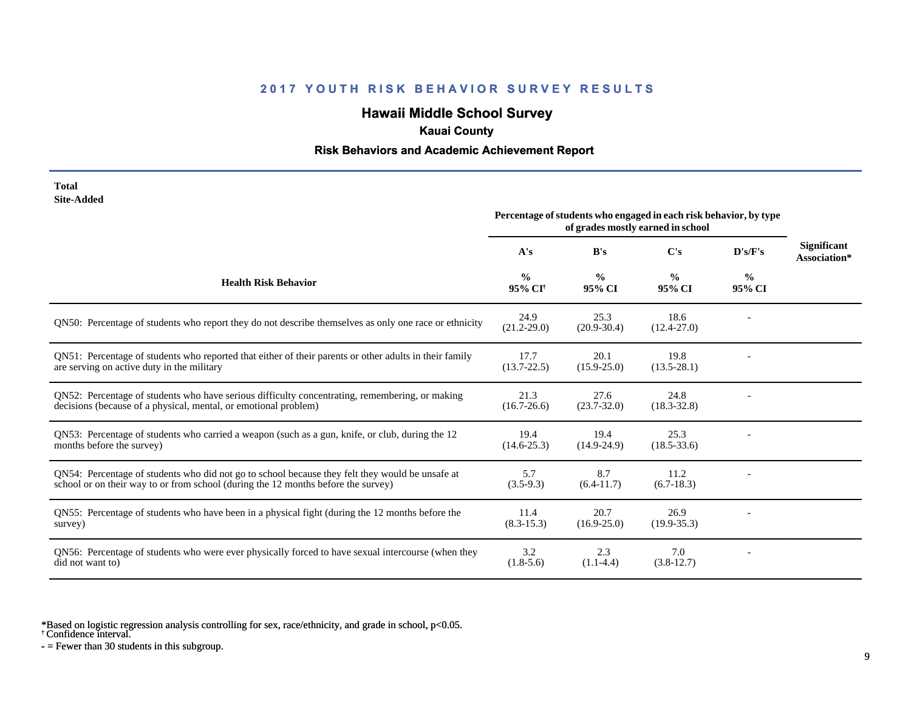## 2017 YOUTH RISK BEHAVIOR SURVEY RESULTS

### Hawaii Middle School Survey

**Kauai County**

**Risk Behaviors and Academic Achievement Report**

**Total**
**Site-Added**

| Health Risk Behavior | Percentage of students who engaged in each risk behavior, by type of grades mostly earned in school | | | | Significant Association* |
|---|---|---|---|---|---|
| | A's | B's | C's | D's/F's | |
| | % 95% CI[†] | % 95% CI | % 95% CI | % 95% CI | |
| QN50: Percentage of students who report they do not describe themselves as only one race or ethnicity | 24.9 (21.2-29.0) | 25.3 (20.9-30.4) | 18.6 (12.4-27.0) | - | |
| QN51: Percentage of students who reported that either of their parents or other adults in their family are serving on active duty in the military | 17.7 (13.7-22.5) | 20.1 (15.9-25.0) | 19.8 (13.5-28.1) | - | |
| QN52: Percentage of students who have serious difficulty concentrating, remembering, or making decisions (because of a physical, mental, or emotional problem) | 21.3 (16.7-26.6) | 27.6 (23.7-32.0) | 24.8 (18.3-32.8) | - | |
| QN53: Percentage of students who carried a weapon (such as a gun, knife, or club, during the 12 months before the survey) | 19.4 (14.6-25.3) | 19.4 (14.9-24.9) | 25.3 (18.5-33.6) | - | |
| QN54: Percentage of students who did not go to school because they felt they would be unsafe at school or on their way to or from school (during the 12 months before the survey) | 5.7 (3.5-9.3) | 8.7 (6.4-11.7) | 11.2 (6.7-18.3) | - | |
| QN55: Percentage of students who have been in a physical fight (during the 12 months before the survey) | 11.4 (8.3-15.3) | 20.7 (16.9-25.0) | 26.9 (19.9-35.3) | - | |
| QN56: Percentage of students who were ever physically forced to have sexual intercourse (when they did not want to) | 3.2 (1.8-5.6) | 2.3 (1.1-4.4) | 7.0 (3.8-12.7) | - | |

*Based on logistic regression analysis controlling for sex, race/ethnicity, and grade in school, $p<0.05$.
† Confidence interval.
- = Fewer than 30 students in this subgroup.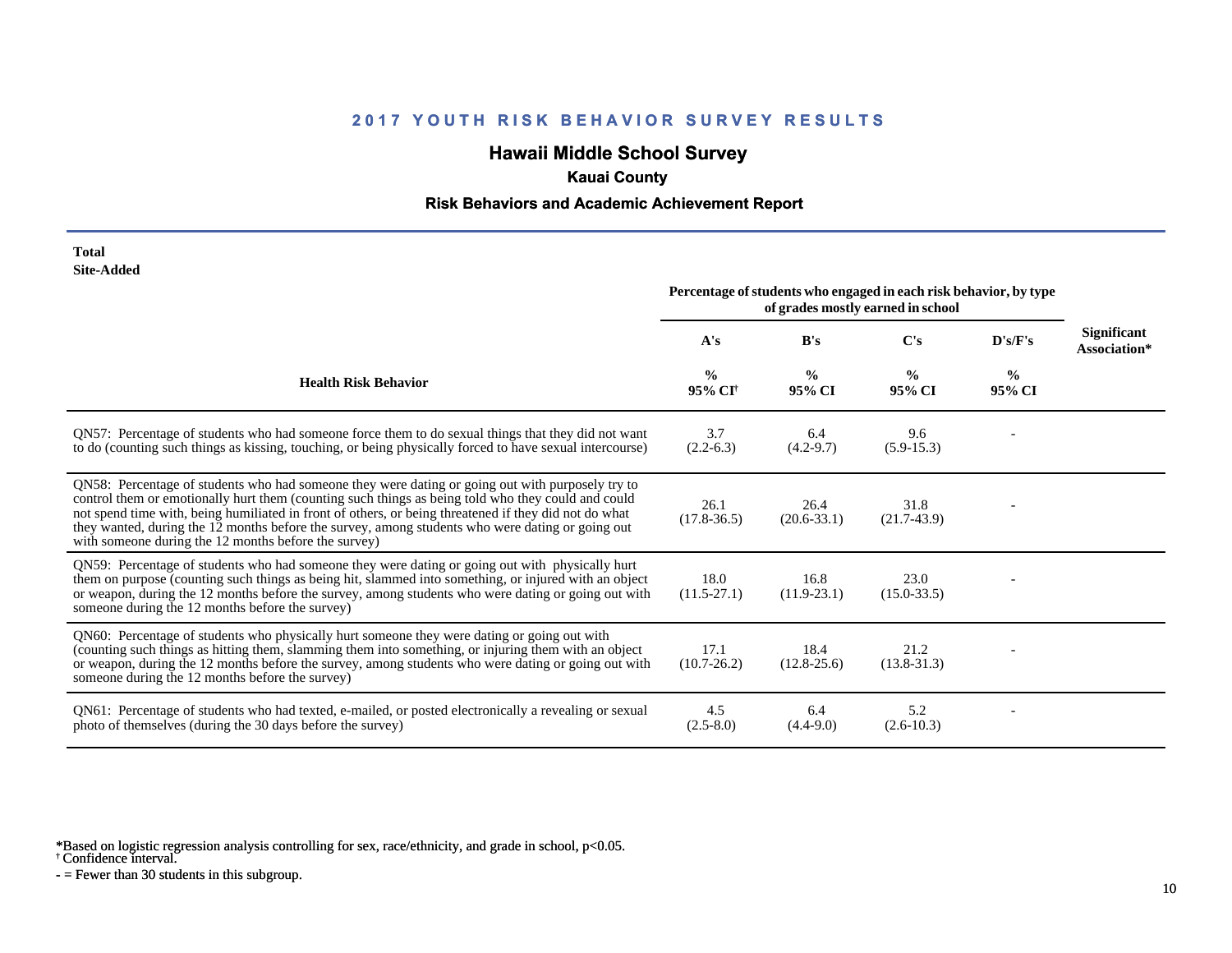# 2017 YOUTH RISK BEHAVIOR SURVEY RESULTS

## Hawaii Middle School Survey

### Kauai County

### Risk Behaviors and Academic Achievement Report

**Total**
**Site-Added**

| Health Risk Behavior | Percentage of students who engaged in each risk behavior, by type of grades mostly earned in school | | | | Significant Association* |
|---|---|---|---|---|---|
| | A's | B's | C's | D's/F's | |
| | % 95% CI[†] | % 95% CI | % 95% CI | % 95% CI | |
| QN57: Percentage of students who had someone force them to do sexual things that they did not want to do (counting such things as kissing, touching, or being physically forced to have sexual intercourse) | 3.7 (2.2-6.3) | 6.4 (4.2-9.7) | 9.6 (5.9-15.3) | - | |
| QN58: Percentage of students who had someone they were dating or going out with purposely try to control them or emotionally hurt them (counting such things as being told who they could and could not spend time with, being humiliated in front of others, or being threatened if they did not do what they wanted, during the 12 months before the survey, among students who were dating or going out with someone during the 12 months before the survey) | 26.1 (17.8-36.5) | 26.4 (20.6-33.1) | 31.8 (21.7-43.9) | - | |
| QN59: Percentage of students who had someone they were dating or going out with physically hurt them on purpose (counting such things as being hit, slammed into something, or injured with an object or weapon, during the 12 months before the survey, among students who were dating or going out with someone during the 12 months before the survey) | 18.0 (11.5-27.1) | 16.8 (11.9-23.1) | 23.0 (15.0-33.5) | - | |
| QN60: Percentage of students who physically hurt someone they were dating or going out with (counting such things as hitting them, slamming them into something, or injuring them with an object or weapon, during the 12 months before the survey, among students who were dating or going out with someone during the 12 months before the survey) | 17.1 (10.7-26.2) | 18.4 (12.8-25.6) | 21.2 (13.8-31.3) | - | |
| QN61: Percentage of students who had texted, e-mailed, or posted electronically a revealing or sexual photo of themselves (during the 30 days before the survey) | 4.5 (2.5-8.0) | 6.4 (4.4-9.0) | 5.2 (2.6-10.3) | - | |

*Based on logistic regression analysis controlling for sex, race/ethnicity, and grade in school, p<0.05.
[†] Confidence interval.
- = Fewer than 30 students in this subgroup.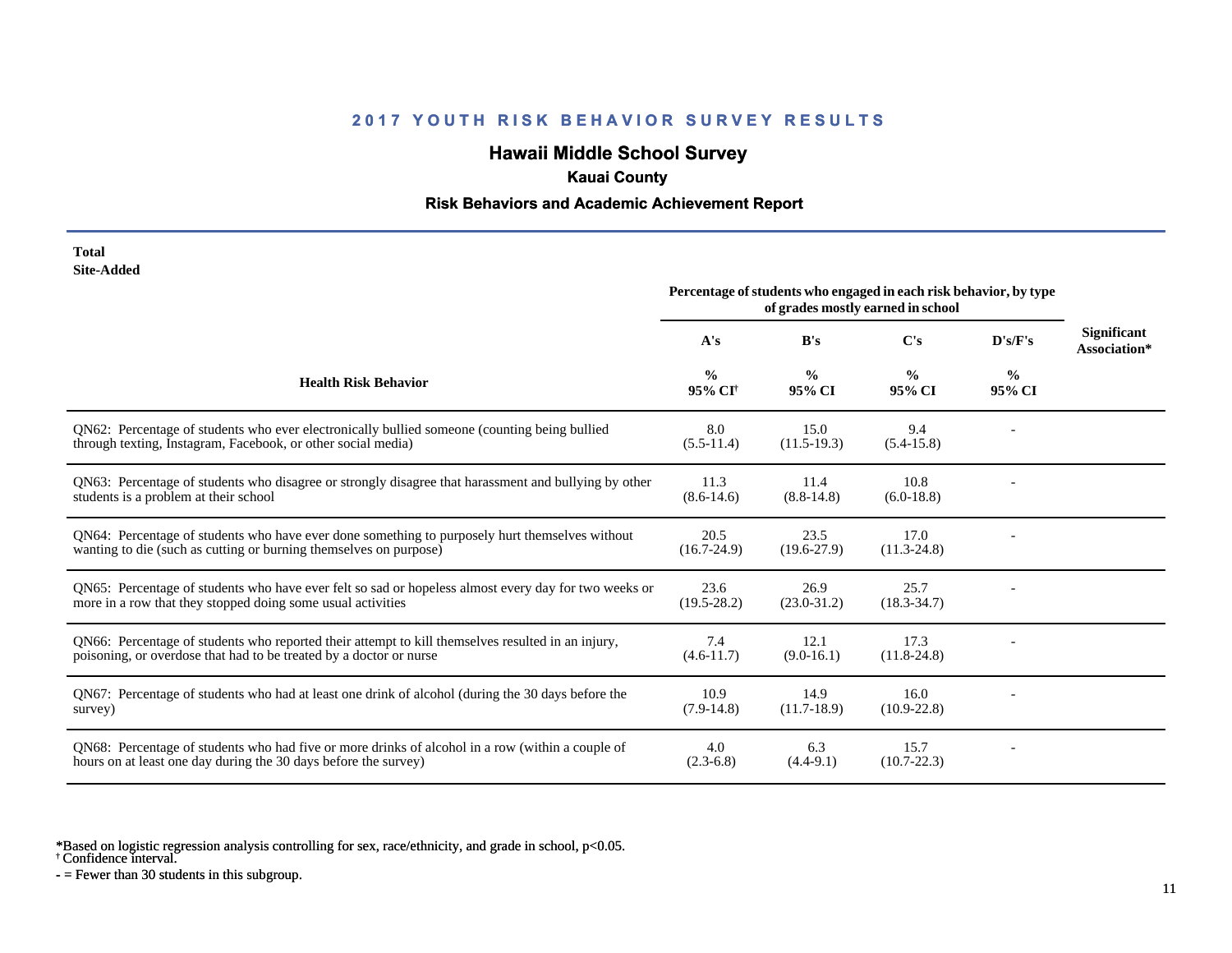## 2017 YOUTH RISK BEHAVIOR SURVEY RESULTS

### Hawaii Middle School Survey

**Kauai County**

**Risk Behaviors and Academic Achievement Report**

**Total**
**Site-Added**

| Health Risk Behavior | Percentage of students who engaged in each risk behavior, by type of grades mostly earned in school | | | | Significant Association* |
|---|---|---|---|---|---|
| | A's | B's | C's | D's/F's | |
| | % 95% CI[†] | % 95% CI | % 95% CI | % 95% CI | |
| QN62: Percentage of students who ever electronically bullied someone (counting being bullied through texting, Instagram, Facebook, or other social media) | 8.0 (5.5-11.4) | 15.0 (11.5-19.3) | 9.4 (5.4-15.8) | - | |
| QN63: Percentage of students who disagree or strongly disagree that harassment and bullying by other students is a problem at their school | 11.3 (8.6-14.6) | 11.4 (8.8-14.8) | 10.8 (6.0-18.8) | - | |
| QN64: Percentage of students who have ever done something to purposely hurt themselves without wanting to die (such as cutting or burning themselves on purpose) | 20.5 (16.7-24.9) | 23.5 (19.6-27.9) | 17.0 (11.3-24.8) | - | |
| QN65: Percentage of students who have ever felt so sad or hopeless almost every day for two weeks or more in a row that they stopped doing some usual activities | 23.6 (19.5-28.2) | 26.9 (23.0-31.2) | 25.7 (18.3-34.7) | - | |
| QN66: Percentage of students who reported their attempt to kill themselves resulted in an injury, poisoning, or overdose that had to be treated by a doctor or nurse | 7.4 (4.6-11.7) | 12.1 (9.0-16.1) | 17.3 (11.8-24.8) | - | |
| QN67: Percentage of students who had at least one drink of alcohol (during the 30 days before the survey) | 10.9 (7.9-14.8) | 14.9 (11.7-18.9) | 16.0 (10.9-22.8) | - | |
| QN68: Percentage of students who had five or more drinks of alcohol in a row (within a couple of hours on at least one day during the 30 days before the survey) | 4.0 (2.3-6.8) | 6.3 (4.4-9.1) | 15.7 (10.7-22.3) | - | |

*Based on logistic regression analysis controlling for sex, race/ethnicity, and grade in school, $p<0.05$.
[†] Confidence interval.
- = Fewer than 30 students in this subgroup.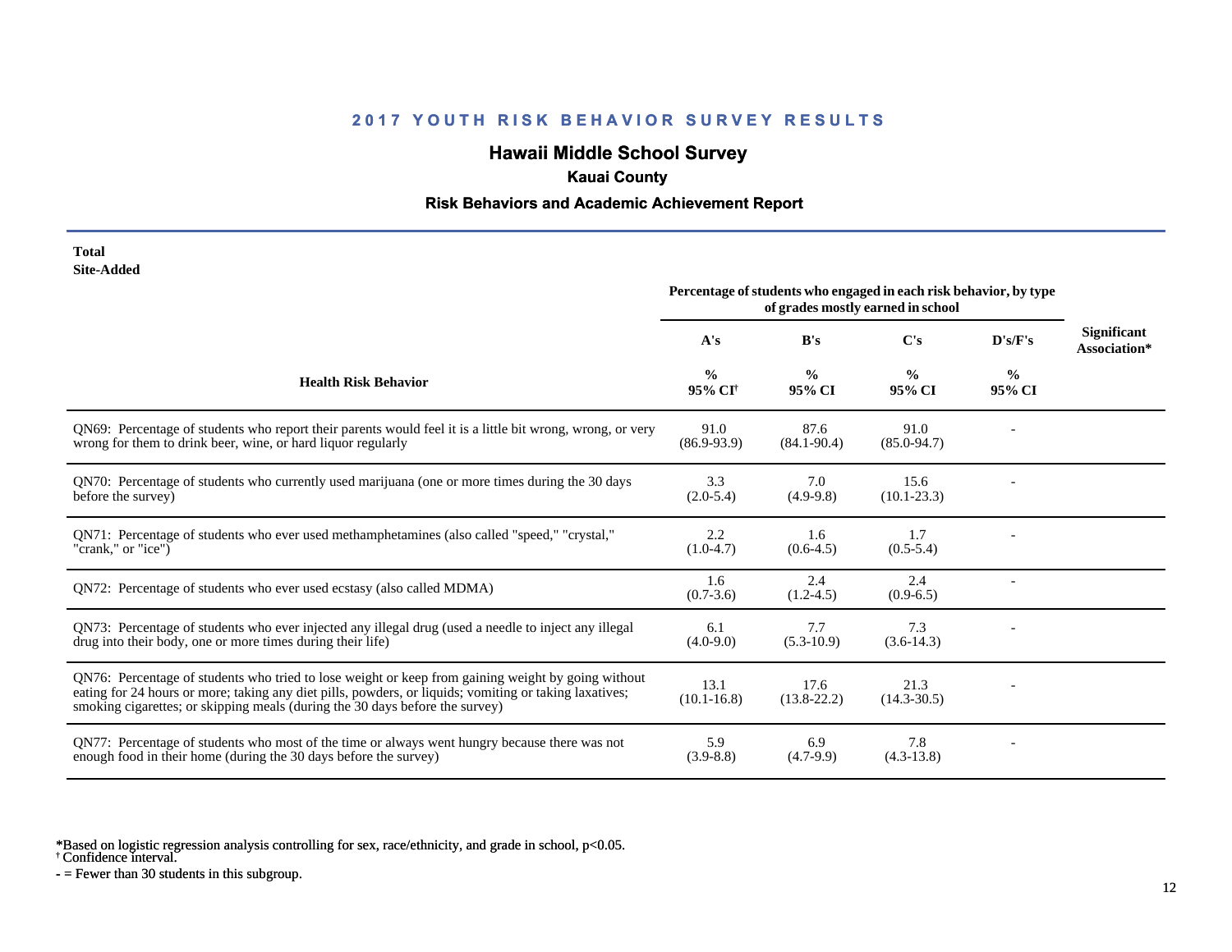## 2017 YOUTH RISK BEHAVIOR SURVEY RESULTS

# Hawaii Middle School Survey

### Kauai County

### Risk Behaviors and Academic Achievement Report

**Total**
**Site-Added**

| Health Risk Behavior | A's % 95% CI[†] | B's % 95% CI | C's % 95% CI | D's/F's % 95% CI | Significant Association* |
|---|---|---|---|---|---|
| | Percentage of students who engaged in each risk behavior, by type of grades mostly earned in school | | | | |
| QN69: Percentage of students who report their parents would feel it is a little bit wrong, wrong, or very wrong for them to drink beer, wine, or hard liquor regularly | 91.0 (86.9-93.9) | 87.6 (84.1-90.4) | 91.0 (85.0-94.7) | - | |
| QN70: Percentage of students who currently used marijuana (one or more times during the 30 days before the survey) | 3.3 (2.0-5.4) | 7.0 (4.9-9.8) | 15.6 (10.1-23.3) | - | |
| QN71: Percentage of students who ever used methamphetamines (also called "speed," "crystal," "crank," or "ice") | 2.2 (1.0-4.7) | 1.6 (0.6-4.5) | 1.7 (0.5-5.4) | - | |
| QN72: Percentage of students who ever used ecstasy (also called MDMA) | 1.6 (0.7-3.6) | 2.4 (1.2-4.5) | 2.4 (0.9-6.5) | - | |
| QN73: Percentage of students who ever injected any illegal drug (used a needle to inject any illegal drug into their body, one or more times during their life) | 6.1 (4.0-9.0) | 7.7 (5.3-10.9) | 7.3 (3.6-14.3) | - | |
| QN76: Percentage of students who tried to lose weight or keep from gaining weight by going without eating for 24 hours or more; taking any diet pills, powders, or liquids; vomiting or taking laxatives; smoking cigarettes; or skipping meals (during the 30 days before the survey) | 13.1 (10.1-16.8) | 17.6 (13.8-22.2) | 21.3 (14.3-30.5) | - | |
| QN77: Percentage of students who most of the time or always went hungry because there was not enough food in their home (during the 30 days before the survey) | 5.9 (3.9-8.8) | 6.9 (4.7-9.9) | 7.8 (4.3-13.8) | - | |

*Based on logistic regression analysis controlling for sex, race/ethnicity, and grade in school, $p<0.05$.
[†] Confidence interval.
- = Fewer than 30 students in this subgroup.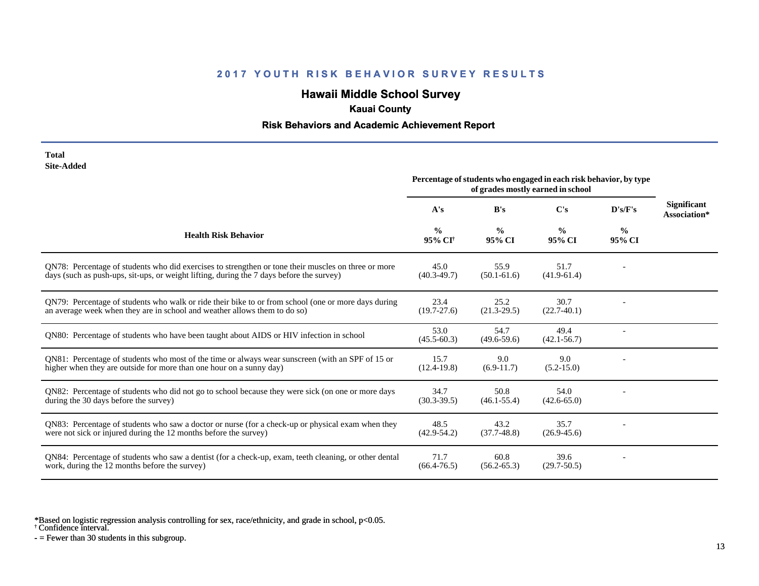## 2017 YOUTH RISK BEHAVIOR SURVEY RESULTS

# Hawaii Middle School Survey

### Kauai County

### Risk Behaviors and Academic Achievement Report

**Total**
**Site-Added**

| Health Risk Behavior | A's % 95% CI[†] | B's % 95% CI | C's % 95% CI | D's/F's % 95% CI | Significant Association* |
|---|---|---|---|---|---|
| | *Percentage of students who engaged in each risk behavior, by type of grades mostly earned in school* | | | | |
| QN78: Percentage of students who did exercises to strengthen or tone their muscles on three or more days (such as push-ups, sit-ups, or weight lifting, during the 7 days before the survey) | 45.0 (40.3-49.7) | 55.9 (50.1-61.6) | 51.7 (41.9-61.4) | - | |
| QN79: Percentage of students who walk or ride their bike to or from school (one or more days during an average week when they are in school and weather allows them to do so) | 23.4 (19.7-27.6) | 25.2 (21.3-29.5) | 30.7 (22.7-40.1) | - | |
| QN80: Percentage of students who have been taught about AIDS or HIV infection in school | 53.0 (45.5-60.3) | 54.7 (49.6-59.6) | 49.4 (42.1-56.7) | - | |
| QN81: Percentage of students who most of the time or always wear sunscreen (with an SPF of 15 or higher when they are outside for more than one hour on a sunny day) | 15.7 (12.4-19.8) | 9.0 (6.9-11.7) | 9.0 (5.2-15.0) | - | |
| QN82: Percentage of students who did not go to school because they were sick (on one or more days during the 30 days before the survey) | 34.7 (30.3-39.5) | 50.8 (46.1-55.4) | 54.0 (42.6-65.0) | - | |
| QN83: Percentage of students who saw a doctor or nurse (for a check-up or physical exam when they were not sick or injured during the 12 months before the survey) | 48.5 (42.9-54.2) | 43.2 (37.7-48.8) | 35.7 (26.9-45.6) | - | |
| QN84: Percentage of students who saw a dentist (for a check-up, exam, teeth cleaning, or other dental work, during the 12 months before the survey) | 71.7 (66.4-76.5) | 60.8 (56.2-65.3) | 39.6 (29.7-50.5) | - | |

*Based on logistic regression analysis controlling for sex, race/ethnicity, and grade in school, $p<0.05$.
[†] Confidence interval.
- = Fewer than 30 students in this subgroup.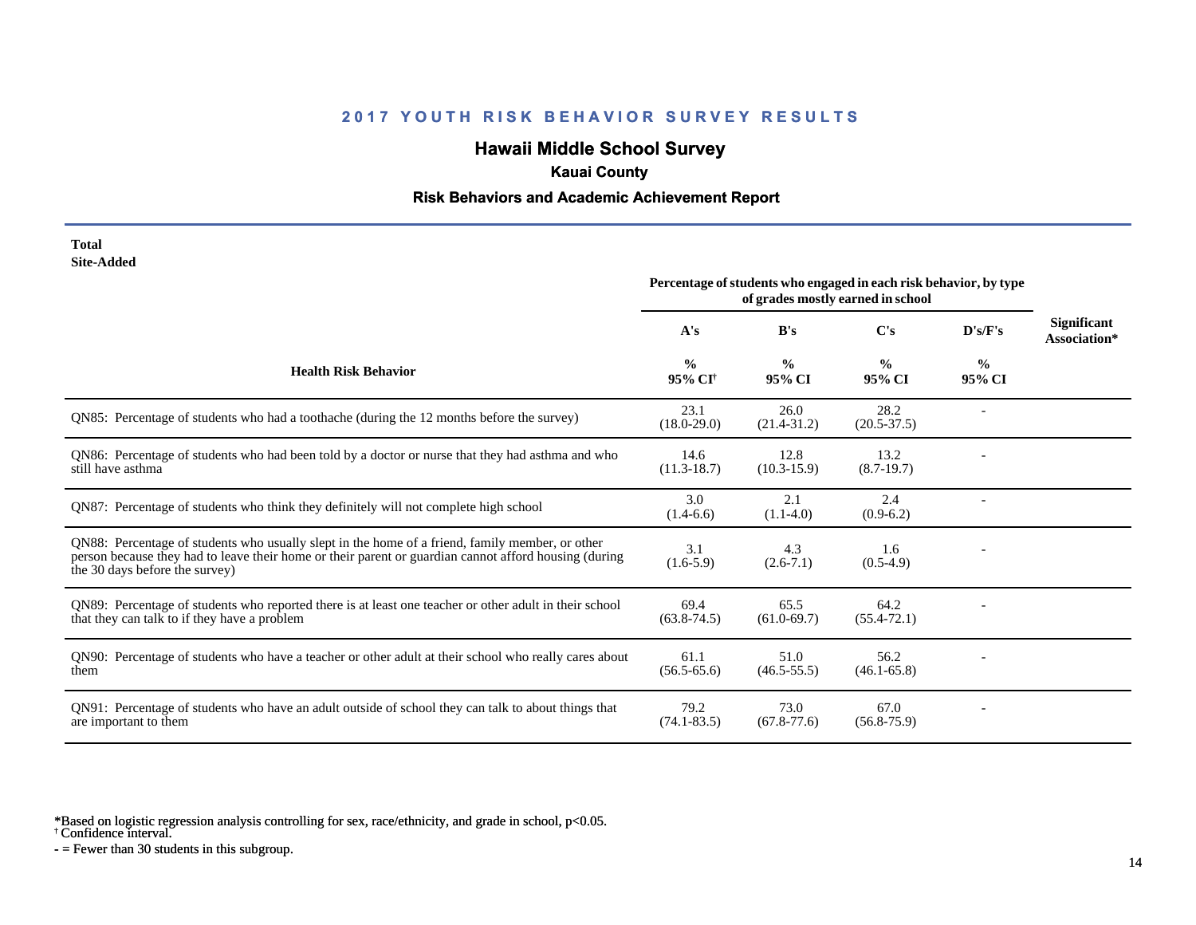## 2017 YOUTH RISK BEHAVIOR SURVEY RESULTS

### Hawaii Middle School Survey

**Kauai County**

**Risk Behaviors and Academic Achievement Report**

**Total**
**Site-Added**

| Health Risk Behavior | Percentage of students who engaged in each risk behavior, by type of grades mostly earned in school | | | | Significant Association* |
|---|---|---|---|---|---|
| | A's | B's | C's | D's/F's | |
| | % 95% CI[†] | % 95% CI | % 95% CI | % 95% CI | |
| QN85: Percentage of students who had a toothache (during the 12 months before the survey) | 23.1 (18.0-29.0) | 26.0 (21.4-31.2) | 28.2 (20.5-37.5) | - | |
| QN86: Percentage of students who had been told by a doctor or nurse that they had asthma and who still have asthma | 14.6 (11.3-18.7) | 12.8 (10.3-15.9) | 13.2 (8.7-19.7) | - | |
| QN87: Percentage of students who think they definitely will not complete high school | 3.0 (1.4-6.6) | 2.1 (1.1-4.0) | 2.4 (0.9-6.2) | - | |
| QN88: Percentage of students who usually slept in the home of a friend, family member, or other person because they had to leave their home or their parent or guardian cannot afford housing (during the 30 days before the survey) | 3.1 (1.6-5.9) | 4.3 (2.6-7.1) | 1.6 (0.5-4.9) | - | |
| QN89: Percentage of students who reported there is at least one teacher or other adult in their school that they can talk to if they have a problem | 69.4 (63.8-74.5) | 65.5 (61.0-69.7) | 64.2 (55.4-72.1) | - | |
| QN90: Percentage of students who have a teacher or other adult at their school who really cares about them | 61.1 (56.5-65.6) | 51.0 (46.5-55.5) | 56.2 (46.1-65.8) | - | |
| QN91: Percentage of students who have an adult outside of school they can talk to about things that are important to them | 79.2 (74.1-83.5) | 73.0 (67.8-77.6) | 67.0 (56.8-75.9) | - | |

*Based on logistic regression analysis controlling for sex, race/ethnicity, and grade in school, p<0.05.
[†] Confidence interval.
- = Fewer than 30 students in this subgroup.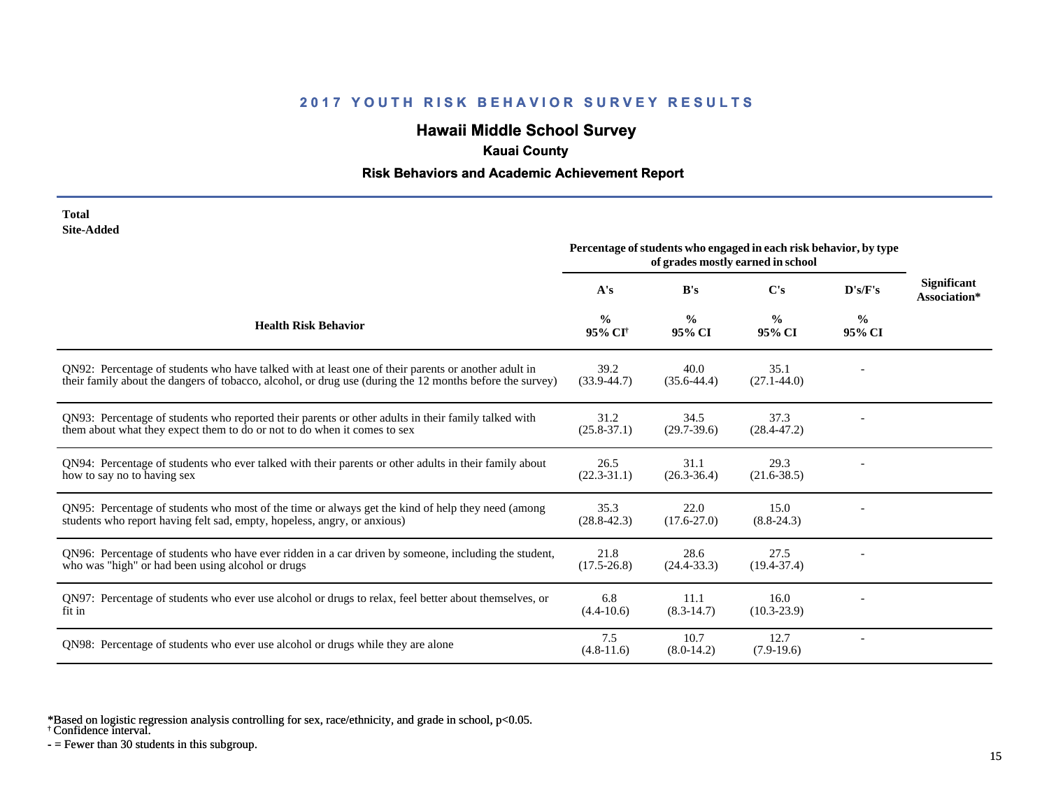## 2017 YOUTH RISK BEHAVIOR SURVEY RESULTS

### Hawaii Middle School Survey

**Kauai County**

**Risk Behaviors and Academic Achievement Report**

**Total**
**Site-Added**

| Health Risk Behavior | A's % 95% CI[†] | B's % 95% CI | C's % 95% CI | D's/F's % 95% CI | Significant Association* |
|---|---|---|---|---|---|
| | *Percentage of students who engaged in each risk behavior, by type of grades mostly earned in school* | | | | |
| QN92: Percentage of students who have talked with at least one of their parents or another adult in their family about the dangers of tobacco, alcohol, or drug use (during the 12 months before the survey) | 39.2 (33.9-44.7) | 40.0 (35.6-44.4) | 35.1 (27.1-44.0) | - | |
| QN93: Percentage of students who reported their parents or other adults in their family talked with them about what they expect them to do or not to do when it comes to sex | 31.2 (25.8-37.1) | 34.5 (29.7-39.6) | 37.3 (28.4-47.2) | - | |
| QN94: Percentage of students who ever talked with their parents or other adults in their family about how to say no to having sex | 26.5 (22.3-31.1) | 31.1 (26.3-36.4) | 29.3 (21.6-38.5) | - | |
| QN95: Percentage of students who most of the time or always get the kind of help they need (among students who report having felt sad, empty, hopeless, angry, or anxious) | 35.3 (28.8-42.3) | 22.0 (17.6-27.0) | 15.0 (8.8-24.3) | - | |
| QN96: Percentage of students who have ever ridden in a car driven by someone, including the student, who was "high" or had been using alcohol or drugs | 21.8 (17.5-26.8) | 28.6 (24.4-33.3) | 27.5 (19.4-37.4) | - | |
| QN97: Percentage of students who ever use alcohol or drugs to relax, feel better about themselves, or fit in | 6.8 (4.4-10.6) | 11.1 (8.3-14.7) | 16.0 (10.3-23.9) | - | |
| QN98: Percentage of students who ever use alcohol or drugs while they are alone | 7.5 (4.8-11.6) | 10.7 (8.0-14.2) | 12.7 (7.9-19.6) | - | |

*Based on logistic regression analysis controlling for sex, race/ethnicity, and grade in school, $p<0.05$.
[†] Confidence interval.
- = Fewer than 30 students in this subgroup.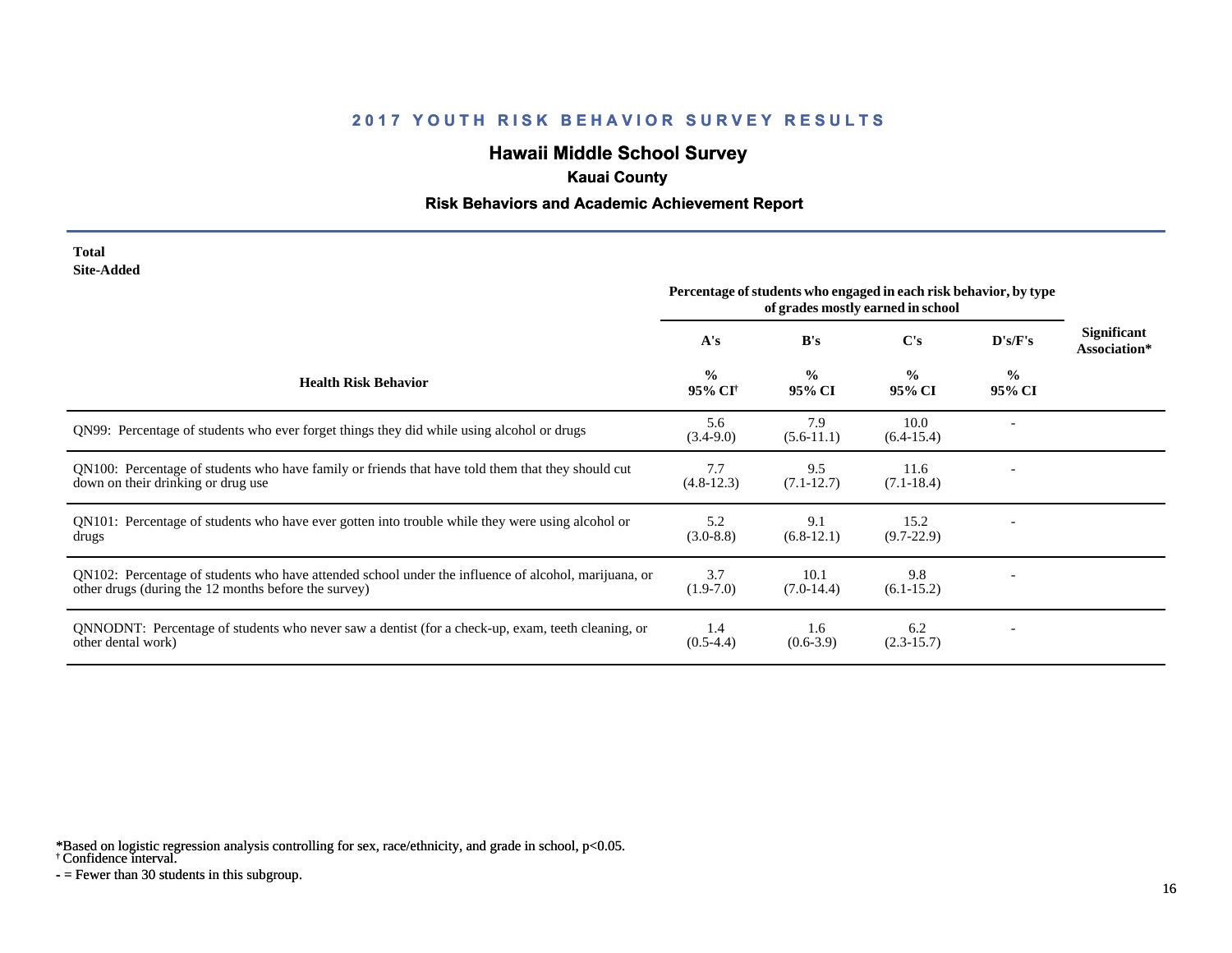## 2017 YOUTH RISK BEHAVIOR SURVEY RESULTS

### Hawaii Middle School Survey

**Kauai County**

**Risk Behaviors and Academic Achievement Report**

**Total**
**Site-Added**

| Health Risk Behavior | Percentage of students who engaged in each risk behavior, by type of grades mostly earned in school | | | | Significant Association* |
|---|---|---|---|---|---|
| | A's | B's | C's | D's/F's | |
| | % 95% CI† | % 95% CI | % 95% CI | % 95% CI | |
| QN99: Percentage of students who ever forget things they did while using alcohol or drugs | 5.6 (3.4-9.0) | 7.9 (5.6-11.1) | 10.0 (6.4-15.4) | - | |
| QN100: Percentage of students who have family or friends that have told them that they should cut down on their drinking or drug use | 7.7 (4.8-12.3) | 9.5 (7.1-12.7) | 11.6 (7.1-18.4) | - | |
| QN101: Percentage of students who have ever gotten into trouble while they were using alcohol or drugs | 5.2 (3.0-8.8) | 9.1 (6.8-12.1) | 15.2 (9.7-22.9) | - | |
| QN102: Percentage of students who have attended school under the influence of alcohol, marijuana, or other drugs (during the 12 months before the survey) | 3.7 (1.9-7.0) | 10.1 (7.0-14.4) | 9.8 (6.1-15.2) | - | |
| QNNODNT: Percentage of students who never saw a dentist (for a check-up, exam, teeth cleaning, or other dental work) | 1.4 (0.5-4.4) | 1.6 (0.6-3.9) | 6.2 (2.3-15.7) | - | |

*Based on logistic regression analysis controlling for sex, race/ethnicity, and grade in school, p<0.05.
† Confidence interval.
- = Fewer than 30 students in this subgroup.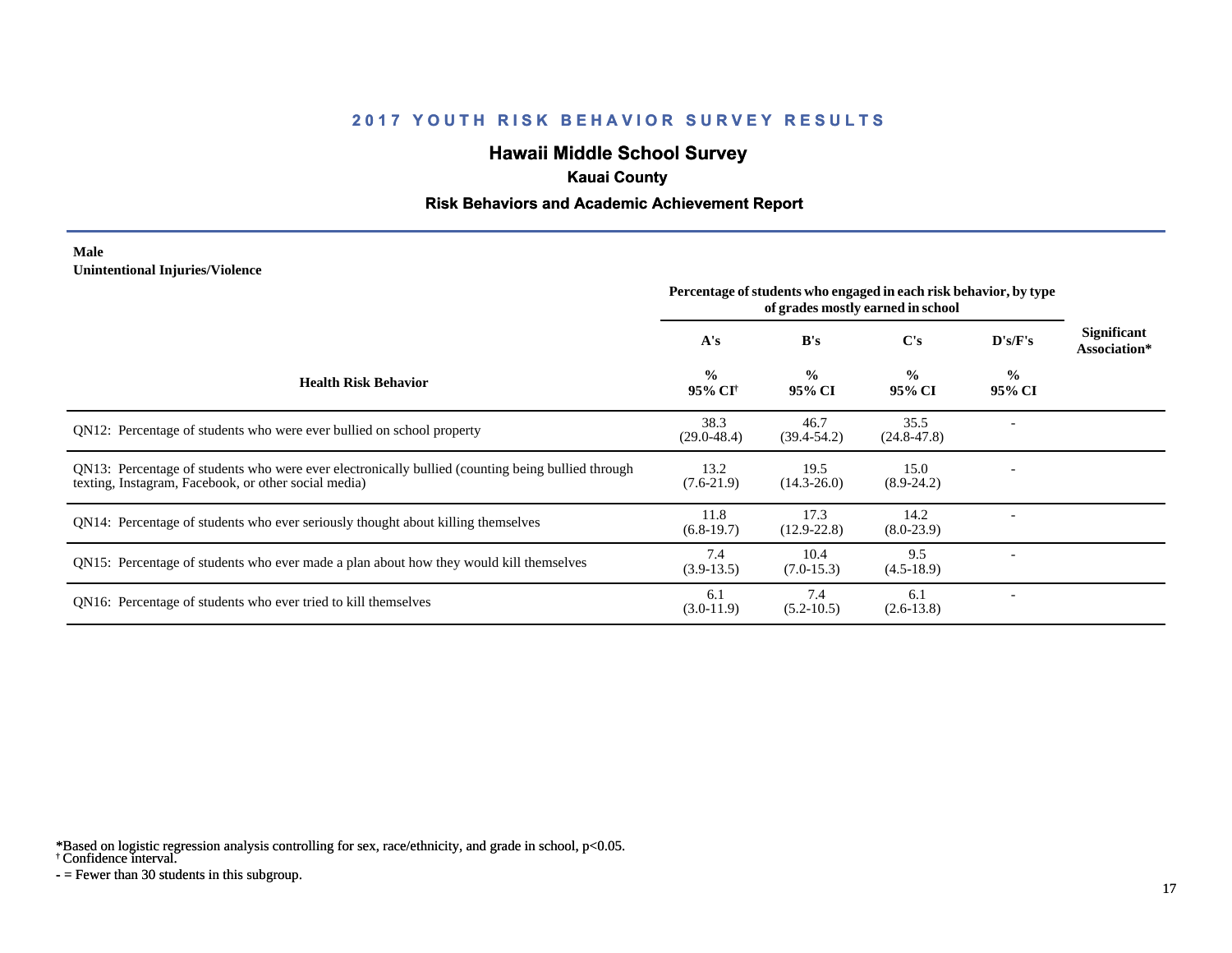# 2017 YOUTH RISK BEHAVIOR SURVEY RESULTS

## Hawaii Middle School Survey

### Kauai County

### Risk Behaviors and Academic Achievement Report

**Male**
**Unintentional Injuries/Violence**

| Health Risk Behavior | A's % 95% CI† | B's % 95% CI | C's % 95% CI | D's/F's % 95% CI | Significant Association* |
|---|---|---|---|---|---|
| | *Percentage of students who engaged in each risk behavior, by type of grades mostly earned in school* | | | | |
| QN12: Percentage of students who were ever bullied on school property | 38.3 (29.0-48.4) | 46.7 (39.4-54.2) | 35.5 (24.8-47.8) | - | |
| QN13: Percentage of students who were ever electronically bullied (counting being bullied through texting, Instagram, Facebook, or other social media) | 13.2 (7.6-21.9) | 19.5 (14.3-26.0) | 15.0 (8.9-24.2) | - | |
| QN14: Percentage of students who ever seriously thought about killing themselves | 11.8 (6.8-19.7) | 17.3 (12.9-22.8) | 14.2 (8.0-23.9) | - | |
| QN15: Percentage of students who ever made a plan about how they would kill themselves | 7.4 (3.9-13.5) | 10.4 (7.0-15.3) | 9.5 (4.5-18.9) | - | |
| QN16: Percentage of students who ever tried to kill themselves | 6.1 (3.0-11.9) | 7.4 (5.2-10.5) | 6.1 (2.6-13.8) | - | |

*Based on logistic regression analysis controlling for sex, race/ethnicity, and grade in school, $p<0.05$.
† Confidence interval.
- = Fewer than 30 students in this subgroup.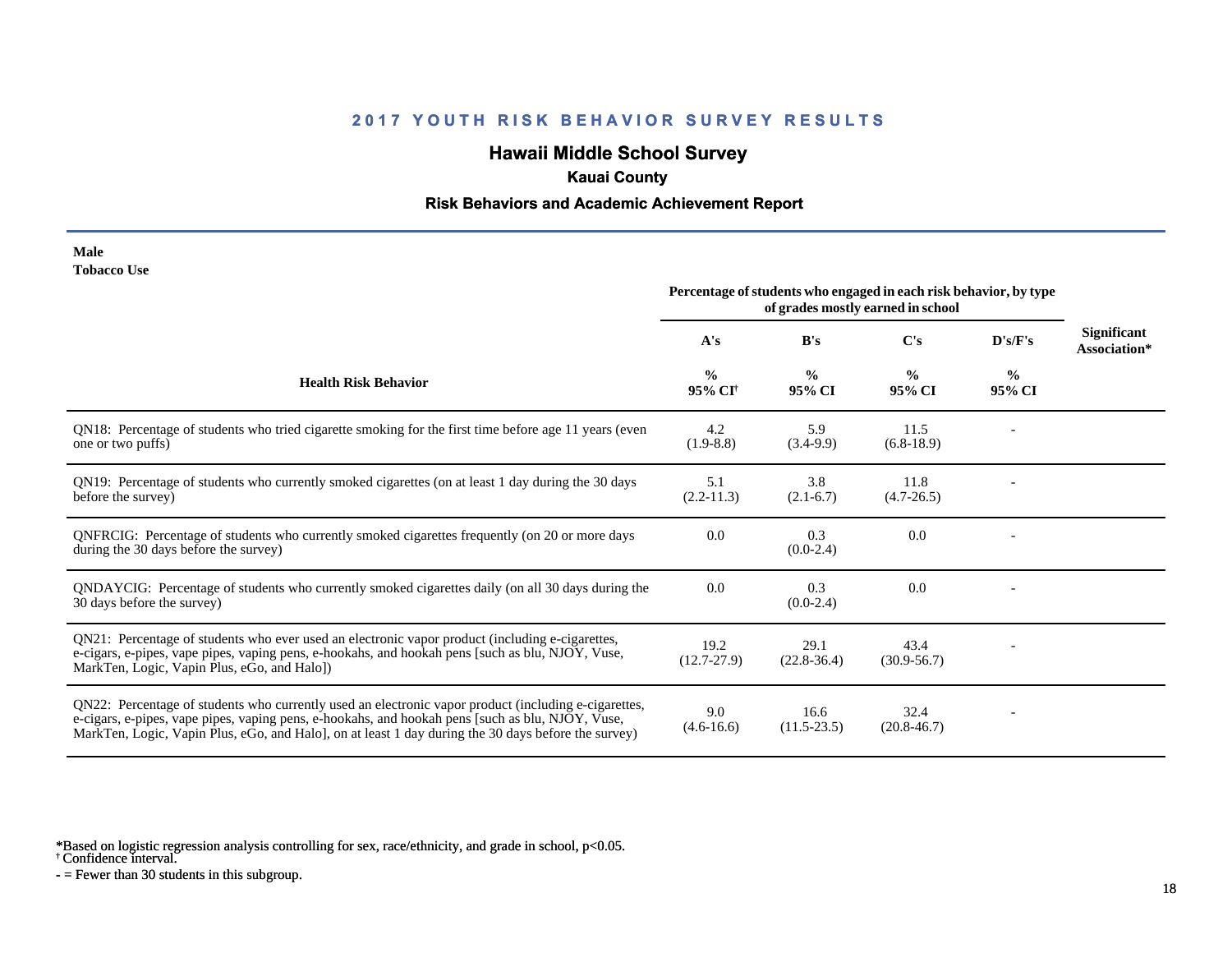# 2017 YOUTH RISK BEHAVIOR SURVEY RESULTS

## Hawaii Middle School Survey

### Kauai County

### Risk Behaviors and Academic Achievement Report

**Male**
**Tobacco Use**

| Health Risk Behavior | A's | B's | C's | D's/F's | Significant Association* |
|---|---|---|---|---|---|
| | Percentage of students who engaged in each risk behavior, by type of grades mostly earned in school | | | | |
| | % 95% CI† | % 95% CI | % 95% CI | % 95% CI | |
| QN18: Percentage of students who tried cigarette smoking for the first time before age 11 years (even one or two puffs) | 4.2 (1.9-8.8) | 5.9 (3.4-9.9) | 11.5 (6.8-18.9) | - | |
| QN19: Percentage of students who currently smoked cigarettes (on at least 1 day during the 30 days before the survey) | 5.1 (2.2-11.3) | 3.8 (2.1-6.7) | 11.8 (4.7-26.5) | - | |
| QNFRCIG: Percentage of students who currently smoked cigarettes frequently (on 20 or more days during the 30 days before the survey) | 0.0 | 0.3 (0.0-2.4) | 0.0 | - | |
| QNDAYCIG: Percentage of students who currently smoked cigarettes daily (on all 30 days during the 30 days before the survey) | 0.0 | 0.3 (0.0-2.4) | 0.0 | - | |
| QN21: Percentage of students who ever used an electronic vapor product (including e-cigarettes, e-cigars, e-pipes, vape pipes, vaping pens, e-hookahs, and hookah pens [such as blu, NJOY, Vuse, MarkTen, Logic, Vapin Plus, eGo, and Halo]) | 19.2 (12.7-27.9) | 29.1 (22.8-36.4) | 43.4 (30.9-56.7) | - | |
| QN22: Percentage of students who currently used an electronic vapor product (including e-cigarettes, e-cigars, e-pipes, vape pipes, vaping pens, e-hookahs, and hookah pens [such as blu, NJOY, Vuse, MarkTen, Logic, Vapin Plus, eGo, and Halo], on at least 1 day during the 30 days before the survey) | 9.0 (4.6-16.6) | 16.6 (11.5-23.5) | 32.4 (20.8-46.7) | - | |

*Based on logistic regression analysis controlling for sex, race/ethnicity, and grade in school, p<0.05.
† Confidence interval.
- = Fewer than 30 students in this subgroup.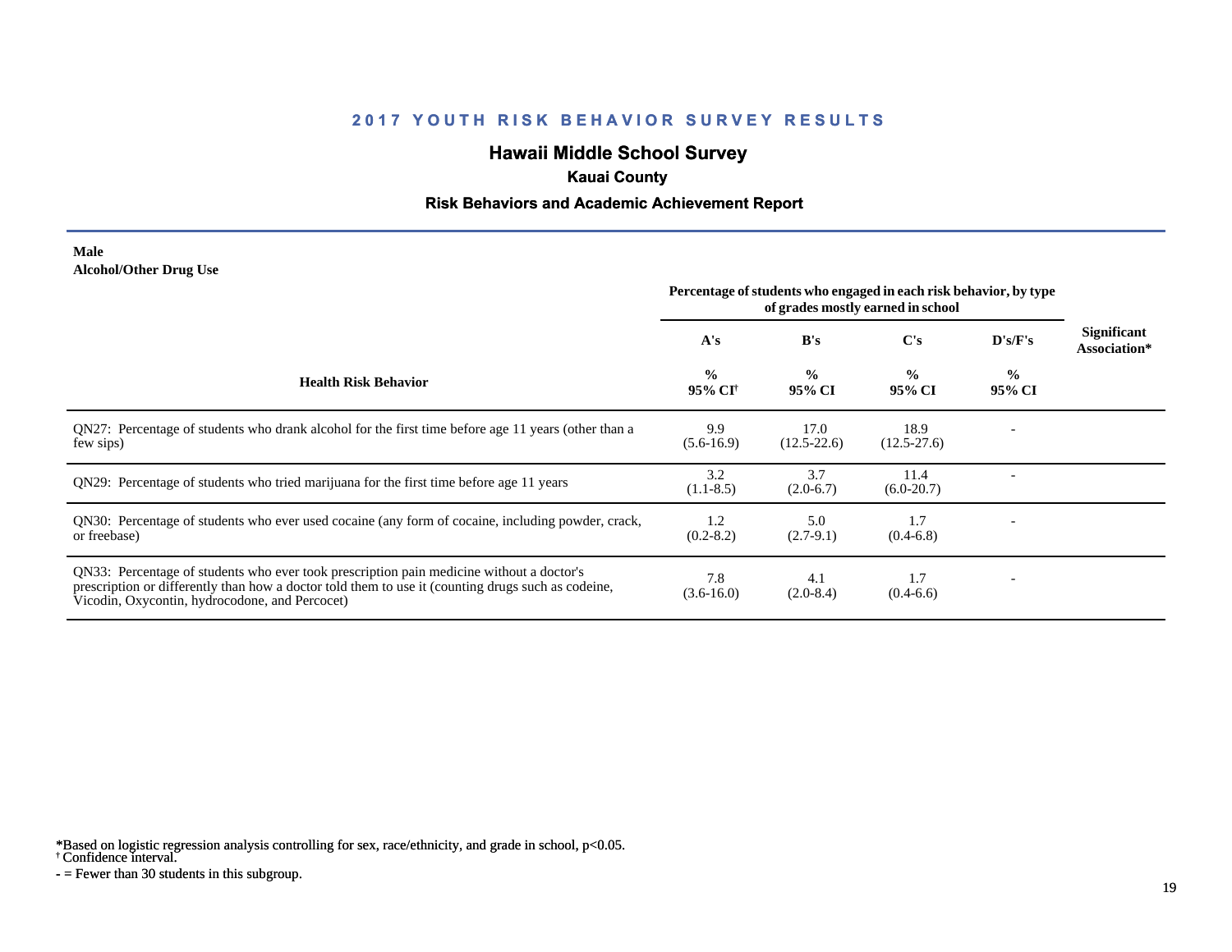## 2017 YOUTH RISK BEHAVIOR SURVEY RESULTS

# Hawaii Middle School Survey

### Kauai County

### Risk Behaviors and Academic Achievement Report

**Male**
**Alcohol/Other Drug Use**

| Health Risk Behavior | Percentage of students who engaged in each risk behavior, by type of grades mostly earned in school | | | | Significant Association* |
|---|---|---|---|---|---|
| | A's | B's | C's | D's/F's | |
| | % 95% CI† | % 95% CI | % 95% CI | % 95% CI | |
| QN27: Percentage of students who drank alcohol for the first time before age 11 years (other than a few sips) | 9.9 (5.6-16.9) | 17.0 (12.5-22.6) | 18.9 (12.5-27.6) | - | |
| QN29: Percentage of students who tried marijuana for the first time before age 11 years | 3.2 (1.1-8.5) | 3.7 (2.0-6.7) | 11.4 (6.0-20.7) | - | |
| QN30: Percentage of students who ever used cocaine (any form of cocaine, including powder, crack, or freebase) | 1.2 (0.2-8.2) | 5.0 (2.7-9.1) | 1.7 (0.4-6.8) | - | |
| QN33: Percentage of students who ever took prescription pain medicine without a doctor's prescription or differently than how a doctor told them to use it (counting drugs such as codeine, Vicodin, Oxycontin, hydrocodone, and Percocet) | 7.8 (3.6-16.0) | 4.1 (2.0-8.4) | 1.7 (0.4-6.6) | - | |

*Based on logistic regression analysis controlling for sex, race/ethnicity, and grade in school, $p<0.05$.
† Confidence interval.
- = Fewer than 30 students in this subgroup.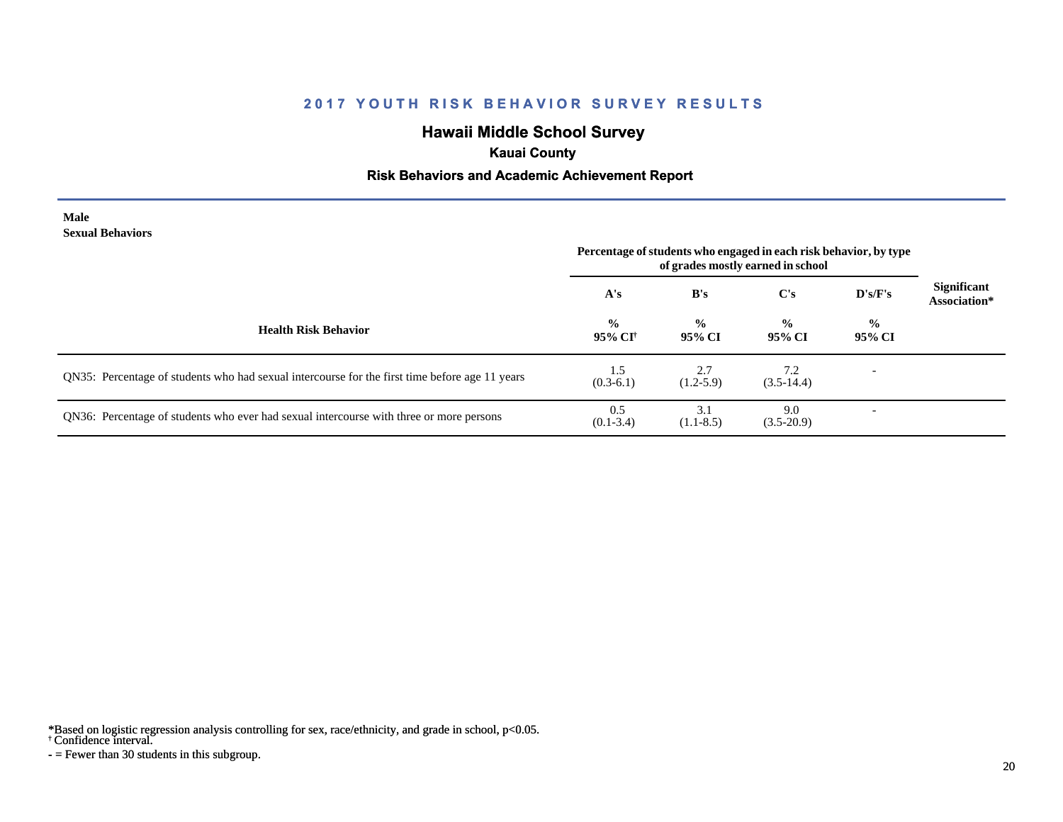# 2017 YOUTH RISK BEHAVIOR SURVEY RESULTS

## Hawaii Middle School Survey

### Kauai County

### Risk Behaviors and Academic Achievement Report

**Male**
**Sexual Behaviors**

| Health Risk Behavior | A's % 95% CI[†] | B's % 95% CI | C's % 95% CI | D's/F's % 95% CI | Significant Association* |
|---|---|---|---|---|---|
| | Percentage of students who engaged in each risk behavior, by type of grades mostly earned in school | | | | |
| QN35: Percentage of students who had sexual intercourse for the first time before age 11 years | 1.5 (0.3-6.1) | 2.7 (1.2-5.9) | 7.2 (3.5-14.4) | - | |
| QN36: Percentage of students who ever had sexual intercourse with three or more persons | 0.5 (0.1-3.4) | 3.1 (1.1-8.5) | 9.0 (3.5-20.9) | - | |

*Based on logistic regression analysis controlling for sex, race/ethnicity, and grade in school, p<0.05.
[†] Confidence interval.
- = Fewer than 30 students in this subgroup.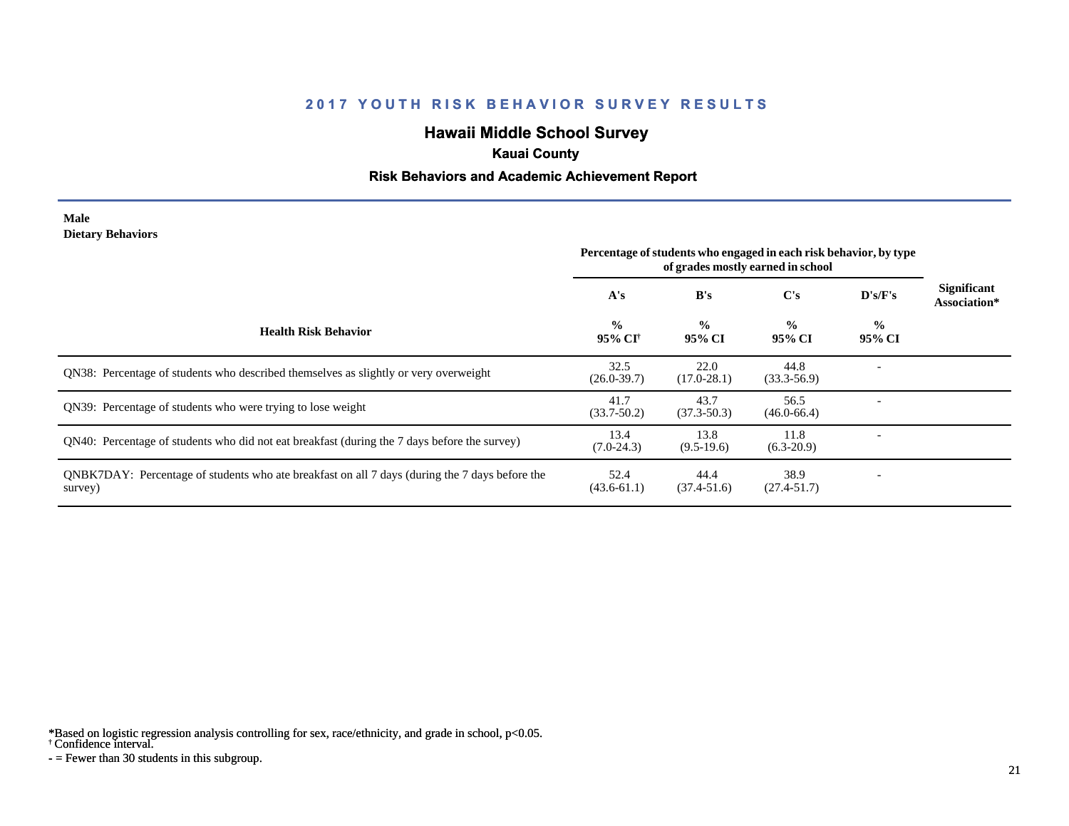# 2017 YOUTH RISK BEHAVIOR SURVEY RESULTS

## Hawaii Middle School Survey

### Kauai County

### Risk Behaviors and Academic Achievement Report

**Male**
**Dietary Behaviors**

| Health Risk Behavior | Percentage of students who engaged in each risk behavior, by type of grades mostly earned in school | | | | Significant Association* |
|---|---|---|---|---|---|
| | A's | B's | C's | D's/F's | |
| | % 95% CI[†] | % 95% CI | % 95% CI | % 95% CI | |
| QN38: Percentage of students who described themselves as slightly or very overweight | 32.5 (26.0-39.7) | 22.0 (17.0-28.1) | 44.8 (33.3-56.9) | - | |
| QN39: Percentage of students who were trying to lose weight | 41.7 (33.7-50.2) | 43.7 (37.3-50.3) | 56.5 (46.0-66.4) | - | |
| QN40: Percentage of students who did not eat breakfast (during the 7 days before the survey) | 13.4 (7.0-24.3) | 13.8 (9.5-19.6) | 11.8 (6.3-20.9) | - | |
| QNBK7DAY: Percentage of students who ate breakfast on all 7 days (during the 7 days before the survey) | 52.4 (43.6-61.1) | 44.4 (37.4-51.6) | 38.9 (27.4-51.7) | - | |

*Based on logistic regression analysis controlling for sex, race/ethnicity, and grade in school, $p<0.05$.
† Confidence interval.
- = Fewer than 30 students in this subgroup.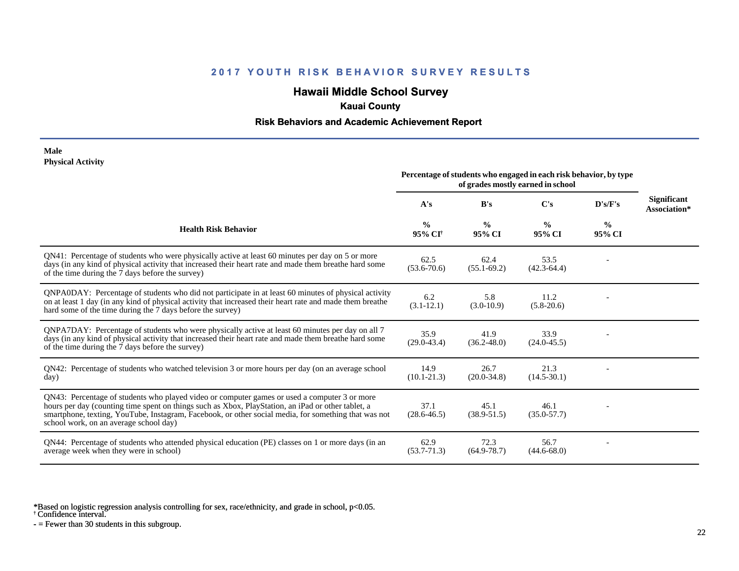## 2017 YOUTH RISK BEHAVIOR SURVEY RESULTS

### Hawaii Middle School Survey

**Kauai County**

**Risk Behaviors and Academic Achievement Report**

**Male**
**Physical Activity**

| Health Risk Behavior | Percentage of students who engaged in each risk behavior, by type of grades mostly earned in school | | | | Significant Association* |
|---|---|---|---|---|---|
| | A's | B's | C's | D's/F's | |
| | % 95% CI[†] | % 95% CI | % 95% CI | % 95% CI | |
| QN41: Percentage of students who were physically active at least 60 minutes per day on 5 or more days (in any kind of physical activity that increased their heart rate and made them breathe hard some of the time during the 7 days before the survey) | 62.5 (53.6-70.6) | 62.4 (55.1-69.2) | 53.5 (42.3-64.4) | - | |
| QNPA0DAY: Percentage of students who did not participate in at least 60 minutes of physical activity on at least 1 day (in any kind of physical activity that increased their heart rate and made them breathe hard some of the time during the 7 days before the survey) | 6.2 (3.1-12.1) | 5.8 (3.0-10.9) | 11.2 (5.8-20.6) | - | |
| QNPA7DAY: Percentage of students who were physically active at least 60 minutes per day on all 7 days (in any kind of physical activity that increased their heart rate and made them breathe hard some of the time during the 7 days before the survey) | 35.9 (29.0-43.4) | 41.9 (36.2-48.0) | 33.9 (24.0-45.5) | - | |
| QN42: Percentage of students who watched television 3 or more hours per day (on an average school day) | 14.9 (10.1-21.3) | 26.7 (20.0-34.8) | 21.3 (14.5-30.1) | - | |
| QN43: Percentage of students who played video or computer games or used a computer 3 or more hours per day (counting time spent on things such as Xbox, PlayStation, an iPad or other tablet, a smartphone, texting, YouTube, Instagram, Facebook, or other social media, for something that was not school work, on an average school day) | 37.1 (28.6-46.5) | 45.1 (38.9-51.5) | 46.1 (35.0-57.7) | - | |
| QN44: Percentage of students who attended physical education (PE) classes on 1 or more days (in an average week when they were in school) | 62.9 (53.7-71.3) | 72.3 (64.9-78.7) | 56.7 (44.6-68.0) | - | |

*Based on logistic regression analysis controlling for sex, race/ethnicity, and grade in school, p<0.05.
† Confidence interval.
- = Fewer than 30 students in this subgroup.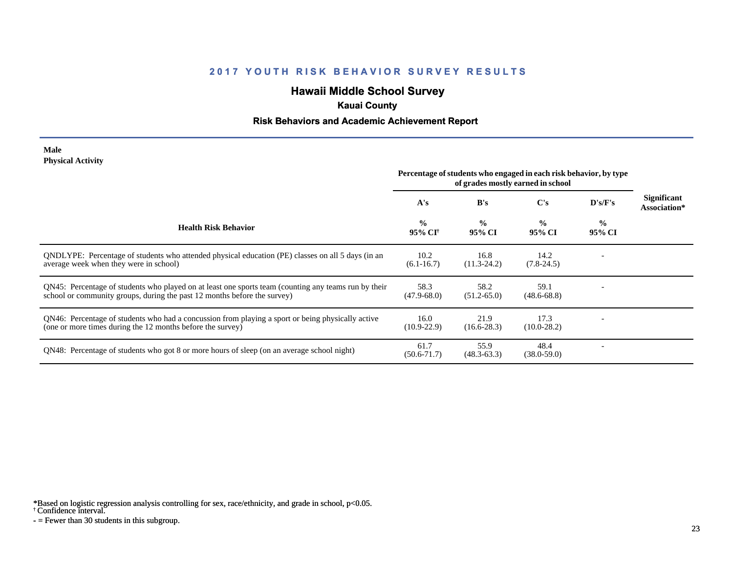## 2017 YOUTH RISK BEHAVIOR SURVEY RESULTS

# Hawaii Middle School Survey

### Kauai County

### Risk Behaviors and Academic Achievement Report

**Male**
**Physical Activity**

| Health Risk Behavior | Percentage of students who engaged in each risk behavior, by type of grades mostly earned in school | | | | Significant Association* |
|---|---|---|---|---|---|
| | A's | B's | C's | D's/F's | |
| | % 95% CI[†] | % 95% CI | % 95% CI | % 95% CI | |
| QNDLYPE: Percentage of students who attended physical education (PE) classes on all 5 days (in an average week when they were in school) | 10.2 (6.1-16.7) | 16.8 (11.3-24.2) | 14.2 (7.8-24.5) | - | |
| QN45: Percentage of students who played on at least one sports team (counting any teams run by their school or community groups, during the past 12 months before the survey) | 58.3 (47.9-68.0) | 58.2 (51.2-65.0) | 59.1 (48.6-68.8) | - | |
| QN46: Percentage of students who had a concussion from playing a sport or being physically active (one or more times during the 12 months before the survey) | 16.0 (10.9-22.9) | 21.9 (16.6-28.3) | 17.3 (10.0-28.2) | - | |
| QN48: Percentage of students who got 8 or more hours of sleep (on an average school night) | 61.7 (50.6-71.7) | 55.9 (48.3-63.3) | 48.4 (38.0-59.0) | - | |

*Based on logistic regression analysis controlling for sex, race/ethnicity, and grade in school, p<0.05.
[†] Confidence interval.
- = Fewer than 30 students in this subgroup.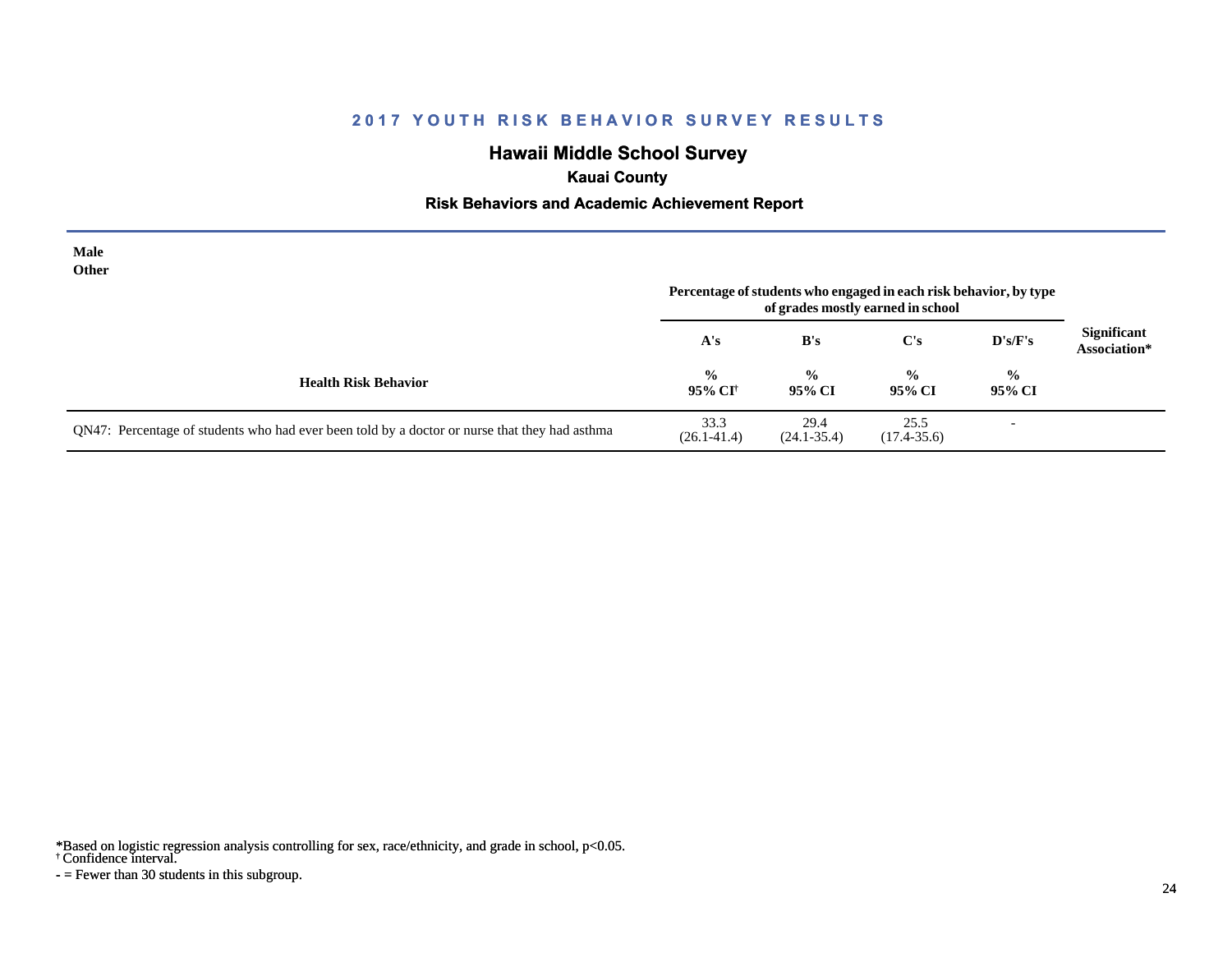## 2017 YOUTH RISK BEHAVIOR SURVEY RESULTS

# Hawaii Middle School Survey

### Kauai County

### Risk Behaviors and Academic Achievement Report

**Male**
**Other**

| Health Risk Behavior | A's<br>%<br>95% CI† | B's<br>%<br>95% CI | C's<br>%<br>95% CI | D's/F's<br>%<br>95% CI | Significant Association* |
|---|---|---|---|---|---|
| | Percentage of students who engaged in each risk behavior, by type of grades mostly earned in school | | | | |
| QN47: Percentage of students who had ever been told by a doctor or nurse that they had asthma | 33.3<br>(26.1-41.4) | 29.4<br>(24.1-35.4) | 25.5<br>(17.4-35.6) | - | |

*Based on logistic regression analysis controlling for sex, race/ethnicity, and grade in school, $p<0.05$.
† Confidence interval.
- = Fewer than 30 students in this subgroup.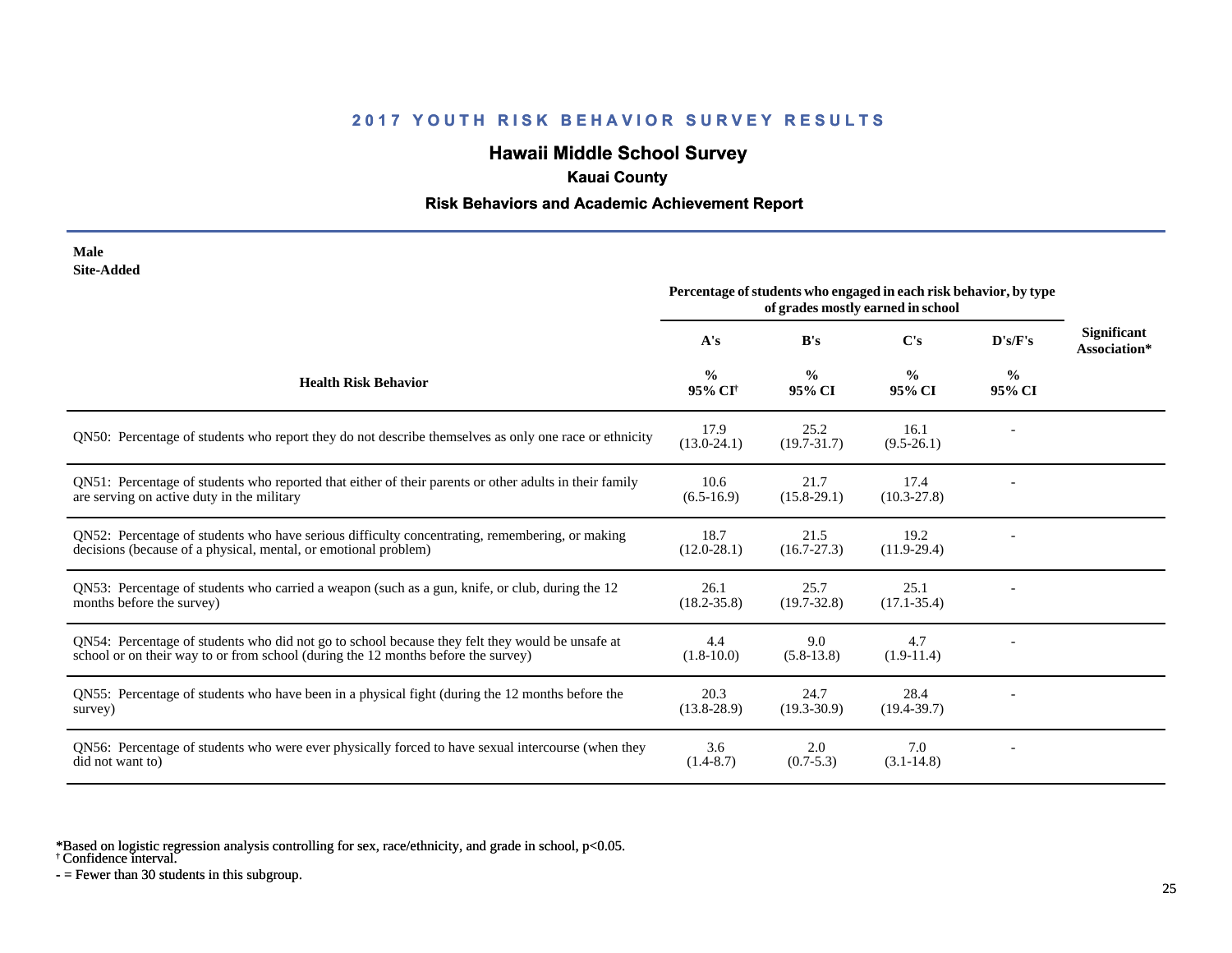# 2017 YOUTH RISK BEHAVIOR SURVEY RESULTS

## Hawaii Middle School Survey

### Kauai County

### Risk Behaviors and Academic Achievement Report

**Male**
**Site-Added**

| Health Risk Behavior | Percentage of students who engaged in each risk behavior, by type of grades mostly earned in school | | | | Significant Association* |
|---|---|---|---|---|---|
| | A's | B's | C's | D's/F's | |
| | % 95% CI[†] | % 95% CI | % 95% CI | % 95% CI | |
| QN50: Percentage of students who report they do not describe themselves as only one race or ethnicity | 17.9 (13.0-24.1) | 25.2 (19.7-31.7) | 16.1 (9.5-26.1) | - | |
| QN51: Percentage of students who reported that either of their parents or other adults in their family are serving on active duty in the military | 10.6 (6.5-16.9) | 21.7 (15.8-29.1) | 17.4 (10.3-27.8) | - | |
| QN52: Percentage of students who have serious difficulty concentrating, remembering, or making decisions (because of a physical, mental, or emotional problem) | 18.7 (12.0-28.1) | 21.5 (16.7-27.3) | 19.2 (11.9-29.4) | - | |
| QN53: Percentage of students who carried a weapon (such as a gun, knife, or club, during the 12 months before the survey) | 26.1 (18.2-35.8) | 25.7 (19.7-32.8) | 25.1 (17.1-35.4) | - | |
| QN54: Percentage of students who did not go to school because they felt they would be unsafe at school or on their way to or from school (during the 12 months before the survey) | 4.4 (1.8-10.0) | 9.0 (5.8-13.8) | 4.7 (1.9-11.4) | - | |
| QN55: Percentage of students who have been in a physical fight (during the 12 months before the survey) | 20.3 (13.8-28.9) | 24.7 (19.3-30.9) | 28.4 (19.4-39.7) | - | |
| QN56: Percentage of students who were ever physically forced to have sexual intercourse (when they did not want to) | 3.6 (1.4-8.7) | 2.0 (0.7-5.3) | 7.0 (3.1-14.8) | - | |

*Based on logistic regression analysis controlling for sex, race/ethnicity, and grade in school, $p<0.05$.
[†] Confidence interval.
- = Fewer than 30 students in this subgroup.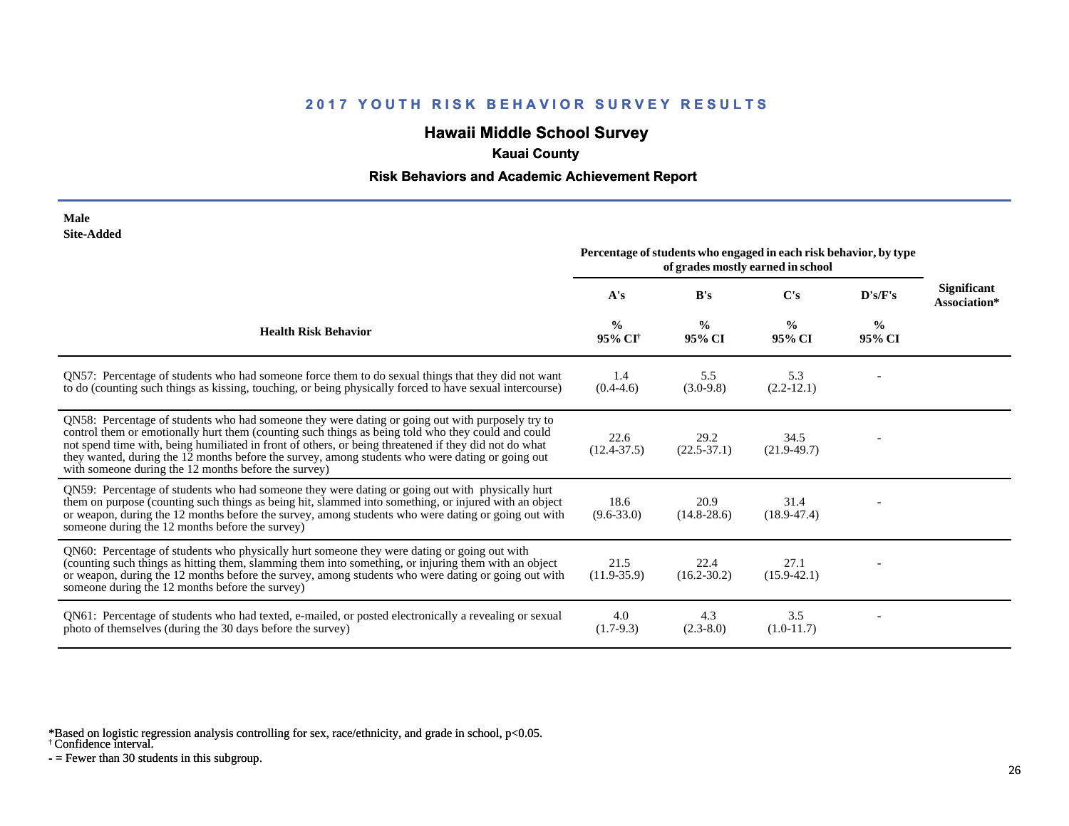## 2017 YOUTH RISK BEHAVIOR SURVEY RESULTS

# Hawaii Middle School Survey

### Kauai County

### Risk Behaviors and Academic Achievement Report

**Male**
**Site-Added**

| Health Risk Behavior | A's<br>%<br>95% CI† | B's<br>%<br>95% CI | C's<br>%<br>95% CI | D's/F's<br>%<br>95% CI | Significant Association* |
|---|---|---|---|---|---|
| | Percentage of students who engaged in each risk behavior, by type of grades mostly earned in school | | | | |
| QN57: Percentage of students who had someone force them to do sexual things that they did not want to do (counting such things as kissing, touching, or being physically forced to have sexual intercourse) | 1.4<br>(0.4-4.6) | 5.5<br>(3.0-9.8) | 5.3<br>(2.2-12.1) | - | |
| QN58: Percentage of students who had someone they were dating or going out with purposely try to control them or emotionally hurt them (counting such things as being told who they could and could not spend time with, being humiliated in front of others, or being threatened if they did not do what they wanted, during the 12 months before the survey, among students who were dating or going out with someone during the 12 months before the survey) | 22.6<br>(12.4-37.5) | 29.2<br>(22.5-37.1) | 34.5<br>(21.9-49.7) | - | |
| QN59: Percentage of students who had someone they were dating or going out with physically hurt them on purpose (counting such things as being hit, slammed into something, or injured with an object or weapon, during the 12 months before the survey, among students who were dating or going out with someone during the 12 months before the survey) | 18.6<br>(9.6-33.0) | 20.9<br>(14.8-28.6) | 31.4<br>(18.9-47.4) | - | |
| QN60: Percentage of students who physically hurt someone they were dating or going out with (counting such things as hitting them, slamming them into something, or injuring them with an object or weapon, during the 12 months before the survey, among students who were dating or going out with someone during the 12 months before the survey) | 21.5<br>(11.9-35.9) | 22.4<br>(16.2-30.2) | 27.1<br>(15.9-42.1) | - | |
| QN61: Percentage of students who had texted, e-mailed, or posted electronically a revealing or sexual photo of themselves (during the 30 days before the survey) | 4.0<br>(1.7-9.3) | 4.3<br>(2.3-8.0) | 3.5<br>(1.0-11.7) | - | |

*Based on logistic regression analysis controlling for sex, race/ethnicity, and grade in school, $p<0.05$.
† Confidence interval.
- = Fewer than 30 students in this subgroup.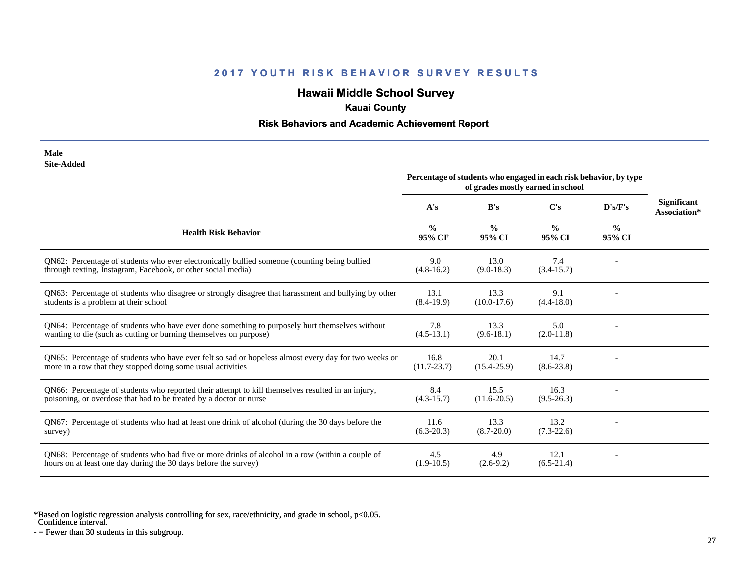## 2017 YOUTH RISK BEHAVIOR SURVEY RESULTS

### Hawaii Middle School Survey

**Kauai County**

**Risk Behaviors and Academic Achievement Report**

**Male**
**Site-Added**

| Health Risk Behavior | Percentage of students who engaged in each risk behavior, by type of grades mostly earned in school | | | | Significant Association* |
|---|---|---|---|---|---|
| | A's | B's | C's | D's/F's | |
| | % 95% CI† | % 95% CI | % 95% CI | % 95% CI | |
| QN62: Percentage of students who ever electronically bullied someone (counting being bullied through texting, Instagram, Facebook, or other social media) | 9.0 (4.8-16.2) | 13.0 (9.0-18.3) | 7.4 (3.4-15.7) | - | |
| QN63: Percentage of students who disagree or strongly disagree that harassment and bullying by other students is a problem at their school | 13.1 (8.4-19.9) | 13.3 (10.0-17.6) | 9.1 (4.4-18.0) | - | |
| QN64: Percentage of students who have ever done something to purposely hurt themselves without wanting to die (such as cutting or burning themselves on purpose) | 7.8 (4.5-13.1) | 13.3 (9.6-18.1) | 5.0 (2.0-11.8) | - | |
| QN65: Percentage of students who have ever felt so sad or hopeless almost every day for two weeks or more in a row that they stopped doing some usual activities | 16.8 (11.7-23.7) | 20.1 (15.4-25.9) | 14.7 (8.6-23.8) | - | |
| QN66: Percentage of students who reported their attempt to kill themselves resulted in an injury, poisoning, or overdose that had to be treated by a doctor or nurse | 8.4 (4.3-15.7) | 15.5 (11.6-20.5) | 16.3 (9.5-26.3) | - | |
| QN67: Percentage of students who had at least one drink of alcohol (during the 30 days before the survey) | 11.6 (6.3-20.3) | 13.3 (8.7-20.0) | 13.2 (7.3-22.6) | - | |
| QN68: Percentage of students who had five or more drinks of alcohol in a row (within a couple of hours on at least one day during the 30 days before the survey) | 4.5 (1.9-10.5) | 4.9 (2.6-9.2) | 12.1 (6.5-21.4) | - | |

*Based on logistic regression analysis controlling for sex, race/ethnicity, and grade in school, $p<0.05$.
† Confidence interval.
- = Fewer than 30 students in this subgroup.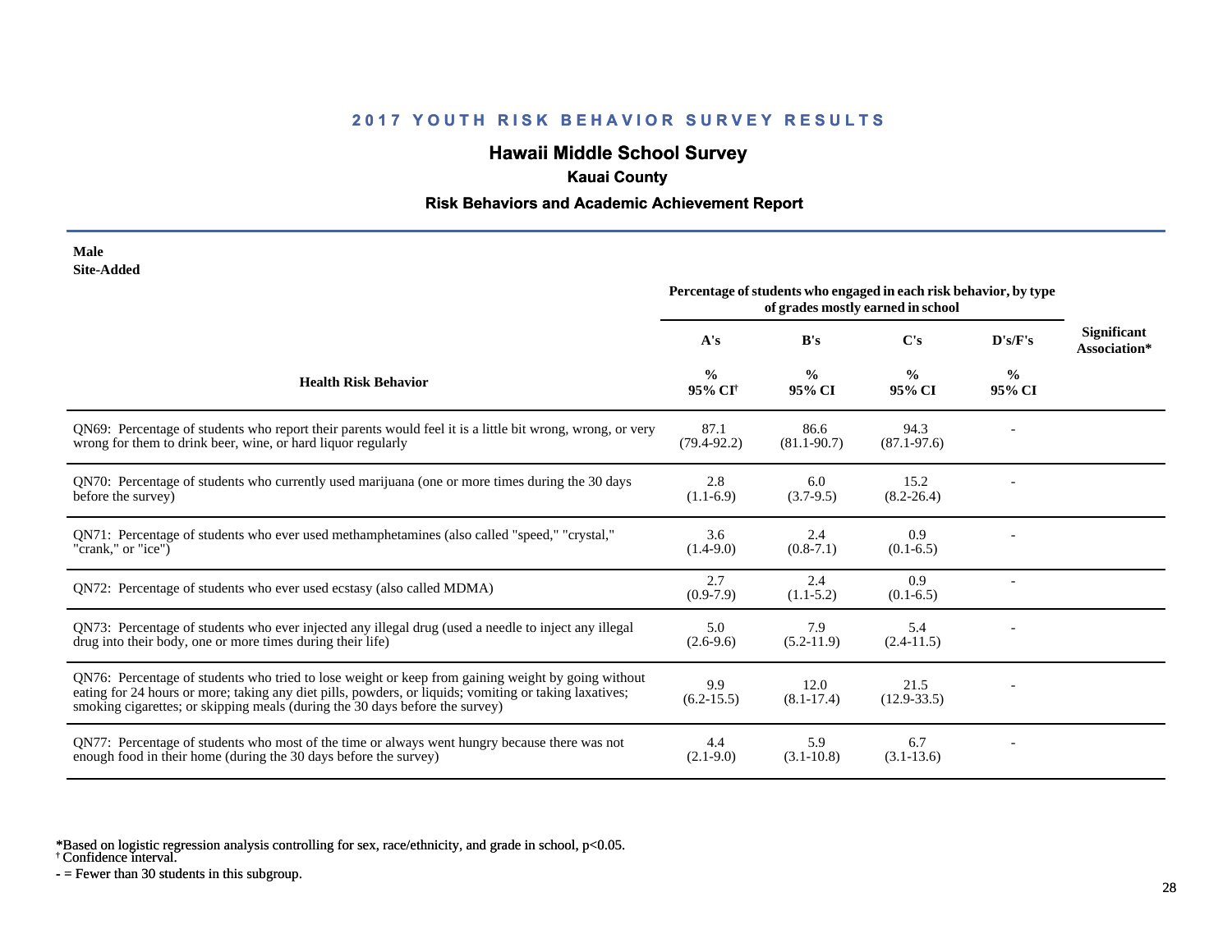## 2017 YOUTH RISK BEHAVIOR SURVEY RESULTS

### Hawaii Middle School Survey

**Kauai County**

**Risk Behaviors and Academic Achievement Report**

**Male**
**Site-Added**

| Health Risk Behavior | Percentage of students who engaged in each risk behavior, by type of grades mostly earned in school | | | | Significant Association* |
|---|---|---|---|---|---|
| | A's | B's | C's | D's/F's | |
| | % 95% CI[†] | % 95% CI | % 95% CI | % 95% CI | |
| QN69: Percentage of students who report their parents would feel it is a little bit wrong, wrong, or very wrong for them to drink beer, wine, or hard liquor regularly | 87.1 (79.4-92.2) | 86.6 (81.1-90.7) | 94.3 (87.1-97.6) | - | |
| QN70: Percentage of students who currently used marijuana (one or more times during the 30 days before the survey) | 2.8 (1.1-6.9) | 6.0 (3.7-9.5) | 15.2 (8.2-26.4) | - | |
| QN71: Percentage of students who ever used methamphetamines (also called "speed," "crystal," "crank," or "ice") | 3.6 (1.4-9.0) | 2.4 (0.8-7.1) | 0.9 (0.1-6.5) | - | |
| QN72: Percentage of students who ever used ecstasy (also called MDMA) | 2.7 (0.9-7.9) | 2.4 (1.1-5.2) | 0.9 (0.1-6.5) | - | |
| QN73: Percentage of students who ever injected any illegal drug (used a needle to inject any illegal drug into their body, one or more times during their life) | 5.0 (2.6-9.6) | 7.9 (5.2-11.9) | 5.4 (2.4-11.5) | - | |
| QN76: Percentage of students who tried to lose weight or keep from gaining weight by going without eating for 24 hours or more; taking any diet pills, powders, or liquids; vomiting or taking laxatives; smoking cigarettes; or skipping meals (during the 30 days before the survey) | 9.9 (6.2-15.5) | 12.0 (8.1-17.4) | 21.5 (12.9-33.5) | - | |
| QN77: Percentage of students who most of the time or always went hungry because there was not enough food in their home (during the 30 days before the survey) | 4.4 (2.1-9.0) | 5.9 (3.1-10.8) | 6.7 (3.1-13.6) | - | |

*Based on logistic regression analysis controlling for sex, race/ethnicity, and grade in school, $p<0.05$.
[†] Confidence interval.
- = Fewer than 30 students in this subgroup.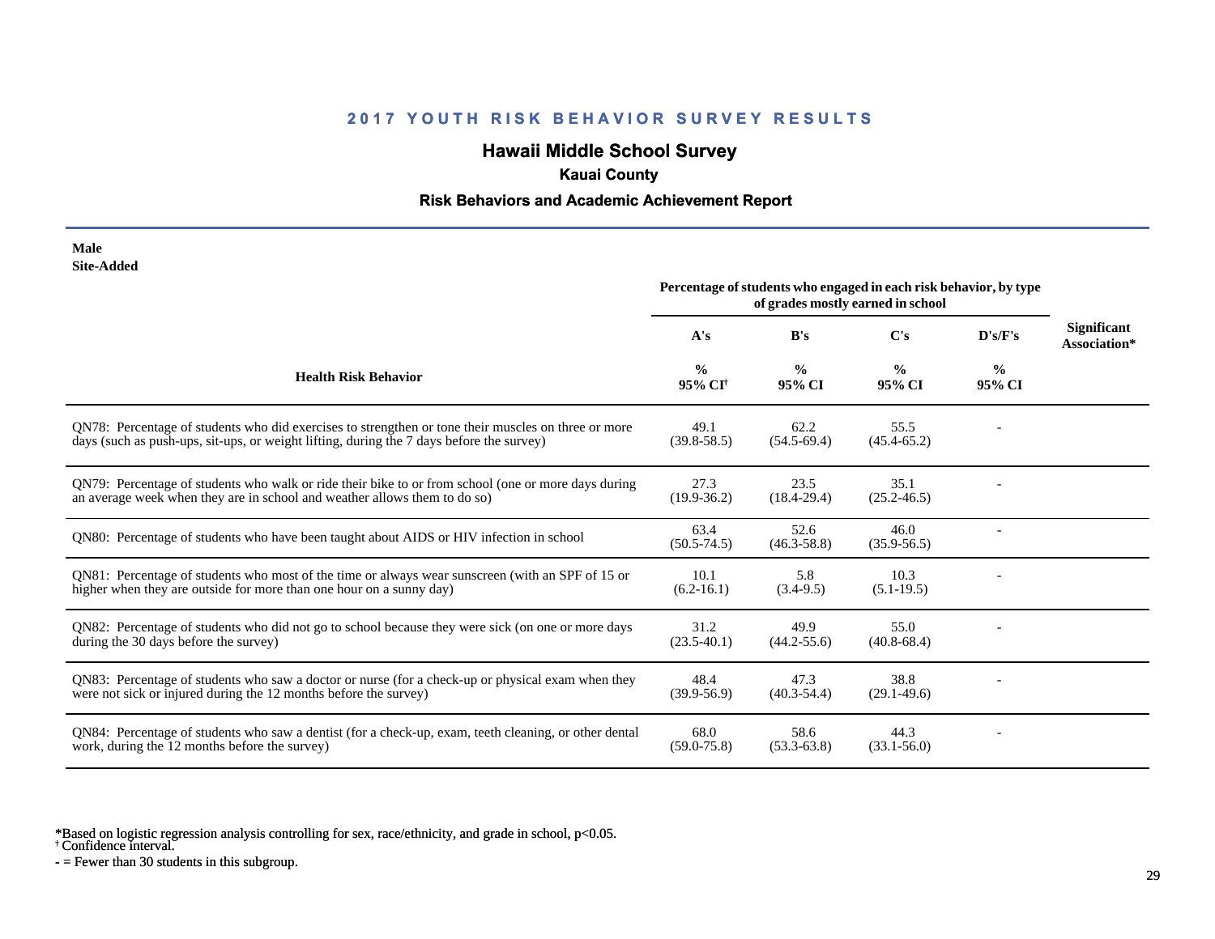## 2017 YOUTH RISK BEHAVIOR SURVEY RESULTS

### Hawaii Middle School Survey

**Kauai County**

**Risk Behaviors and Academic Achievement Report**

**Male**
**Site-Added**

| Health Risk Behavior | Percentage of students who engaged in each risk behavior, by type of grades mostly earned in school | | | | Significant Association* |
|---|---|---|---|---|---|
| | A's | B's | C's | D's/F's | |
| | % 95% CI† | % 95% CI | % 95% CI | % 95% CI | |
| QN78: Percentage of students who did exercises to strengthen or tone their muscles on three or more days (such as push-ups, sit-ups, or weight lifting, during the 7 days before the survey) | 49.1 (39.8-58.5) | 62.2 (54.5-69.4) | 55.5 (45.4-65.2) | - | |
| QN79: Percentage of students who walk or ride their bike to or from school (one or more days during an average week when they are in school and weather allows them to do so) | 27.3 (19.9-36.2) | 23.5 (18.4-29.4) | 35.1 (25.2-46.5) | - | |
| QN80: Percentage of students who have been taught about AIDS or HIV infection in school | 63.4 (50.5-74.5) | 52.6 (46.3-58.8) | 46.0 (35.9-56.5) | - | |
| QN81: Percentage of students who most of the time or always wear sunscreen (with an SPF of 15 or higher when they are outside for more than one hour on a sunny day) | 10.1 (6.2-16.1) | 5.8 (3.4-9.5) | 10.3 (5.1-19.5) | - | |
| QN82: Percentage of students who did not go to school because they were sick (on one or more days during the 30 days before the survey) | 31.2 (23.5-40.1) | 49.9 (44.2-55.6) | 55.0 (40.8-68.4) | - | |
| QN83: Percentage of students who saw a doctor or nurse (for a check-up or physical exam when they were not sick or injured during the 12 months before the survey) | 48.4 (39.9-56.9) | 47.3 (40.3-54.4) | 38.8 (29.1-49.6) | - | |
| QN84: Percentage of students who saw a dentist (for a check-up, exam, teeth cleaning, or other dental work, during the 12 months before the survey) | 68.0 (59.0-75.8) | 58.6 (53.3-63.8) | 44.3 (33.1-56.0) | - | |

*Based on logistic regression analysis controlling for sex, race/ethnicity, and grade in school, $p<0.05$.
† Confidence interval.
- = Fewer than 30 students in this subgroup.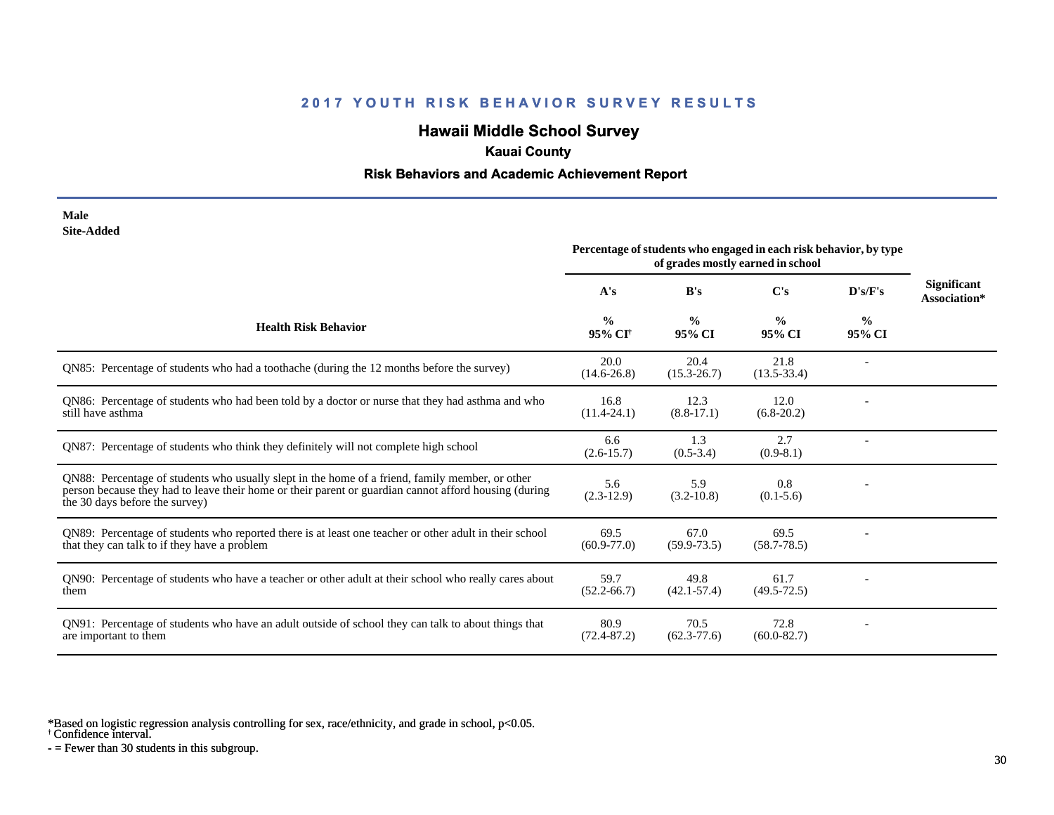## 2017 YOUTH RISK BEHAVIOR SURVEY RESULTS

## Hawaii Middle School Survey

### Kauai County

### Risk Behaviors and Academic Achievement Report

**Male**
**Site-Added**

| Health Risk Behavior | Percentage of students who engaged in each risk behavior, by type of grades mostly earned in school | | | | Significant Association* |
|---|---|---|---|---|---|
| | A's | B's | C's | D's/F's | |
| | % 95% CI[†] | % 95% CI | % 95% CI | % 95% CI | |
| QN85: Percentage of students who had a toothache (during the 12 months before the survey) | 20.0 (14.6-26.8) | 20.4 (15.3-26.7) | 21.8 (13.5-33.4) | - | |
| QN86: Percentage of students who had been told by a doctor or nurse that they had asthma and who still have asthma | 16.8 (11.4-24.1) | 12.3 (8.8-17.1) | 12.0 (6.8-20.2) | - | |
| QN87: Percentage of students who think they definitely will not complete high school | 6.6 (2.6-15.7) | 1.3 (0.5-3.4) | 2.7 (0.9-8.1) | - | |
| QN88: Percentage of students who usually slept in the home of a friend, family member, or other person because they had to leave their home or their parent or guardian cannot afford housing (during the 30 days before the survey) | 5.6 (2.3-12.9) | 5.9 (3.2-10.8) | 0.8 (0.1-5.6) | - | |
| QN89: Percentage of students who reported there is at least one teacher or other adult in their school that they can talk to if they have a problem | 69.5 (60.9-77.0) | 67.0 (59.9-73.5) | 69.5 (58.7-78.5) | - | |
| QN90: Percentage of students who have a teacher or other adult at their school who really cares about them | 59.7 (52.2-66.7) | 49.8 (42.1-57.4) | 61.7 (49.5-72.5) | - | |
| QN91: Percentage of students who have an adult outside of school they can talk to about things that are important to them | 80.9 (72.4-87.2) | 70.5 (62.3-77.6) | 72.8 (60.0-82.7) | - | |

*Based on logistic regression analysis controlling for sex, race/ethnicity, and grade in school, $p<0.05$.
† Confidence interval.
- = Fewer than 30 students in this subgroup.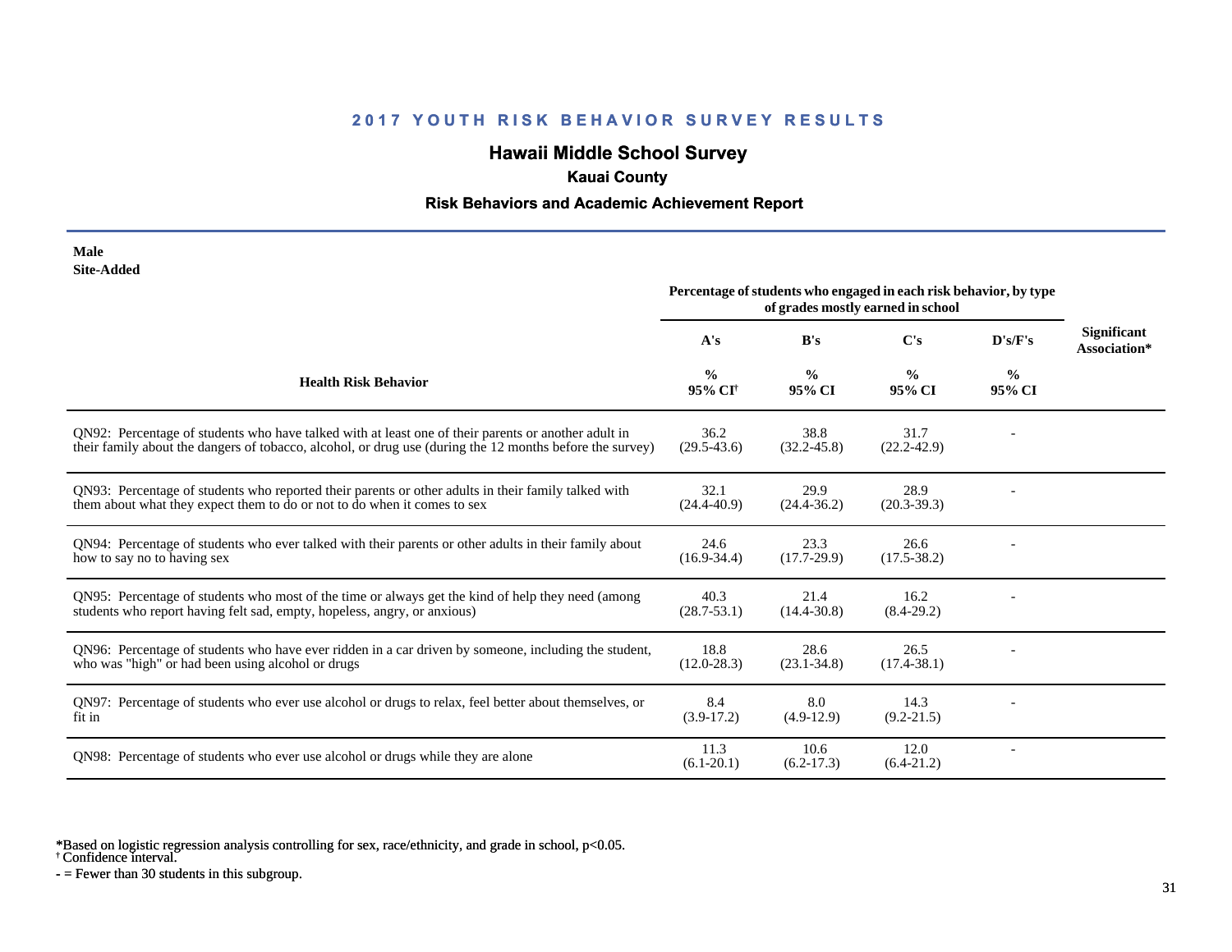## 2017 YOUTH RISK BEHAVIOR SURVEY RESULTS

### Hawaii Middle School Survey

**Kauai County**

**Risk Behaviors and Academic Achievement Report**

**Male**
**Site-Added**

| Health Risk Behavior | Percentage of students who engaged in each risk behavior, by type of grades mostly earned in school | | | | Significant Association* |
|---|---|---|---|---|---|
| | A's | B's | C's | D's/F's | |
| | % 95% CI[†] | % 95% CI | % 95% CI | % 95% CI | |
| QN92: Percentage of students who have talked with at least one of their parents or another adult in their family about the dangers of tobacco, alcohol, or drug use (during the 12 months before the survey) | 36.2 (29.5-43.6) | 38.8 (32.2-45.8) | 31.7 (22.2-42.9) | - | |
| QN93: Percentage of students who reported their parents or other adults in their family talked with them about what they expect them to do or not to do when it comes to sex | 32.1 (24.4-40.9) | 29.9 (24.4-36.2) | 28.9 (20.3-39.3) | - | |
| QN94: Percentage of students who ever talked with their parents or other adults in their family about how to say no to having sex | 24.6 (16.9-34.4) | 23.3 (17.7-29.9) | 26.6 (17.5-38.2) | - | |
| QN95: Percentage of students who most of the time or always get the kind of help they need (among students who report having felt sad, empty, hopeless, angry, or anxious) | 40.3 (28.7-53.1) | 21.4 (14.4-30.8) | 16.2 (8.4-29.2) | - | |
| QN96: Percentage of students who have ever ridden in a car driven by someone, including the student, who was "high" or had been using alcohol or drugs | 18.8 (12.0-28.3) | 28.6 (23.1-34.8) | 26.5 (17.4-38.1) | - | |
| QN97: Percentage of students who ever use alcohol or drugs to relax, feel better about themselves, or fit in | 8.4 (3.9-17.2) | 8.0 (4.9-12.9) | 14.3 (9.2-21.5) | - | |
| QN98: Percentage of students who ever use alcohol or drugs while they are alone | 11.3 (6.1-20.1) | 10.6 (6.2-17.3) | 12.0 (6.4-21.2) | - | |

*Based on logistic regression analysis controlling for sex, race/ethnicity, and grade in school, p<0.05.
[†] Confidence interval.
- = Fewer than 30 students in this subgroup.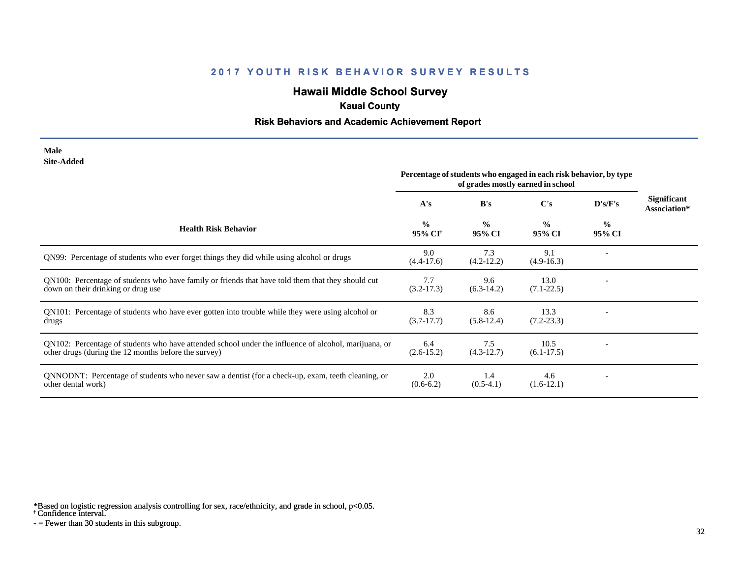## 2017 YOUTH RISK BEHAVIOR SURVEY RESULTS

# Hawaii Middle School Survey

### Kauai County

### Risk Behaviors and Academic Achievement Report

**Male**
**Site-Added**

| Health Risk Behavior | A's<br>%<br>95% CI[†] | B's<br>%<br>95% CI | C's<br>%<br>95% CI | D's/F's<br>%<br>95% CI | Significant Association* |
|---|---|---|---|---|---|
| | Percentage of students who engaged in each risk behavior, by type of grades mostly earned in school | | | | |
| QN99: Percentage of students who ever forget things they did while using alcohol or drugs | 9.0<br>(4.4-17.6) | 7.3<br>(4.2-12.2) | 9.1<br>(4.9-16.3) | - | |
| QN100: Percentage of students who have family or friends that have told them that they should cut down on their drinking or drug use | 7.7<br>(3.2-17.3) | 9.6<br>(6.3-14.2) | 13.0<br>(7.1-22.5) | - | |
| QN101: Percentage of students who have ever gotten into trouble while they were using alcohol or drugs | 8.3<br>(3.7-17.7) | 8.6<br>(5.8-12.4) | 13.3<br>(7.2-23.3) | - | |
| QN102: Percentage of students who have attended school under the influence of alcohol, marijuana, or other drugs (during the 12 months before the survey) | 6.4<br>(2.6-15.2) | 7.5<br>(4.3-12.7) | 10.5<br>(6.1-17.5) | - | |
| QNNODNT: Percentage of students who never saw a dentist (for a check-up, exam, teeth cleaning, or other dental work) | 2.0<br>(0.6-6.2) | 1.4<br>(0.5-4.1) | 4.6<br>(1.6-12.1) | - | |

*Based on logistic regression analysis controlling for sex, race/ethnicity, and grade in school, p<0.05.
[†] Confidence interval.
- = Fewer than 30 students in this subgroup.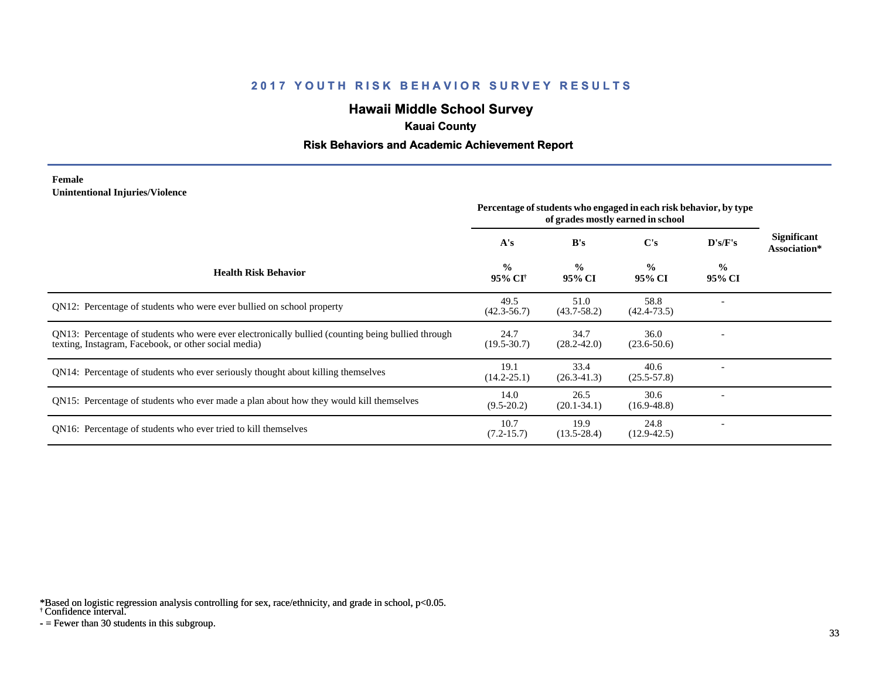# 2017 YOUTH RISK BEHAVIOR SURVEY RESULTS

## Hawaii Middle School Survey

### Kauai County

### Risk Behaviors and Academic Achievement Report

**Female**
**Unintentional Injuries/Violence**

| Health Risk Behavior | Percentage of students who engaged in each risk behavior, by type of grades mostly earned in school | | | | Significant Association* |
|---|---|---|---|---|---|
| | A's | B's | C's | D's/F's | |
| | % 95% CI[†] | % 95% CI | % 95% CI | % 95% CI | |
| QN12: Percentage of students who were ever bullied on school property | 49.5 (42.3-56.7) | 51.0 (43.7-58.2) | 58.8 (42.4-73.5) | - | |
| QN13: Percentage of students who were ever electronically bullied (counting being bullied through texting, Instagram, Facebook, or other social media) | 24.7 (19.5-30.7) | 34.7 (28.2-42.0) | 36.0 (23.6-50.6) | - | |
| QN14: Percentage of students who ever seriously thought about killing themselves | 19.1 (14.2-25.1) | 33.4 (26.3-41.3) | 40.6 (25.5-57.8) | - | |
| QN15: Percentage of students who ever made a plan about how they would kill themselves | 14.0 (9.5-20.2) | 26.5 (20.1-34.1) | 30.6 (16.9-48.8) | - | |
| QN16: Percentage of students who ever tried to kill themselves | 10.7 (7.2-15.7) | 19.9 (13.5-28.4) | 24.8 (12.9-42.5) | - | |

*Based on logistic regression analysis controlling for sex, race/ethnicity, and grade in school, $p<0.05$.
† Confidence interval.
- = Fewer than 30 students in this subgroup.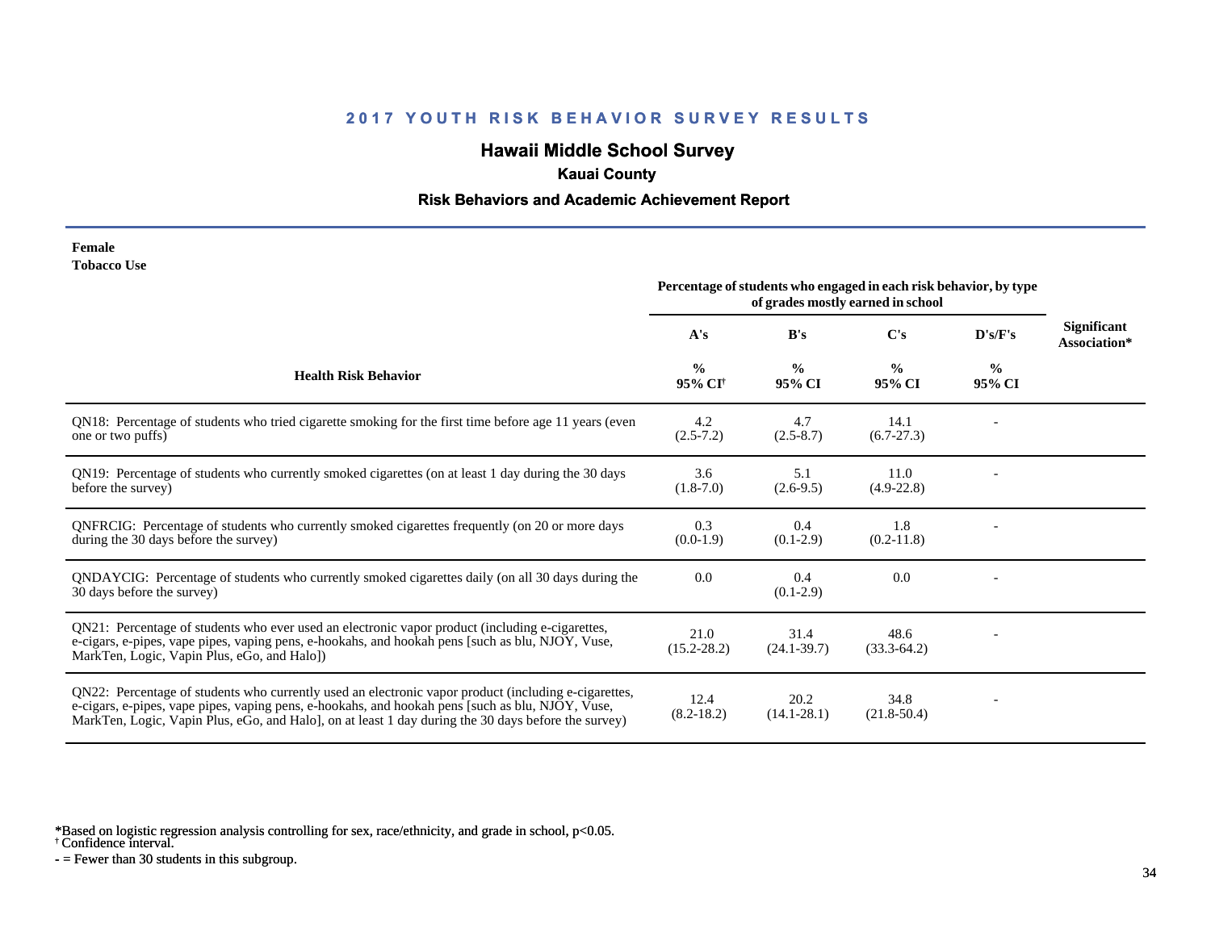# 2017 YOUTH RISK BEHAVIOR SURVEY RESULTS

## Hawaii Middle School Survey

### Kauai County

### Risk Behaviors and Academic Achievement Report

**Female**
**Tobacco Use**

| Health Risk Behavior | Percentage of students who engaged in each risk behavior, by type of grades mostly earned in school | | | | Significant Association* |
|---|---|---|---|---|---|
| | A's | B's | C's | D's/F's | |
| | % 95% CI[†] | % 95% CI | % 95% CI | % 95% CI | |
| QN18: Percentage of students who tried cigarette smoking for the first time before age 11 years (even one or two puffs) | 4.2 (2.5-7.2) | 4.7 (2.5-8.7) | 14.1 (6.7-27.3) | - | |
| QN19: Percentage of students who currently smoked cigarettes (on at least 1 day during the 30 days before the survey) | 3.6 (1.8-7.0) | 5.1 (2.6-9.5) | 11.0 (4.9-22.8) | - | |
| QNFRCIG: Percentage of students who currently smoked cigarettes frequently (on 20 or more days during the 30 days before the survey) | 0.3 (0.0-1.9) | 0.4 (0.1-2.9) | 1.8 (0.2-11.8) | - | |
| QNDAYCIG: Percentage of students who currently smoked cigarettes daily (on all 30 days during the 30 days before the survey) | 0.0 | 0.4 (0.1-2.9) | 0.0 | - | |
| QN21: Percentage of students who ever used an electronic vapor product (including e-cigarettes, e-cigars, e-pipes, vape pipes, vaping pens, e-hookahs, and hookah pens [such as blu, NJOY, Vuse, MarkTen, Logic, Vapin Plus, eGo, and Halo]) | 21.0 (15.2-28.2) | 31.4 (24.1-39.7) | 48.6 (33.3-64.2) | - | |
| QN22: Percentage of students who currently used an electronic vapor product (including e-cigarettes, e-cigars, e-pipes, vape pipes, vaping pens, e-hookahs, and hookah pens [such as blu, NJOY, Vuse, MarkTen, Logic, Vapin Plus, eGo, and Halo], on at least 1 day during the 30 days before the survey) | 12.4 (8.2-18.2) | 20.2 (14.1-28.1) | 34.8 (21.8-50.4) | - | |

*Based on logistic regression analysis controlling for sex, race/ethnicity, and grade in school, p<0.05.
[†] Confidence interval.
- = Fewer than 30 students in this subgroup.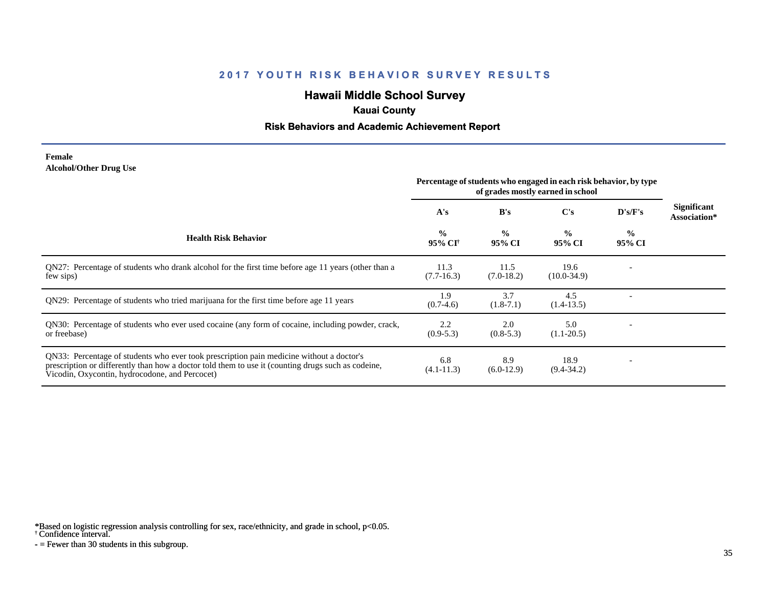## 2017 YOUTH RISK BEHAVIOR SURVEY RESULTS

## Hawaii Middle School Survey

### Kauai County

### Risk Behaviors and Academic Achievement Report

**Female**
**Alcohol/Other Drug Use**

| Health Risk Behavior | Percentage of students who engaged in each risk behavior, by type of grades mostly earned in school | | | | Significant Association* |
|---|---|---|---|---|---|
| | A's | B's | C's | D's/F's | |
| | % 95% CI[†] | % 95% CI | % 95% CI | % 95% CI | |
| QN27: Percentage of students who drank alcohol for the first time before age 11 years (other than a few sips) | 11.3 (7.7-16.3) | 11.5 (7.0-18.2) | 19.6 (10.0-34.9) | - | |
| QN29: Percentage of students who tried marijuana for the first time before age 11 years | 1.9 (0.7-4.6) | 3.7 (1.8-7.1) | 4.5 (1.4-13.5) | - | |
| QN30: Percentage of students who ever used cocaine (any form of cocaine, including powder, crack, or freebase) | 2.2 (0.9-5.3) | 2.0 (0.8-5.3) | 5.0 (1.1-20.5) | - | |
| QN33: Percentage of students who ever took prescription pain medicine without a doctor's prescription or differently than how a doctor told them to use it (counting drugs such as codeine, Vicodin, Oxycontin, hydrocodone, and Percocet) | 6.8 (4.1-11.3) | 8.9 (6.0-12.9) | 18.9 (9.4-34.2) | - | |

*Based on logistic regression analysis controlling for sex, race/ethnicity, and grade in school, p<0.05.
[†] Confidence interval.
- = Fewer than 30 students in this subgroup.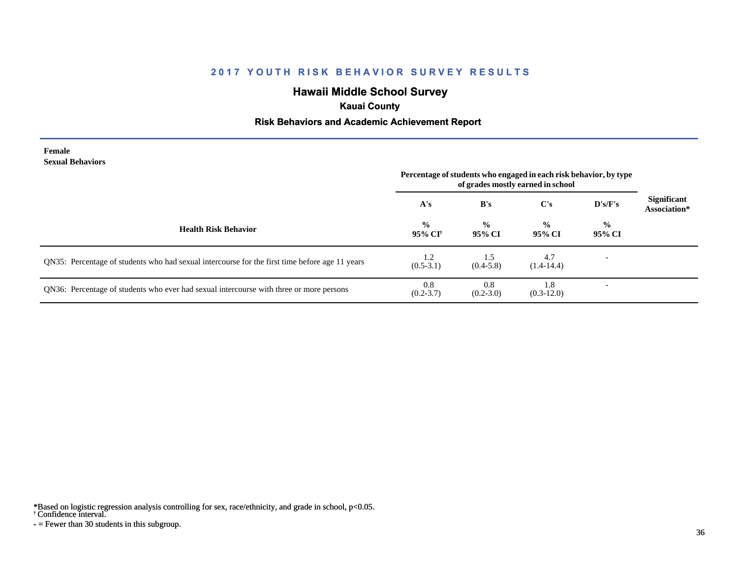# 2017 YOUTH RISK BEHAVIOR SURVEY RESULTS

## Hawaii Middle School Survey

### Kauai County

### Risk Behaviors and Academic Achievement Report

**Female**
**Sexual Behaviors**

| Health Risk Behavior | Percentage of students who engaged in each risk behavior, by type of grades mostly earned in school | | | | Significant Association* |
|---|---|---|---|---|---|
| | A's | B's | C's | D's/F's | |
| | % 95% CI[†] | % 95% CI | % 95% CI | % 95% CI | |
| QN35: Percentage of students who had sexual intercourse for the first time before age 11 years | 1.2 (0.5-3.1) | 1.5 (0.4-5.8) | 4.7 (1.4-14.4) | - | |
| QN36: Percentage of students who ever had sexual intercourse with three or more persons | 0.8 (0.2-3.7) | 0.8 (0.2-3.0) | 1.8 (0.3-12.0) | - | |

*Based on logistic regression analysis controlling for sex, race/ethnicity, and grade in school, $p<0.05$.
[†] Confidence interval.
- = Fewer than 30 students in this subgroup.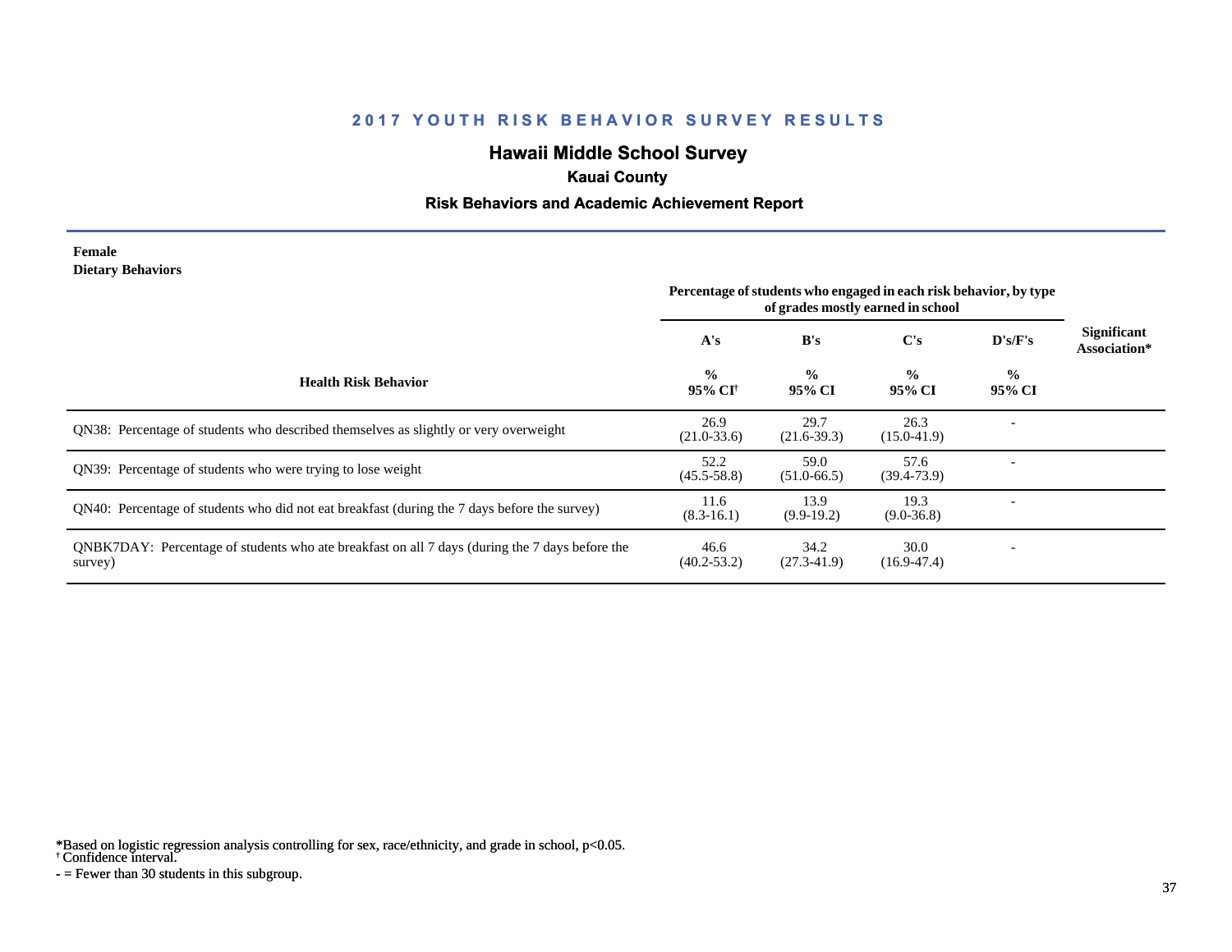## 2017 YOUTH RISK BEHAVIOR SURVEY RESULTS

### Hawaii Middle School Survey

**Kauai County**

**Risk Behaviors and Academic Achievement Report**

**Female**
**Dietary Behaviors**

| Health Risk Behavior | Percentage of students who engaged in each risk behavior, by type of grades mostly earned in school | | | | Significant Association* |
|---|---|---|---|---|---|
| | A's | B's | C's | D's/F's | |
| | % 95% CI† | % 95% CI | % 95% CI | % 95% CI | |
| QN38: Percentage of students who described themselves as slightly or very overweight | 26.9 (21.0-33.6) | 29.7 (21.6-39.3) | 26.3 (15.0-41.9) | - | |
| QN39: Percentage of students who were trying to lose weight | 52.2 (45.5-58.8) | 59.0 (51.0-66.5) | 57.6 (39.4-73.9) | - | |
| QN40: Percentage of students who did not eat breakfast (during the 7 days before the survey) | 11.6 (8.3-16.1) | 13.9 (9.9-19.2) | 19.3 (9.0-36.8) | - | |
| QNBK7DAY: Percentage of students who ate breakfast on all 7 days (during the 7 days before the survey) | 46.6 (40.2-53.2) | 34.2 (27.3-41.9) | 30.0 (16.9-47.4) | - | |

*Based on logistic regression analysis controlling for sex, race/ethnicity, and grade in school, $p<0.05$.
† Confidence interval.
- = Fewer than 30 students in this subgroup.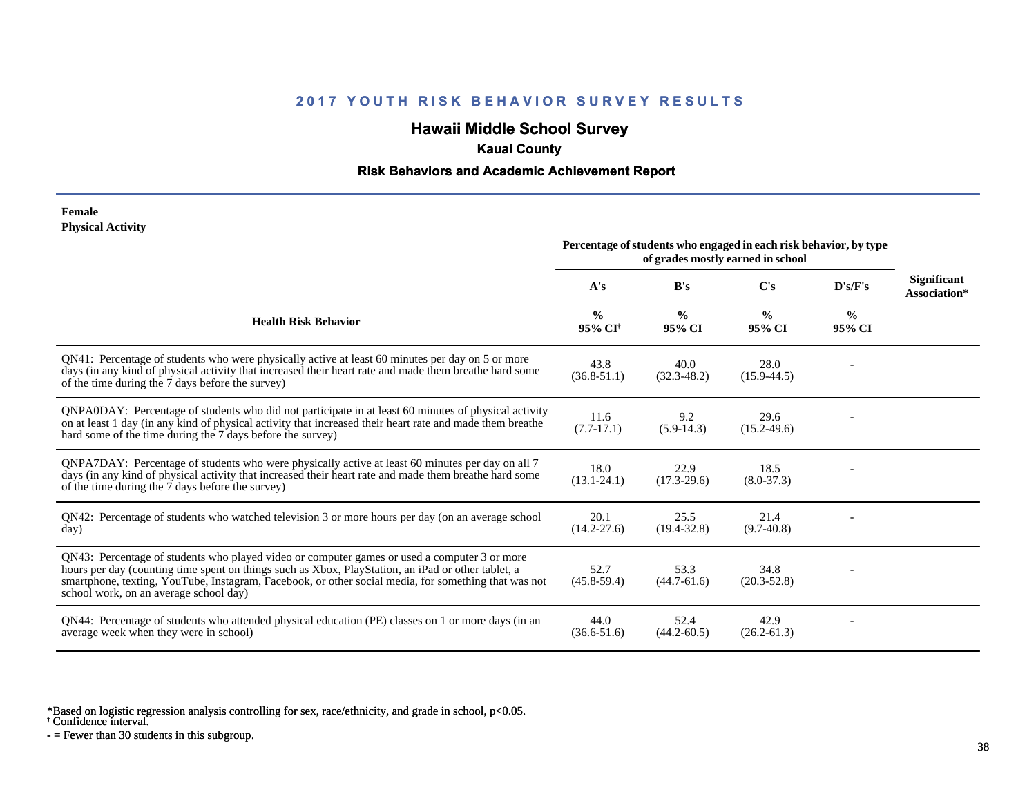# 2017 YOUTH RISK BEHAVIOR SURVEY RESULTS

## Hawaii Middle School Survey

### Kauai County

### Risk Behaviors and Academic Achievement Report

**Female**
**Physical Activity**

| Health Risk Behavior | Percentage of students who engaged in each risk behavior, by type of grades mostly earned in school | | | | Significant Association* |
|---|---|---|---|---|---|
| | A's | B's | C's | D's/F's | |
| | % 95% CI[†] | % 95% CI | % 95% CI | % 95% CI | |
| QN41: Percentage of students who were physically active at least 60 minutes per day on 5 or more days (in any kind of physical activity that increased their heart rate and made them breathe hard some of the time during the 7 days before the survey) | 43.8 (36.8-51.1) | 40.0 (32.3-48.2) | 28.0 (15.9-44.5) | - | |
| QNPA0DAY: Percentage of students who did not participate in at least 60 minutes of physical activity on at least 1 day (in any kind of physical activity that increased their heart rate and made them breathe hard some of the time during the 7 days before the survey) | 11.6 (7.7-17.1) | 9.2 (5.9-14.3) | 29.6 (15.2-49.6) | - | |
| QNPA7DAY: Percentage of students who were physically active at least 60 minutes per day on all 7 days (in any kind of physical activity that increased their heart rate and made them breathe hard some of the time during the 7 days before the survey) | 18.0 (13.1-24.1) | 22.9 (17.3-29.6) | 18.5 (8.0-37.3) | - | |
| QN42: Percentage of students who watched television 3 or more hours per day (on an average school day) | 20.1 (14.2-27.6) | 25.5 (19.4-32.8) | 21.4 (9.7-40.8) | - | |
| QN43: Percentage of students who played video or computer games or used a computer 3 or more hours per day (counting time spent on things such as Xbox, PlayStation, an iPad or other tablet, a smartphone, texting, YouTube, Instagram, Facebook, or other social media, for something that was not school work, on an average school day) | 52.7 (45.8-59.4) | 53.3 (44.7-61.6) | 34.8 (20.3-52.8) | - | |
| QN44: Percentage of students who attended physical education (PE) classes on 1 or more days (in an average week when they were in school) | 44.0 (36.6-51.6) | 52.4 (44.2-60.5) | 42.9 (26.2-61.3) | - | |

*Based on logistic regression analysis controlling for sex, race/ethnicity, and grade in school, p<0.05.
† Confidence interval.
- = Fewer than 30 students in this subgroup.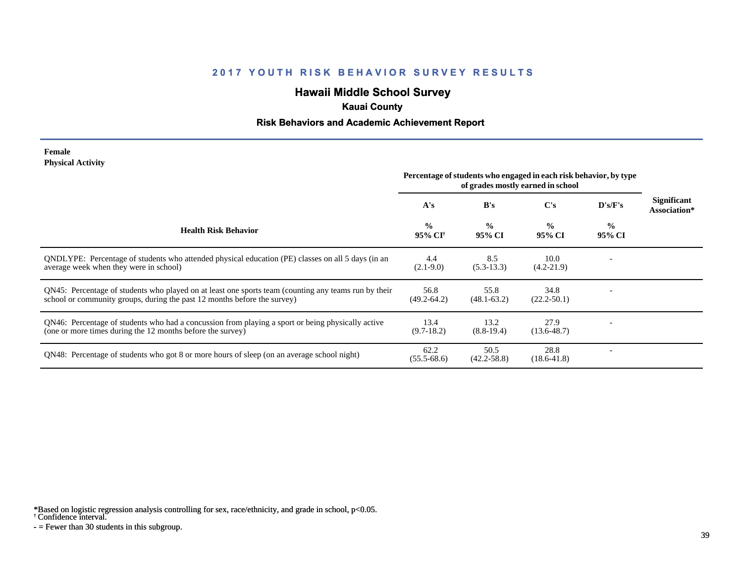## 2017 YOUTH RISK BEHAVIOR SURVEY RESULTS

### Hawaii Middle School Survey

**Kauai County**

**Risk Behaviors and Academic Achievement Report**

**Female**
**Physical Activity**

| Health Risk Behavior | Percentage of students who engaged in each risk behavior, by type of grades mostly earned in school | | | | Significant Association* |
|---|---|---|---|---|---|
| | A's | B's | C's | D's/F's | |
| | % 95% CI† | % 95% CI | % 95% CI | % 95% CI | |
| QNDLYPE: Percentage of students who attended physical education (PE) classes on all 5 days (in an average week when they were in school) | 4.4 (2.1-9.0) | 8.5 (5.3-13.3) | 10.0 (4.2-21.9) | - | |
| QN45: Percentage of students who played on at least one sports team (counting any teams run by their school or community groups, during the past 12 months before the survey) | 56.8 (49.2-64.2) | 55.8 (48.1-63.2) | 34.8 (22.2-50.1) | - | |
| QN46: Percentage of students who had a concussion from playing a sport or being physically active (one or more times during the 12 months before the survey) | 13.4 (9.7-18.2) | 13.2 (8.8-19.4) | 27.9 (13.6-48.7) | - | |
| QN48: Percentage of students who got 8 or more hours of sleep (on an average school night) | 62.2 (55.5-68.6) | 50.5 (42.2-58.8) | 28.8 (18.6-41.8) | - | |

*Based on logistic regression analysis controlling for sex, race/ethnicity, and grade in school, $p<0.05$.
† Confidence interval.
- = Fewer than 30 students in this subgroup.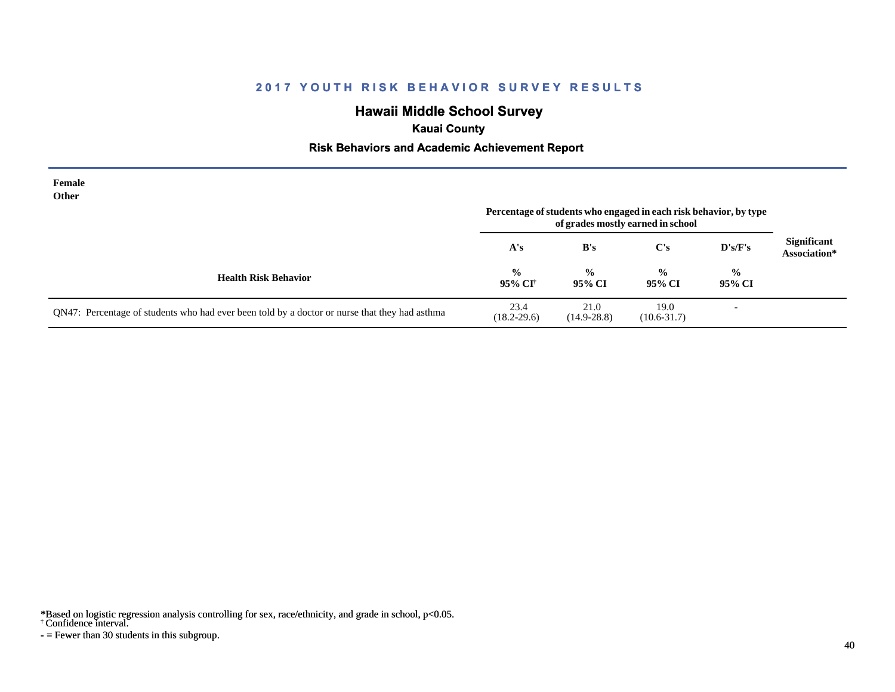## 2017 YOUTH RISK BEHAVIOR SURVEY RESULTS

# Hawaii Middle School Survey

### Kauai County

### Risk Behaviors and Academic Achievement Report

**Female**
**Other**

| Health Risk Behavior | Percentage of students who engaged in each risk behavior, by type of grades mostly earned in school | | | | Significant Association* |
|---|---|---|---|---|---|
| | A's | B's | C's | D's/F's | |
| | % 95% CI[†] | % 95% CI | % 95% CI | % 95% CI | |
| QN47: Percentage of students who had ever been told by a doctor or nurse that they had asthma | 23.4 (18.2-29.6) | 21.0 (14.9-28.8) | 19.0 (10.6-31.7) | - | |

*Based on logistic regression analysis controlling for sex, race/ethnicity, and grade in school, p<0.05.
[†] Confidence interval.
- = Fewer than 30 students in this subgroup.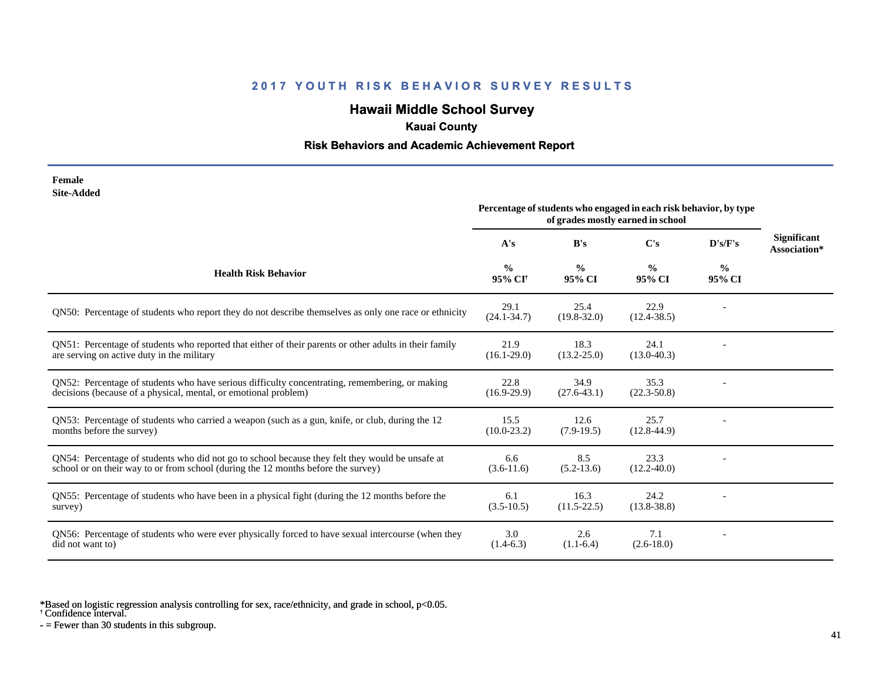## 2017 YOUTH RISK BEHAVIOR SURVEY RESULTS

# Hawaii Middle School Survey

### Kauai County

### Risk Behaviors and Academic Achievement Report

**Female**
**Site-Added**

| Health Risk Behavior | A's<br>%<br>95% CI[†] | B's<br>%<br>95% CI | C's<br>%<br>95% CI | D's/F's<br>%<br>95% CI | Significant Association* |
|---|---|---|---|---|---|
| | *Percentage of students who engaged in each risk behavior, by type of grades mostly earned in school* | | | | |
| QN50: Percentage of students who report they do not describe themselves as only one race or ethnicity | 29.1<br>(24.1-34.7) | 25.4<br>(19.8-32.0) | 22.9<br>(12.4-38.5) | - | |
| QN51: Percentage of students who reported that either of their parents or other adults in their family are serving on active duty in the military | 21.9<br>(16.1-29.0) | 18.3<br>(13.2-25.0) | 24.1<br>(13.0-40.3) | - | |
| QN52: Percentage of students who have serious difficulty concentrating, remembering, or making decisions (because of a physical, mental, or emotional problem) | 22.8<br>(16.9-29.9) | 34.9<br>(27.6-43.1) | 35.3<br>(22.3-50.8) | - | |
| QN53: Percentage of students who carried a weapon (such as a gun, knife, or club, during the 12 months before the survey) | 15.5<br>(10.0-23.2) | 12.6<br>(7.9-19.5) | 25.7<br>(12.8-44.9) | - | |
| QN54: Percentage of students who did not go to school because they felt they would be unsafe at school or on their way to or from school (during the 12 months before the survey) | 6.6<br>(3.6-11.6) | 8.5<br>(5.2-13.6) | 23.3<br>(12.2-40.0) | - | |
| QN55: Percentage of students who have been in a physical fight (during the 12 months before the survey) | 6.1<br>(3.5-10.5) | 16.3<br>(11.5-22.5) | 24.2<br>(13.8-38.8) | - | |
| QN56: Percentage of students who were ever physically forced to have sexual intercourse (when they did not want to) | 3.0<br>(1.4-6.3) | 2.6<br>(1.1-6.4) | 7.1<br>(2.6-18.0) | - | |

*Based on logistic regression analysis controlling for sex, race/ethnicity, and grade in school, $p<0.05$.
[†] Confidence interval.
- = Fewer than 30 students in this subgroup.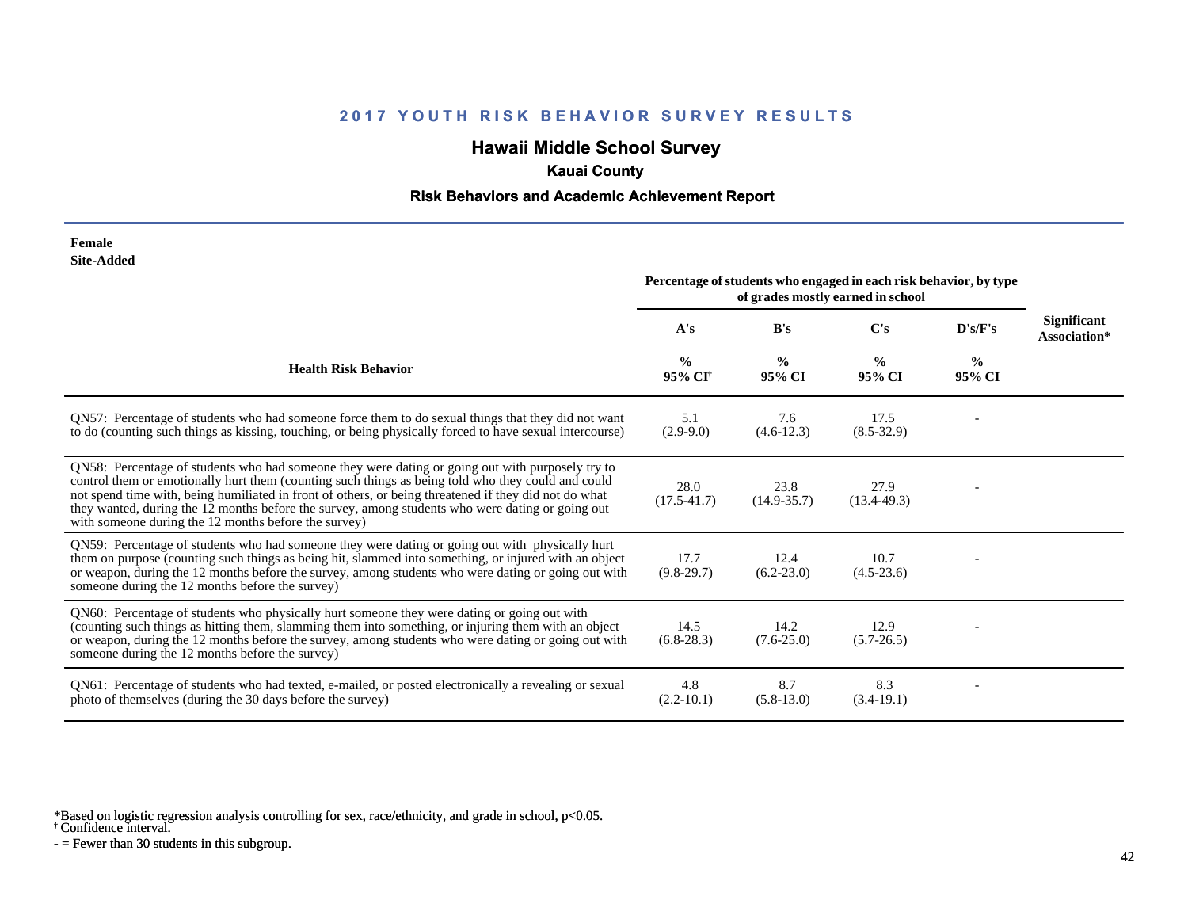## 2017 YOUTH RISK BEHAVIOR SURVEY RESULTS

### Hawaii Middle School Survey

**Kauai County**

**Risk Behaviors and Academic Achievement Report**

**Female**
**Site-Added**

| Health Risk Behavior | Percentage of students who engaged in each risk behavior, by type of grades mostly earned in school | | | | Significant Association* |
|---|---|---|---|---|---|
| | A's | B's | C's | D's/F's | |
| | % 95% CI[†] | % 95% CI | % 95% CI | % 95% CI | |
| QN57: Percentage of students who had someone force them to do sexual things that they did not want to do (counting such things as kissing, touching, or being physically forced to have sexual intercourse) | 5.1 (2.9-9.0) | 7.6 (4.6-12.3) | 17.5 (8.5-32.9) | - | |
| QN58: Percentage of students who had someone they were dating or going out with purposely try to control them or emotionally hurt them (counting such things as being told who they could and could not spend time with, being humiliated in front of others, or being threatened if they did not do what they wanted, during the 12 months before the survey, among students who were dating or going out with someone during the 12 months before the survey) | 28.0 (17.5-41.7) | 23.8 (14.9-35.7) | 27.9 (13.4-49.3) | - | |
| QN59: Percentage of students who had someone they were dating or going out with physically hurt them on purpose (counting such things as being hit, slammed into something, or injured with an object or weapon, during the 12 months before the survey, among students who were dating or going out with someone during the 12 months before the survey) | 17.7 (9.8-29.7) | 12.4 (6.2-23.0) | 10.7 (4.5-23.6) | - | |
| QN60: Percentage of students who physically hurt someone they were dating or going out with (counting such things as hitting them, slamming them into something, or injuring them with an object or weapon, during the 12 months before the survey, among students who were dating or going out with someone during the 12 months before the survey) | 14.5 (6.8-28.3) | 14.2 (7.6-25.0) | 12.9 (5.7-26.5) | - | |
| QN61: Percentage of students who had texted, e-mailed, or posted electronically a revealing or sexual photo of themselves (during the 30 days before the survey) | 4.8 (2.2-10.1) | 8.7 (5.8-13.0) | 8.3 (3.4-19.1) | - | |

*Based on logistic regression analysis controlling for sex, race/ethnicity, and grade in school, $p<0.05$.
[†] Confidence interval.
- = Fewer than 30 students in this subgroup.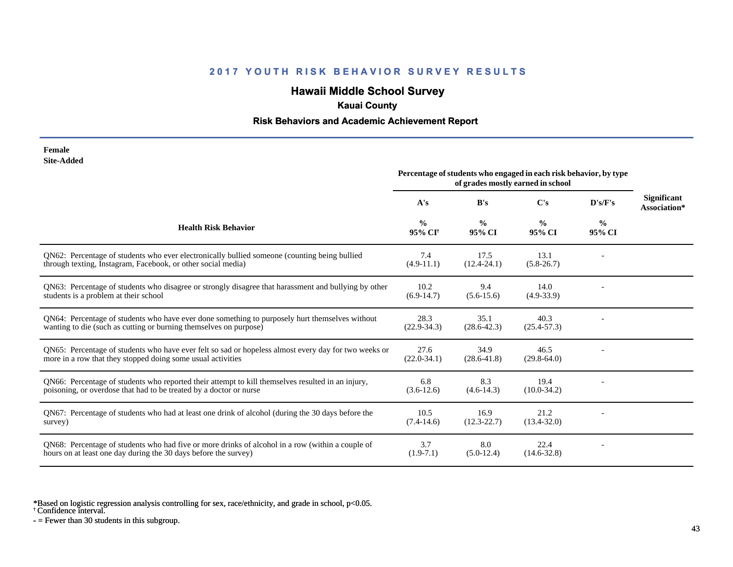## 2017 YOUTH RISK BEHAVIOR SURVEY RESULTS

# Hawaii Middle School Survey

### Kauai County

### Risk Behaviors and Academic Achievement Report

**Female**
**Site-Added**

| Health Risk Behavior | Percentage of students who engaged in each risk behavior, by type of grades mostly earned in school | | | | Significant Association* |
|---|---|---|---|---|---|
| | A's | B's | C's | D's/F's | |
| | % 95% CI† | % 95% CI | % 95% CI | % 95% CI | |
| QN62: Percentage of students who ever electronically bullied someone (counting being bullied through texting, Instagram, Facebook, or other social media) | 7.4 (4.9-11.1) | 17.5 (12.4-24.1) | 13.1 (5.8-26.7) | - | |
| QN63: Percentage of students who disagree or strongly disagree that harassment and bullying by other students is a problem at their school | 10.2 (6.9-14.7) | 9.4 (5.6-15.6) | 14.0 (4.9-33.9) | - | |
| QN64: Percentage of students who have ever done something to purposely hurt themselves without wanting to die (such as cutting or burning themselves on purpose) | 28.3 (22.9-34.3) | 35.1 (28.6-42.3) | 40.3 (25.4-57.3) | - | |
| QN65: Percentage of students who have ever felt so sad or hopeless almost every day for two weeks or more in a row that they stopped doing some usual activities | 27.6 (22.0-34.1) | 34.9 (28.6-41.8) | 46.5 (29.8-64.0) | - | |
| QN66: Percentage of students who reported their attempt to kill themselves resulted in an injury, poisoning, or overdose that had to be treated by a doctor or nurse | 6.8 (3.6-12.6) | 8.3 (4.6-14.3) | 19.4 (10.0-34.2) | - | |
| QN67: Percentage of students who had at least one drink of alcohol (during the 30 days before the survey) | 10.5 (7.4-14.6) | 16.9 (12.3-22.7) | 21.2 (13.4-32.0) | - | |
| QN68: Percentage of students who had five or more drinks of alcohol in a row (within a couple of hours on at least one day during the 30 days before the survey) | 3.7 (1.9-7.1) | 8.0 (5.0-12.4) | 22.4 (14.6-32.8) | - | |

*Based on logistic regression analysis controlling for sex, race/ethnicity, and grade in school, p<0.05.
† Confidence interval.
- = Fewer than 30 students in this subgroup.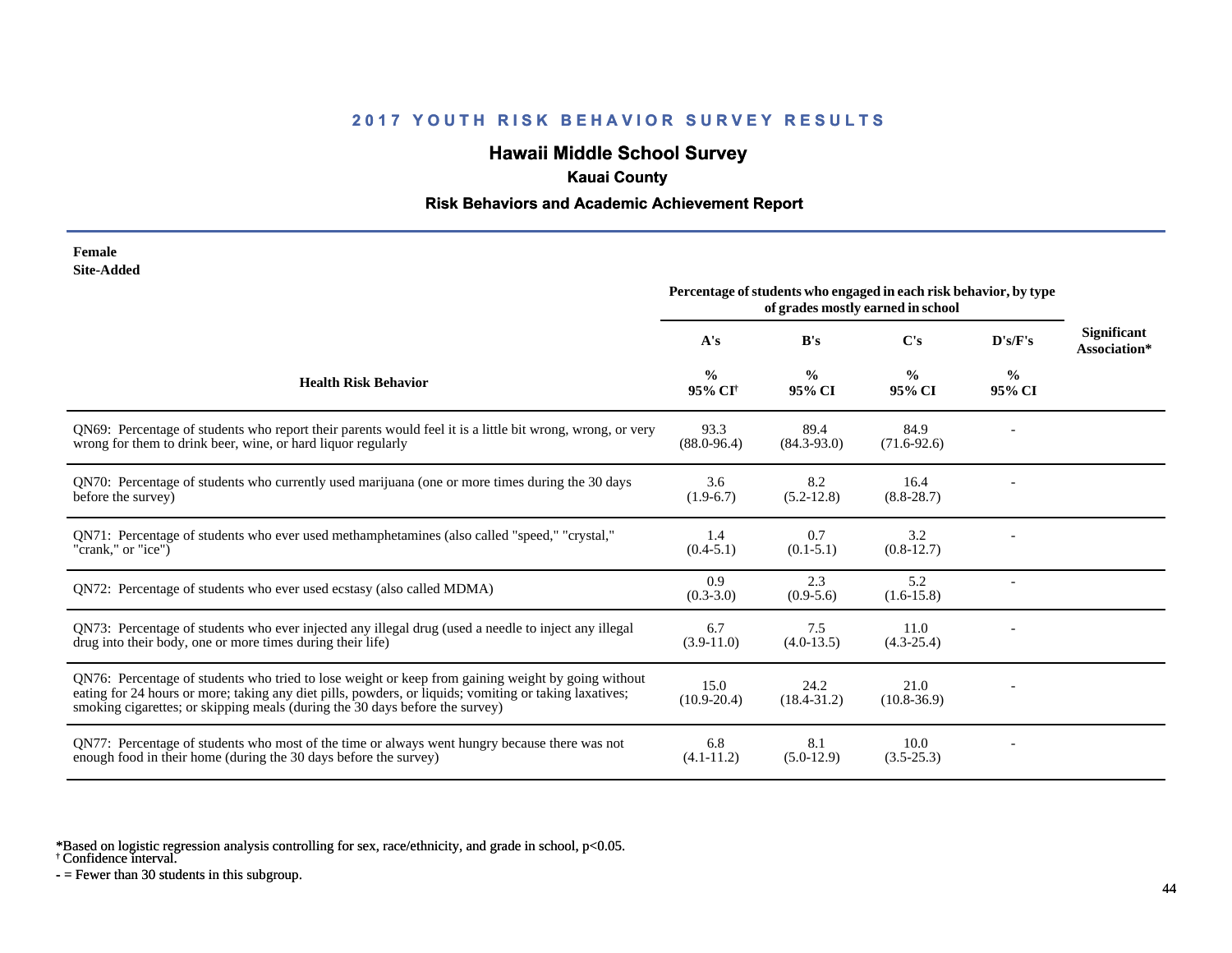## 2017 YOUTH RISK BEHAVIOR SURVEY RESULTS

### Hawaii Middle School Survey

**Kauai County**

**Risk Behaviors and Academic Achievement Report**

**Female**
**Site-Added**

| Health Risk Behavior | Percentage of students who engaged in each risk behavior, by type of grades mostly earned in school | | | | Significant Association* |
|---|---|---|---|---|---|
| | A's | B's | C's | D's/F's | |
| | % 95% CI† | % 95% CI | % 95% CI | % 95% CI | |
| QN69: Percentage of students who report their parents would feel it is a little bit wrong, wrong, or very wrong for them to drink beer, wine, or hard liquor regularly | 93.3 (88.0-96.4) | 89.4 (84.3-93.0) | 84.9 (71.6-92.6) | - | |
| QN70: Percentage of students who currently used marijuana (one or more times during the 30 days before the survey) | 3.6 (1.9-6.7) | 8.2 (5.2-12.8) | 16.4 (8.8-28.7) | - | |
| QN71: Percentage of students who ever used methamphetamines (also called "speed," "crystal," "crank," or "ice") | 1.4 (0.4-5.1) | 0.7 (0.1-5.1) | 3.2 (0.8-12.7) | - | |
| QN72: Percentage of students who ever used ecstasy (also called MDMA) | 0.9 (0.3-3.0) | 2.3 (0.9-5.6) | 5.2 (1.6-15.8) | - | |
| QN73: Percentage of students who ever injected any illegal drug (used a needle to inject any illegal drug into their body, one or more times during their life) | 6.7 (3.9-11.0) | 7.5 (4.0-13.5) | 11.0 (4.3-25.4) | - | |
| QN76: Percentage of students who tried to lose weight or keep from gaining weight by going without eating for 24 hours or more; taking any diet pills, powders, or liquids; vomiting or taking laxatives; smoking cigarettes; or skipping meals (during the 30 days before the survey) | 15.0 (10.9-20.4) | 24.2 (18.4-31.2) | 21.0 (10.8-36.9) | - | |
| QN77: Percentage of students who most of the time or always went hungry because there was not enough food in their home (during the 30 days before the survey) | 6.8 (4.1-11.2) | 8.1 (5.0-12.9) | 10.0 (3.5-25.3) | - | |

*Based on logistic regression analysis controlling for sex, race/ethnicity, and grade in school, $p<0.05$.
† Confidence interval.
- = Fewer than 30 students in this subgroup.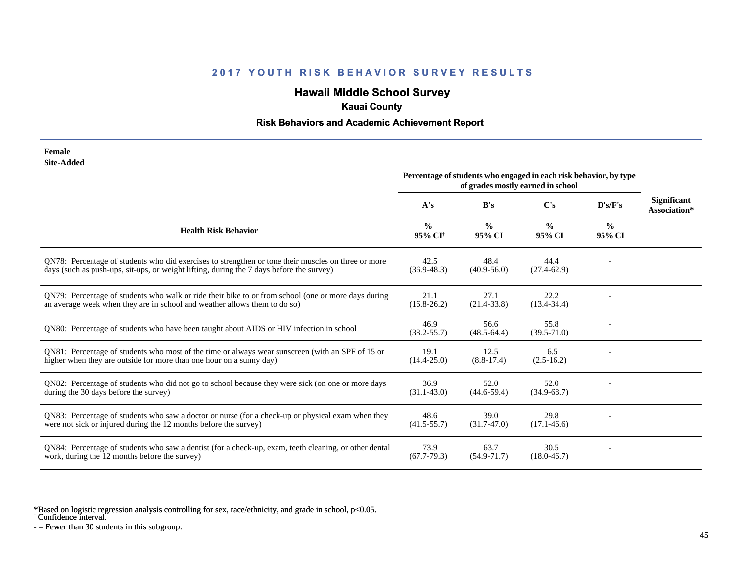## 2017 YOUTH RISK BEHAVIOR SURVEY RESULTS

# Hawaii Middle School Survey

### Kauai County

### Risk Behaviors and Academic Achievement Report

**Female**
**Site-Added**

| Health Risk Behavior | A's % 95% CI† | B's % 95% CI | C's % 95% CI | D's/F's % 95% CI | Significant Association* |
|---|---|---|---|---|---|
| | Percentage of students who engaged in each risk behavior, by type of grades mostly earned in school | | | | |
| QN78: Percentage of students who did exercises to strengthen or tone their muscles on three or more days (such as push-ups, sit-ups, or weight lifting, during the 7 days before the survey) | 42.5 (36.9-48.3) | 48.4 (40.9-56.0) | 44.4 (27.4-62.9) | - | |
| QN79: Percentage of students who walk or ride their bike to or from school (one or more days during an average week when they are in school and weather allows them to do so) | 21.1 (16.8-26.2) | 27.1 (21.4-33.8) | 22.2 (13.4-34.4) | - | |
| QN80: Percentage of students who have been taught about AIDS or HIV infection in school | 46.9 (38.2-55.7) | 56.6 (48.5-64.4) | 55.8 (39.5-71.0) | - | |
| QN81: Percentage of students who most of the time or always wear sunscreen (with an SPF of 15 or higher when they are outside for more than one hour on a sunny day) | 19.1 (14.4-25.0) | 12.5 (8.8-17.4) | 6.5 (2.5-16.2) | - | |
| QN82: Percentage of students who did not go to school because they were sick (on one or more days during the 30 days before the survey) | 36.9 (31.1-43.0) | 52.0 (44.6-59.4) | 52.0 (34.9-68.7) | - | |
| QN83: Percentage of students who saw a doctor or nurse (for a check-up or physical exam when they were not sick or injured during the 12 months before the survey) | 48.6 (41.5-55.7) | 39.0 (31.7-47.0) | 29.8 (17.1-46.6) | - | |
| QN84: Percentage of students who saw a dentist (for a check-up, exam, teeth cleaning, or other dental work, during the 12 months before the survey) | 73.9 (67.7-79.3) | 63.7 (54.9-71.7) | 30.5 (18.0-46.7) | - | |

*Based on logistic regression analysis controlling for sex, race/ethnicity, and grade in school, $p<0.05$.
† Confidence interval.
- = Fewer than 30 students in this subgroup.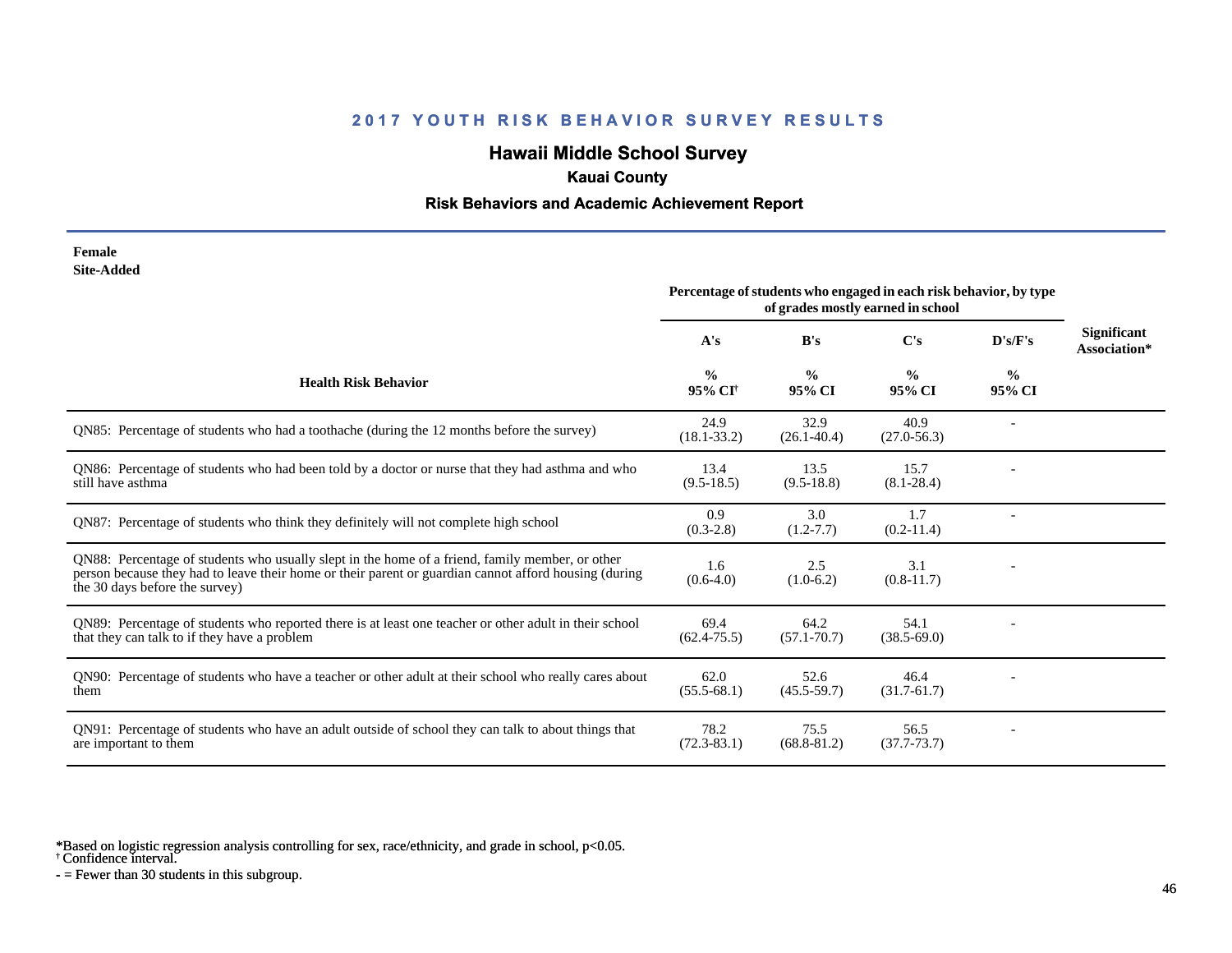## 2017 YOUTH RISK BEHAVIOR SURVEY RESULTS

# Hawaii Middle School Survey

### Kauai County

### Risk Behaviors and Academic Achievement Report

**Female**
**Site-Added**

| Health Risk Behavior | Percentage of students who engaged in each risk behavior, by type of grades mostly earned in school | | | | Significant Association* |
|---|---|---|---|---|---|
| | A's | B's | C's | D's/F's | |
| | % 95% CI[†] | % 95% CI | % 95% CI | % 95% CI | |
| QN85: Percentage of students who had a toothache (during the 12 months before the survey) | 24.9 (18.1-33.2) | 32.9 (26.1-40.4) | 40.9 (27.0-56.3) | - | |
| QN86: Percentage of students who had been told by a doctor or nurse that they had asthma and who still have asthma | 13.4 (9.5-18.5) | 13.5 (9.5-18.8) | 15.7 (8.1-28.4) | - | |
| QN87: Percentage of students who think they definitely will not complete high school | 0.9 (0.3-2.8) | 3.0 (1.2-7.7) | 1.7 (0.2-11.4) | - | |
| QN88: Percentage of students who usually slept in the home of a friend, family member, or other person because they had to leave their home or their parent or guardian cannot afford housing (during the 30 days before the survey) | 1.6 (0.6-4.0) | 2.5 (1.0-6.2) | 3.1 (0.8-11.7) | - | |
| QN89: Percentage of students who reported there is at least one teacher or other adult in their school that they can talk to if they have a problem | 69.4 (62.4-75.5) | 64.2 (57.1-70.7) | 54.1 (38.5-69.0) | - | |
| QN90: Percentage of students who have a teacher or other adult at their school who really cares about them | 62.0 (55.5-68.1) | 52.6 (45.5-59.7) | 46.4 (31.7-61.7) | - | |
| QN91: Percentage of students who have an adult outside of school they can talk to about things that are important to them | 78.2 (72.3-83.1) | 75.5 (68.8-81.2) | 56.5 (37.7-73.7) | - | |

*Based on logistic regression analysis controlling for sex, race/ethnicity, and grade in school, p<0.05.
† Confidence interval.
- = Fewer than 30 students in this subgroup.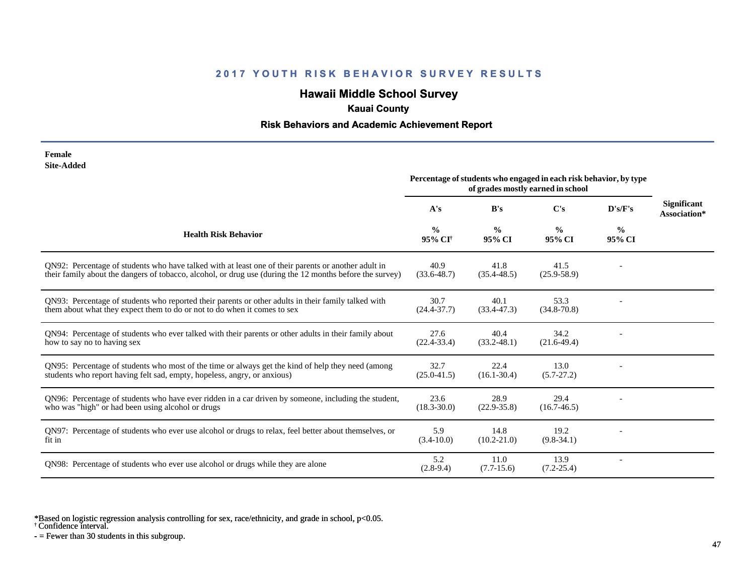## 2017 YOUTH RISK BEHAVIOR SURVEY RESULTS

# Hawaii Middle School Survey

### Kauai County

### Risk Behaviors and Academic Achievement Report

**Female**
**Site-Added**

| Health Risk Behavior | Percentage of students who engaged in each risk behavior, by type of grades mostly earned in school | | | | Significant Association* |
|---|---|---|---|---|---|
| | A's | B's | C's | D's/F's | |
| | % 95% CI[†] | % 95% CI | % 95% CI | % 95% CI | |
| QN92: Percentage of students who have talked with at least one of their parents or another adult in their family about the dangers of tobacco, alcohol, or drug use (during the 12 months before the survey) | 40.9 (33.6-48.7) | 41.8 (35.4-48.5) | 41.5 (25.9-58.9) | - | |
| QN93: Percentage of students who reported their parents or other adults in their family talked with them about what they expect them to do or not to do when it comes to sex | 30.7 (24.4-37.7) | 40.1 (33.4-47.3) | 53.3 (34.8-70.8) | - | |
| QN94: Percentage of students who ever talked with their parents or other adults in their family about how to say no to having sex | 27.6 (22.4-33.4) | 40.4 (33.2-48.1) | 34.2 (21.6-49.4) | - | |
| QN95: Percentage of students who most of the time or always get the kind of help they need (among students who report having felt sad, empty, hopeless, angry, or anxious) | 32.7 (25.0-41.5) | 22.4 (16.1-30.4) | 13.0 (5.7-27.2) | - | |
| QN96: Percentage of students who have ever ridden in a car driven by someone, including the student, who was "high" or had been using alcohol or drugs | 23.6 (18.3-30.0) | 28.9 (22.9-35.8) | 29.4 (16.7-46.5) | - | |
| QN97: Percentage of students who ever use alcohol or drugs to relax, feel better about themselves, or fit in | 5.9 (3.4-10.0) | 14.8 (10.2-21.0) | 19.2 (9.8-34.1) | - | |
| QN98: Percentage of students who ever use alcohol or drugs while they are alone | 5.2 (2.8-9.4) | 11.0 (7.7-15.6) | 13.9 (7.2-25.4) | - | |

*Based on logistic regression analysis controlling for sex, race/ethnicity, and grade in school, p<0.05.
[†] Confidence interval.
- = Fewer than 30 students in this subgroup.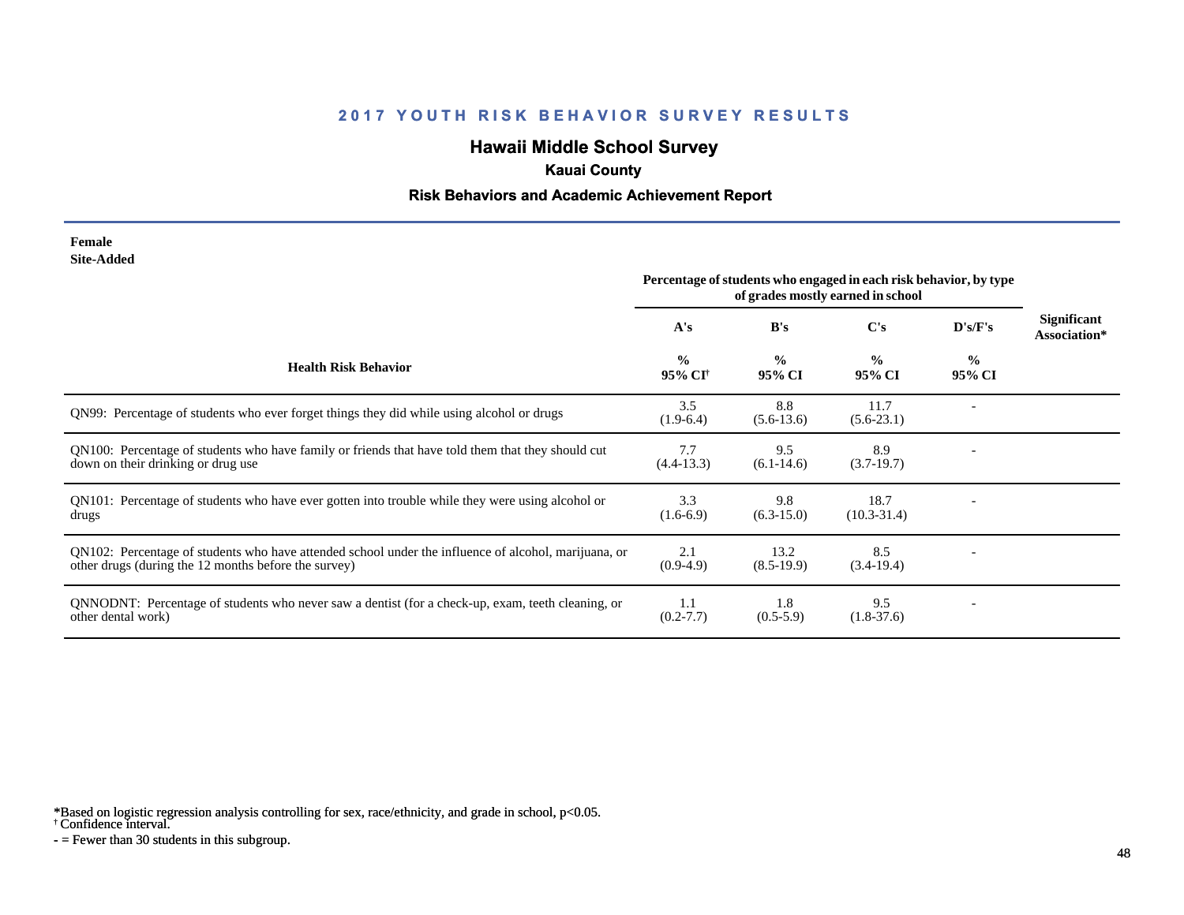## 2017 YOUTH RISK BEHAVIOR SURVEY RESULTS

# Hawaii Middle School Survey

### Kauai County

### Risk Behaviors and Academic Achievement Report

**Female**
**Site-Added**

| Health Risk Behavior | Percentage of students who engaged in each risk behavior, by type of grades mostly earned in school | | | | Significant Association* |
|---|---|---|---|---|---|
| | A's | B's | C's | D's/F's | |
| | % 95% CI[†] | % 95% CI | % 95% CI | % 95% CI | |
| QN99: Percentage of students who ever forget things they did while using alcohol or drugs | 3.5 (1.9-6.4) | 8.8 (5.6-13.6) | 11.7 (5.6-23.1) | - | |
| QN100: Percentage of students who have family or friends that have told them that they should cut down on their drinking or drug use | 7.7 (4.4-13.3) | 9.5 (6.1-14.6) | 8.9 (3.7-19.7) | - | |
| QN101: Percentage of students who have ever gotten into trouble while they were using alcohol or drugs | 3.3 (1.6-6.9) | 9.8 (6.3-15.0) | 18.7 (10.3-31.4) | - | |
| QN102: Percentage of students who have attended school under the influence of alcohol, marijuana, or other drugs (during the 12 months before the survey) | 2.1 (0.9-4.9) | 13.2 (8.5-19.9) | 8.5 (3.4-19.4) | - | |
| QNNODNT: Percentage of students who never saw a dentist (for a check-up, exam, teeth cleaning, or other dental work) | 1.1 (0.2-7.7) | 1.8 (0.5-5.9) | 9.5 (1.8-37.6) | - | |

*Based on logistic regression analysis controlling for sex, race/ethnicity, and grade in school, p<0.05.
† Confidence interval.
- = Fewer than 30 students in this subgroup.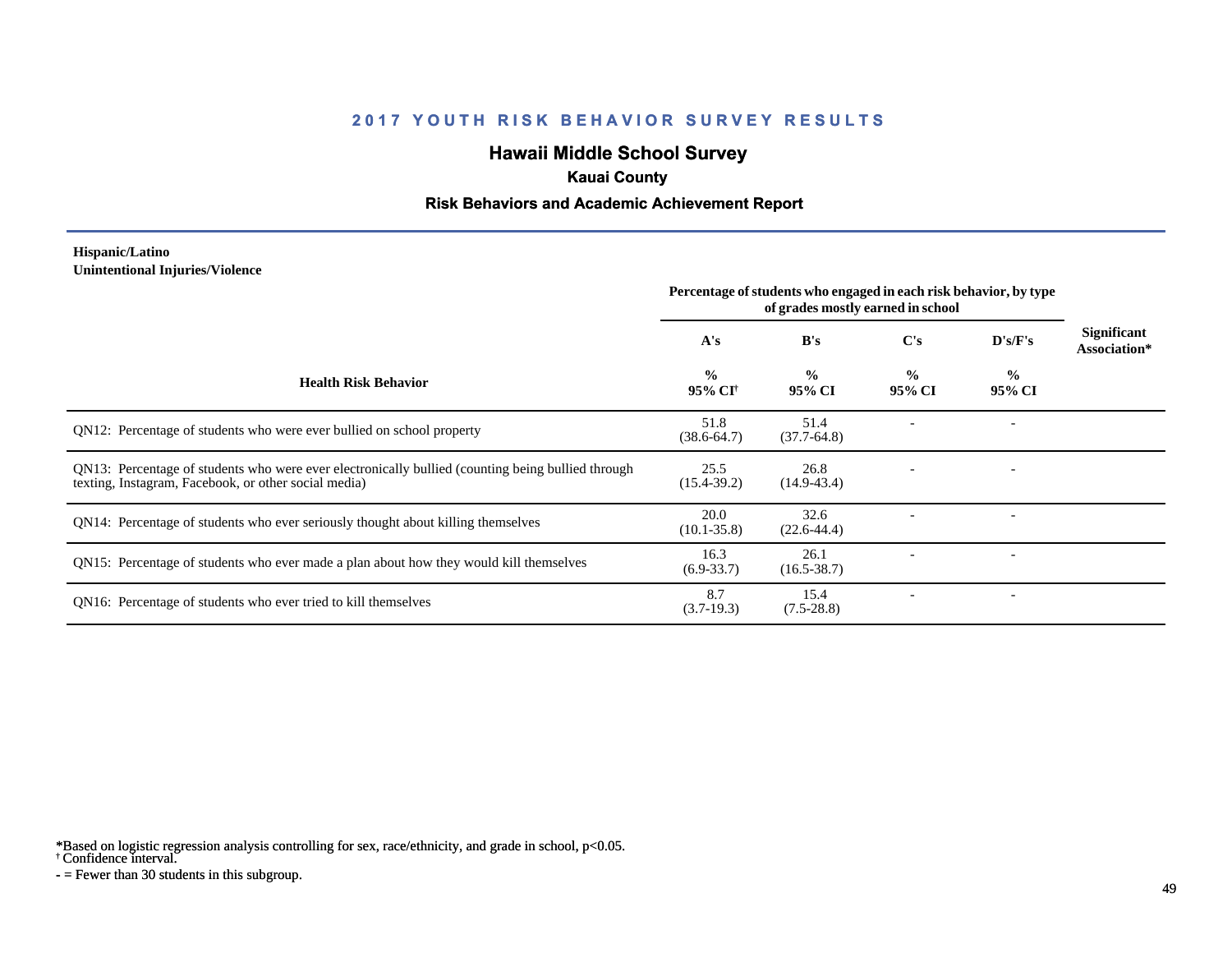## 2017 YOUTH RISK BEHAVIOR SURVEY RESULTS

# Hawaii Middle School Survey

### Kauai County

### Risk Behaviors and Academic Achievement Report

**Hispanic/Latino**
**Unintentional Injuries/Violence**

| Health Risk Behavior | Percentage of students who engaged in each risk behavior, by type of grades mostly earned in school | | | | Significant Association* |
|---|---|---|---|---|---|
| | A's | B's | C's | D's/F's | |
| | % 95% CI† | % 95% CI | % 95% CI | % 95% CI | |
| QN12: Percentage of students who were ever bullied on school property | 51.8 (38.6-64.7) | 51.4 (37.7-64.8) | - | - | |
| QN13: Percentage of students who were ever electronically bullied (counting being bullied through texting, Instagram, Facebook, or other social media) | 25.5 (15.4-39.2) | 26.8 (14.9-43.4) | - | - | |
| QN14: Percentage of students who ever seriously thought about killing themselves | 20.0 (10.1-35.8) | 32.6 (22.6-44.4) | - | - | |
| QN15: Percentage of students who ever made a plan about how they would kill themselves | 16.3 (6.9-33.7) | 26.1 (16.5-38.7) | - | - | |
| QN16: Percentage of students who ever tried to kill themselves | 8.7 (3.7-19.3) | 15.4 (7.5-28.8) | - | - | |

*Based on logistic regression analysis controlling for sex, race/ethnicity, and grade in school, $p<0.05$.
† Confidence interval.
- = Fewer than 30 students in this subgroup.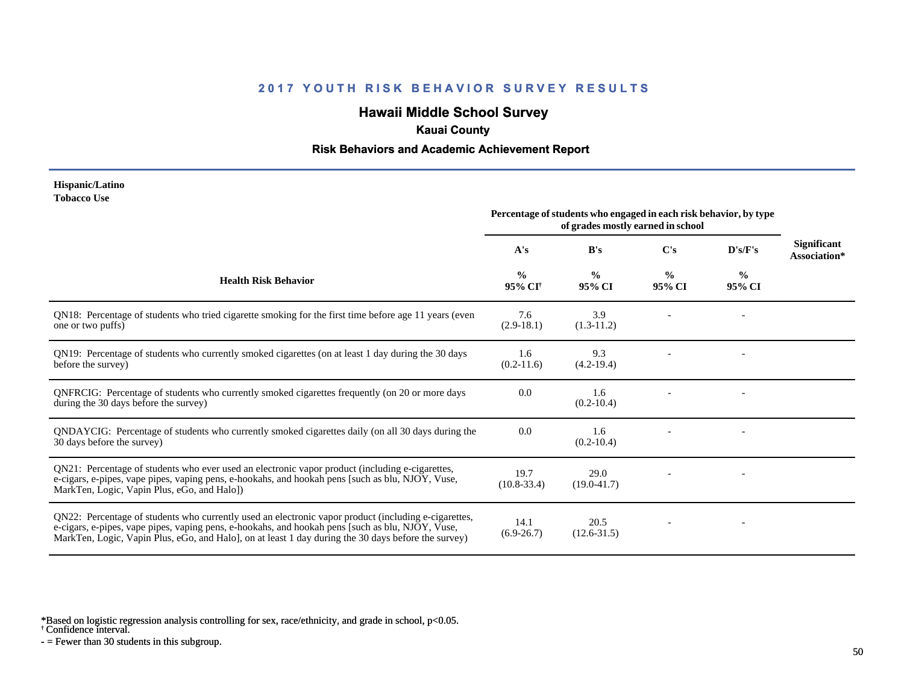## 2017 YOUTH RISK BEHAVIOR SURVEY RESULTS

## Hawaii Middle School Survey

### Kauai County

### Risk Behaviors and Academic Achievement Report

**Hispanic/Latino**
**Tobacco Use**

| Health Risk Behavior | Percentage of students who engaged in each risk behavior, by type of grades mostly earned in school | | | | Significant Association* |
|---|---|---|---|---|---|
| | A's | B's | C's | D's/F's | |
| | % 95% CI† | % 95% CI | % 95% CI | % 95% CI | |
| QN18: Percentage of students who tried cigarette smoking for the first time before age 11 years (even one or two puffs) | 7.6 (2.9-18.1) | 3.9 (1.3-11.2) | - | - | |
| QN19: Percentage of students who currently smoked cigarettes (on at least 1 day during the 30 days before the survey) | 1.6 (0.2-11.6) | 9.3 (4.2-19.4) | - | - | |
| QNFRCIG: Percentage of students who currently smoked cigarettes frequently (on 20 or more days during the 30 days before the survey) | 0.0 | 1.6 (0.2-10.4) | - | - | |
| QNDAYCIG: Percentage of students who currently smoked cigarettes daily (on all 30 days during the 30 days before the survey) | 0.0 | 1.6 (0.2-10.4) | - | - | |
| QN21: Percentage of students who ever used an electronic vapor product (including e-cigarettes, e-cigars, e-pipes, vape pipes, vaping pens, e-hookahs, and hookah pens [such as blu, NJOY, Vuse, MarkTen, Logic, Vapin Plus, eGo, and Halo]) | 19.7 (10.8-33.4) | 29.0 (19.0-41.7) | - | - | |
| QN22: Percentage of students who currently used an electronic vapor product (including e-cigarettes, e-cigars, e-pipes, vape pipes, vaping pens, e-hookahs, and hookah pens [such as blu, NJOY, Vuse, MarkTen, Logic, Vapin Plus, eGo, and Halo], on at least 1 day during the 30 days before the survey) | 14.1 (6.9-26.7) | 20.5 (12.6-31.5) | - | - | |

*Based on logistic regression analysis controlling for sex, race/ethnicity, and grade in school, $p<0.05$.
† Confidence interval.
- = Fewer than 30 students in this subgroup.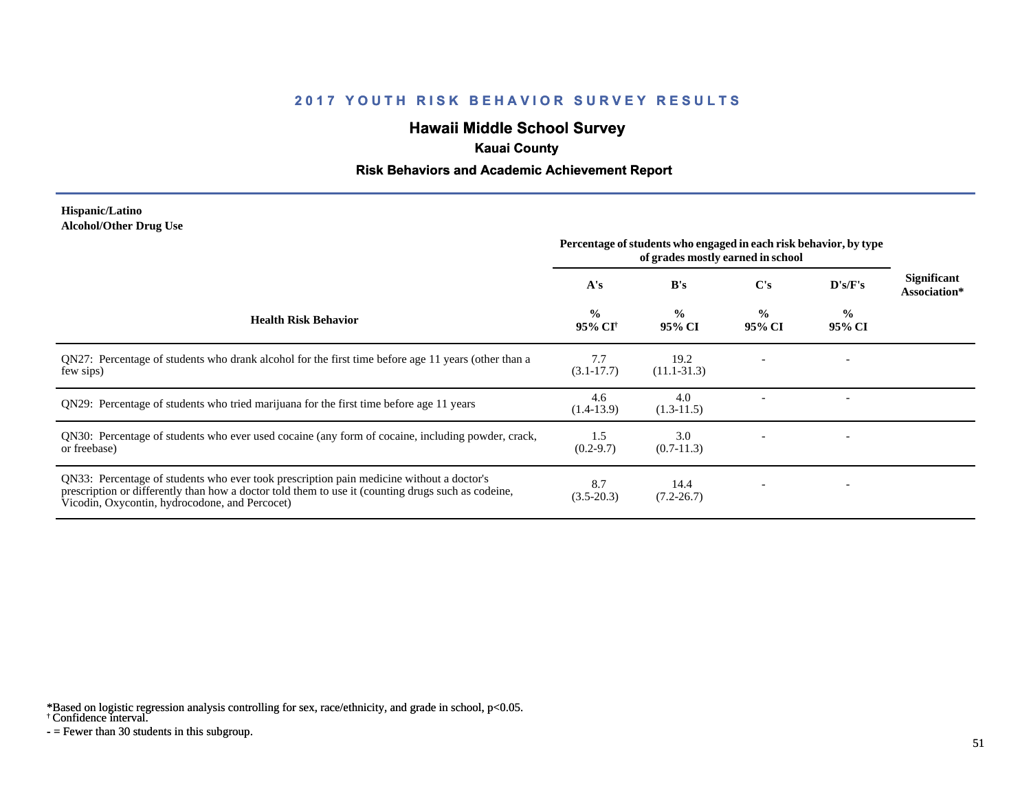## 2017 YOUTH RISK BEHAVIOR SURVEY RESULTS

### Hawaii Middle School Survey

**Kauai County**

**Risk Behaviors and Academic Achievement Report**

**Hispanic/Latino**
**Alcohol/Other Drug Use**

| Health Risk Behavior | Percentage of students who engaged in each risk behavior, by type of grades mostly earned in school | | | | Significant Association* |
|---|---|---|---|---|---|
| | A's | B's | C's | D's/F's | |
| | % 95% CI[†] | % 95% CI | % 95% CI | % 95% CI | |
| QN27: Percentage of students who drank alcohol for the first time before age 11 years (other than a few sips) | 7.7 (3.1-17.7) | 19.2 (11.1-31.3) | - | - | |
| QN29: Percentage of students who tried marijuana for the first time before age 11 years | 4.6 (1.4-13.9) | 4.0 (1.3-11.5) | - | - | |
| QN30: Percentage of students who ever used cocaine (any form of cocaine, including powder, crack, or freebase) | 1.5 (0.2-9.7) | 3.0 (0.7-11.3) | - | - | |
| QN33: Percentage of students who ever took prescription pain medicine without a doctor's prescription or differently than how a doctor told them to use it (counting drugs such as codeine, Vicodin, Oxycontin, hydrocodone, and Percocet) | 8.7 (3.5-20.3) | 14.4 (7.2-26.7) | - | - | |

*Based on logistic regression analysis controlling for sex, race/ethnicity, and grade in school, p<0.05.
[†] Confidence interval.
- = Fewer than 30 students in this subgroup.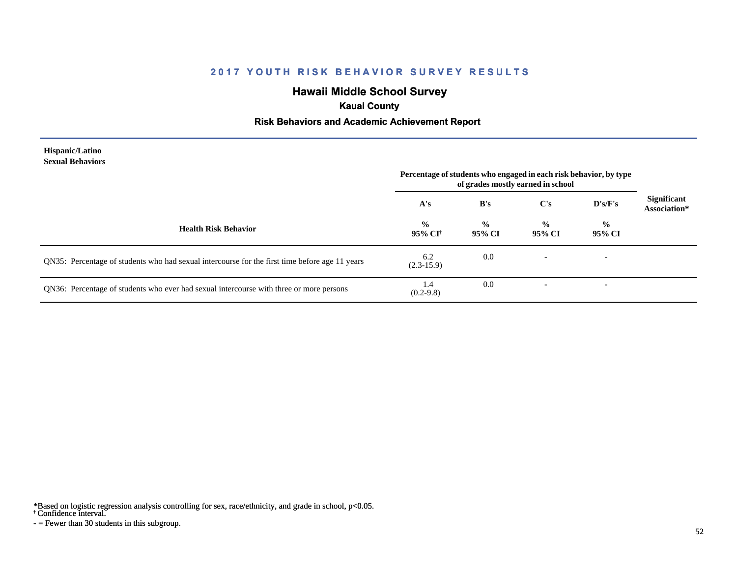# 2017 YOUTH RISK BEHAVIOR SURVEY RESULTS

## Hawaii Middle School Survey

### Kauai County

### Risk Behaviors and Academic Achievement Report

**Hispanic/Latino**
**Sexual Behaviors**

| Health Risk Behavior | Percentage of students who engaged in each risk behavior, by type of grades mostly earned in school | | | | Significant Association* |
|---|---|---|---|---|---|
| | A's | B's | C's | D's/F's | |
| | % 95% CI† | % 95% CI | % 95% CI | % 95% CI | |
| QN35: Percentage of students who had sexual intercourse for the first time before age 11 years | 6.2 (2.3-15.9) | 0.0 | - | - | |
| QN36: Percentage of students who ever had sexual intercourse with three or more persons | 1.4 (0.2-9.8) | 0.0 | - | - | |

*Based on logistic regression analysis controlling for sex, race/ethnicity, and grade in school, $p<0.05$.
† Confidence interval.
- = Fewer than 30 students in this subgroup.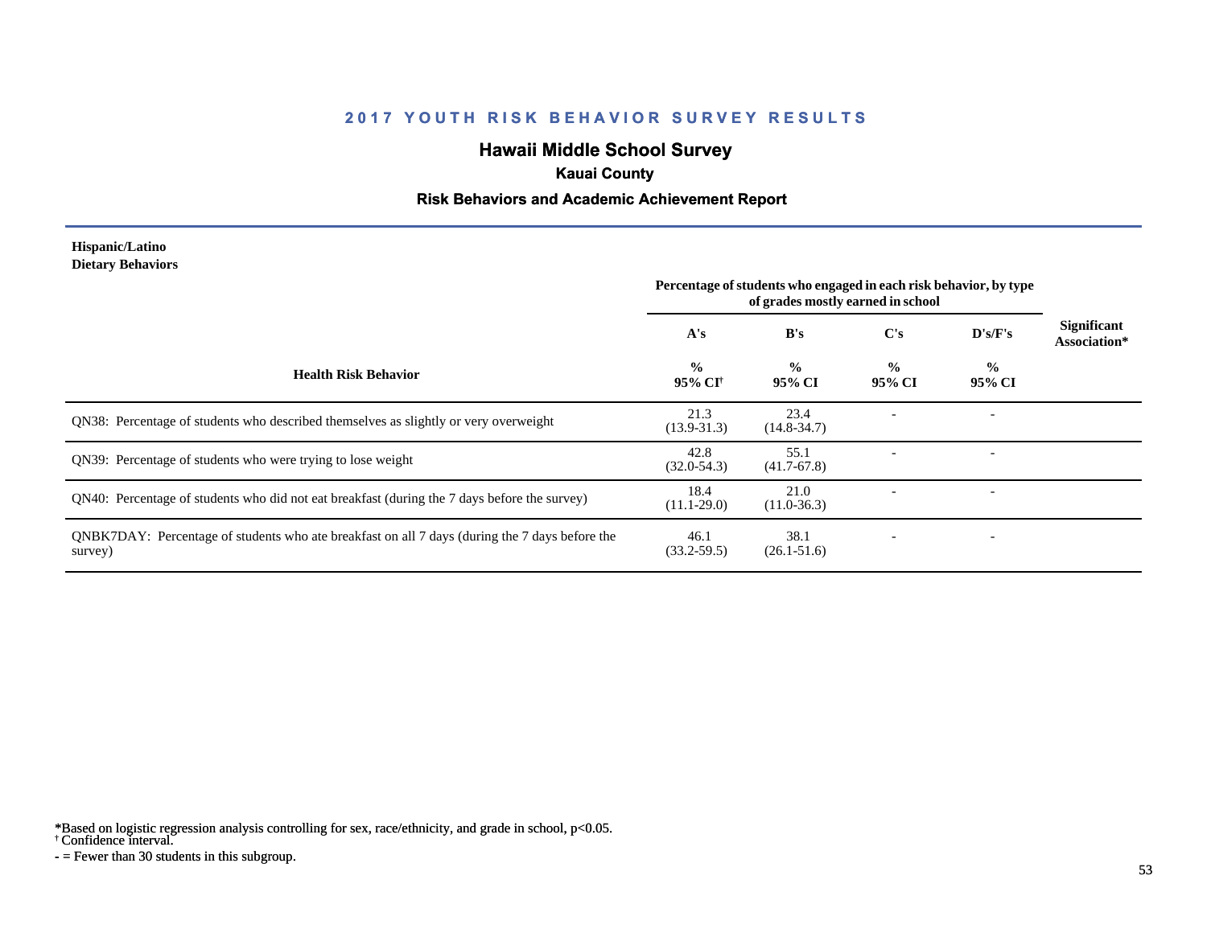# 2017 YOUTH RISK BEHAVIOR SURVEY RESULTS

## Hawaii Middle School Survey

### Kauai County

### Risk Behaviors and Academic Achievement Report

**Hispanic/Latino**
**Dietary Behaviors**

| Health Risk Behavior | A's<br>%<br>95% CI† | B's<br>%<br>95% CI | C's<br>%<br>95% CI | D's/F's<br>%<br>95% CI | Significant Association* |
|---|---|---|---|---|---|
| QN38: Percentage of students who described themselves as slightly or very overweight | 21.3<br>(13.9-31.3) | 23.4<br>(14.8-34.7) | - | - | |
| QN39: Percentage of students who were trying to lose weight | 42.8<br>(32.0-54.3) | 55.1<br>(41.7-67.8) | - | - | |
| QN40: Percentage of students who did not eat breakfast (during the 7 days before the survey) | 18.4<br>(11.1-29.0) | 21.0<br>(11.0-36.3) | - | - | |
| QNBK7DAY: Percentage of students who ate breakfast on all 7 days (during the 7 days before the survey) | 46.1<br>(33.2-59.5) | 38.1<br>(26.1-51.6) | - | - | |

Percentage of students who engaged in each risk behavior, by type of grades mostly earned in school

*Based on logistic regression analysis controlling for sex, race/ethnicity, and grade in school, p<0.05.
† Confidence interval.
- = Fewer than 30 students in this subgroup.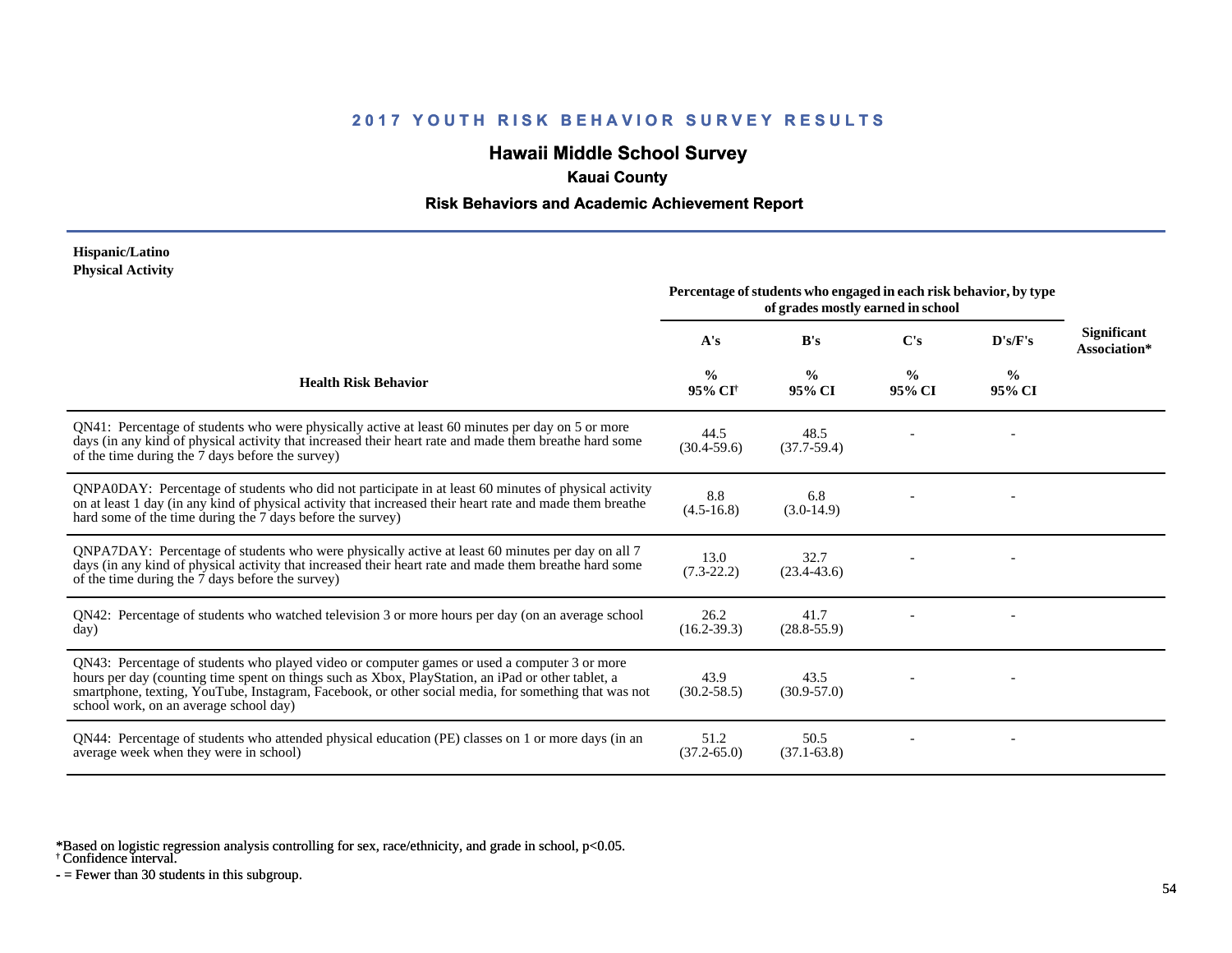## 2017 YOUTH RISK BEHAVIOR SURVEY RESULTS

# Hawaii Middle School Survey

### Kauai County

### Risk Behaviors and Academic Achievement Report

**Hispanic/Latino**
**Physical Activity**

| Health Risk Behavior | Percentage of students who engaged in each risk behavior, by type of grades mostly earned in school | | | | Significant Association* |
|---|---|---|---|---|---|
| | A's | B's | C's | D's/F's | |
| | % 95% CI† | % 95% CI | % 95% CI | % 95% CI | |
| QN41: Percentage of students who were physically active at least 60 minutes per day on 5 or more days (in any kind of physical activity that increased their heart rate and made them breathe hard some of the time during the 7 days before the survey) | 44.5 (30.4-59.6) | 48.5 (37.7-59.4) | - | - | |
| QNPA0DAY: Percentage of students who did not participate in at least 60 minutes of physical activity on at least 1 day (in any kind of physical activity that increased their heart rate and made them breathe hard some of the time during the 7 days before the survey) | 8.8 (4.5-16.8) | 6.8 (3.0-14.9) | - | - | |
| QNPA7DAY: Percentage of students who were physically active at least 60 minutes per day on all 7 days (in any kind of physical activity that increased their heart rate and made them breathe hard some of the time during the 7 days before the survey) | 13.0 (7.3-22.2) | 32.7 (23.4-43.6) | - | - | |
| QN42: Percentage of students who watched television 3 or more hours per day (on an average school day) | 26.2 (16.2-39.3) | 41.7 (28.8-55.9) | - | - | |
| QN43: Percentage of students who played video or computer games or used a computer 3 or more hours per day (counting time spent on things such as Xbox, PlayStation, an iPad or other tablet, a smartphone, texting, YouTube, Instagram, Facebook, or other social media, for something that was not school work, on an average school day) | 43.9 (30.2-58.5) | 43.5 (30.9-57.0) | - | - | |
| QN44: Percentage of students who attended physical education (PE) classes on 1 or more days (in an average week when they were in school) | 51.2 (37.2-65.0) | 50.5 (37.1-63.8) | - | - | |

*Based on logistic regression analysis controlling for sex, race/ethnicity, and grade in school, $p<0.05$.
† Confidence interval.
- = Fewer than 30 students in this subgroup.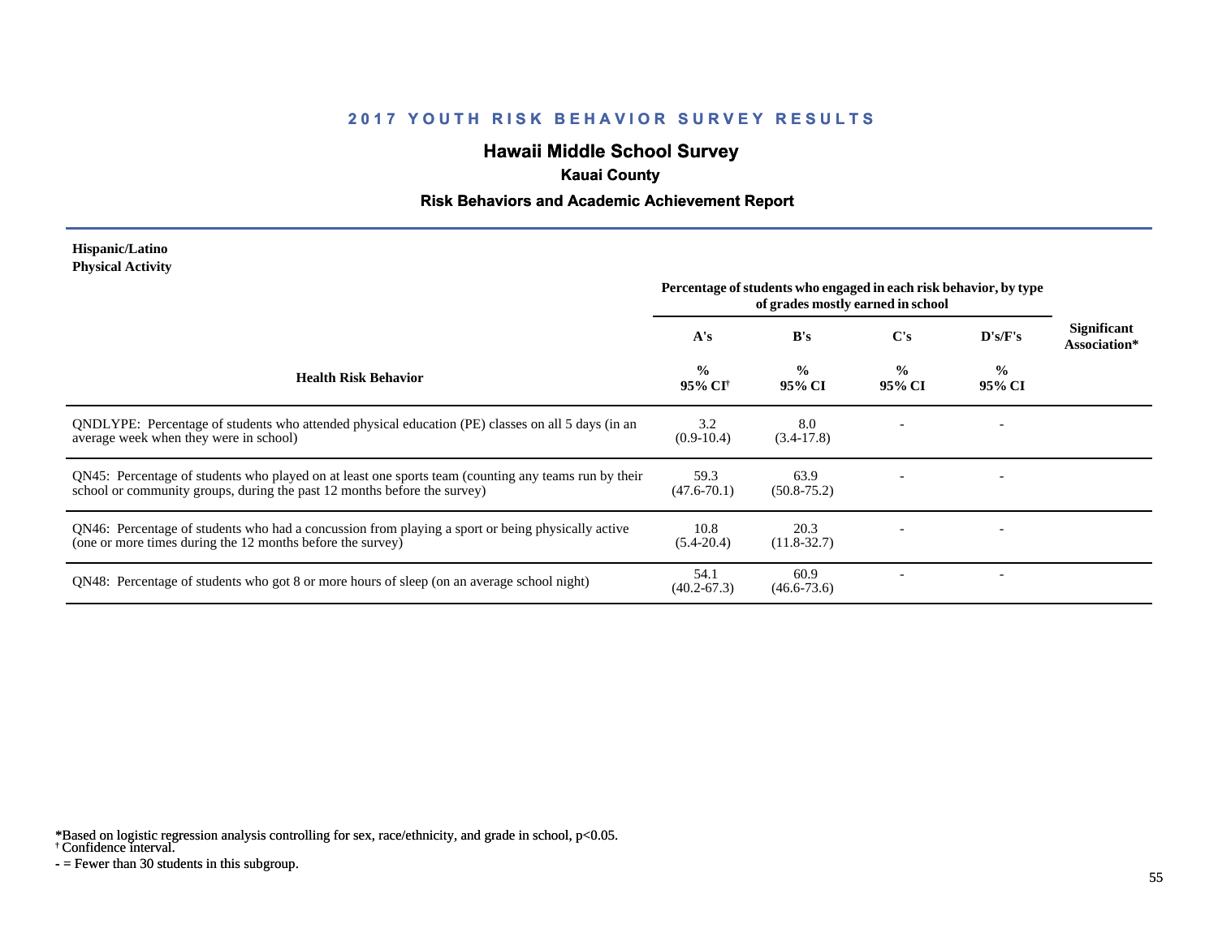# 2017 YOUTH RISK BEHAVIOR SURVEY RESULTS

## Hawaii Middle School Survey

### Kauai County

### Risk Behaviors and Academic Achievement Report

**Hispanic/Latino**
**Physical Activity**

| Health Risk Behavior | Percentage of students who engaged in each risk behavior, by type of grades mostly earned in school | | | | Significant Association* |
|---|---|---|---|---|---|
| | A's<br>%<br>95% CI[†] | B's<br>%<br>95% CI | C's<br>%<br>95% CI | D's/F's<br>%<br>95% CI | |
| QNDLYPE: Percentage of students who attended physical education (PE) classes on all 5 days (in an average week when they were in school) | 3.2<br>(0.9-10.4) | 8.0<br>(3.4-17.8) | - | - | |
| QN45: Percentage of students who played on at least one sports team (counting any teams run by their school or community groups, during the past 12 months before the survey) | 59.3<br>(47.6-70.1) | 63.9<br>(50.8-75.2) | - | - | |
| QN46: Percentage of students who had a concussion from playing a sport or being physically active (one or more times during the 12 months before the survey) | 10.8<br>(5.4-20.4) | 20.3<br>(11.8-32.7) | - | - | |
| QN48: Percentage of students who got 8 or more hours of sleep (on an average school night) | 54.1<br>(40.2-67.3) | 60.9<br>(46.6-73.6) | - | - | |

*Based on logistic regression analysis controlling for sex, race/ethnicity, and grade in school, p<0.05.
[†] Confidence interval.
- = Fewer than 30 students in this subgroup.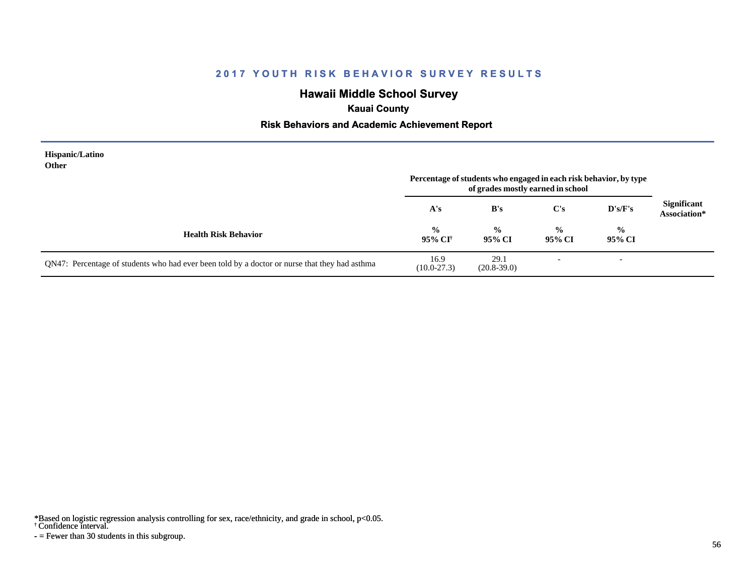## 2017 YOUTH RISK BEHAVIOR SURVEY RESULTS

# Hawaii Middle School Survey

### Kauai County

### Risk Behaviors and Academic Achievement Report

**Hispanic/Latino**
**Other**

| Health Risk Behavior | Percentage of students who engaged in each risk behavior, by type of grades mostly earned in school | | | | Significant Association* |
|---|---|---|---|---|---|
| | A's | B's | C's | D's/F's | |
| | % 95% CI† | % 95% CI | % 95% CI | % 95% CI | |
| QN47: Percentage of students who had ever been told by a doctor or nurse that they had asthma | 16.9 (10.0-27.3) | 29.1 (20.8-39.0) | - | - | |

*Based on logistic regression analysis controlling for sex, race/ethnicity, and grade in school, p<0.05.
† Confidence interval.
- = Fewer than 30 students in this subgroup.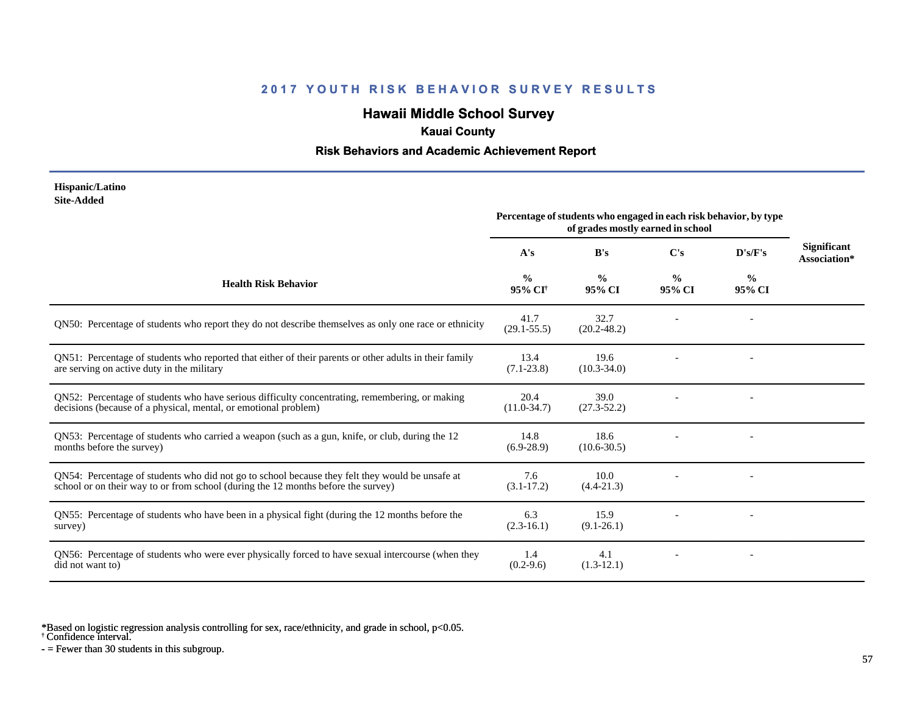## 2017 YOUTH RISK BEHAVIOR SURVEY RESULTS

# Hawaii Middle School Survey

### Kauai County

### Risk Behaviors and Academic Achievement Report

**Hispanic/Latino**
**Site-Added**

| Health Risk Behavior | Percentage of students who engaged in each risk behavior, by type of grades mostly earned in school | | | | Significant Association* |
|---|---|---|---|---|---|
| | A's | B's | C's | D's/F's | |
| | % 95% CI[†] | % 95% CI | % 95% CI | % 95% CI | |
| QN50: Percentage of students who report they do not describe themselves as only one race or ethnicity | 41.7 (29.1-55.5) | 32.7 (20.2-48.2) | - | - | |
| QN51: Percentage of students who reported that either of their parents or other adults in their family are serving on active duty in the military | 13.4 (7.1-23.8) | 19.6 (10.3-34.0) | - | - | |
| QN52: Percentage of students who have serious difficulty concentrating, remembering, or making decisions (because of a physical, mental, or emotional problem) | 20.4 (11.0-34.7) | 39.0 (27.3-52.2) | - | - | |
| QN53: Percentage of students who carried a weapon (such as a gun, knife, or club, during the 12 months before the survey) | 14.8 (6.9-28.9) | 18.6 (10.6-30.5) | - | - | |
| QN54: Percentage of students who did not go to school because they felt they would be unsafe at school or on their way to or from school (during the 12 months before the survey) | 7.6 (3.1-17.2) | 10.0 (4.4-21.3) | - | - | |
| QN55: Percentage of students who have been in a physical fight (during the 12 months before the survey) | 6.3 (2.3-16.1) | 15.9 (9.1-26.1) | - | - | |
| QN56: Percentage of students who were ever physically forced to have sexual intercourse (when they did not want to) | 1.4 (0.2-9.6) | 4.1 (1.3-12.1) | - | - | |

*Based on logistic regression analysis controlling for sex, race/ethnicity, and grade in school, $p<0.05$.
[†] Confidence interval.
- = Fewer than 30 students in this subgroup.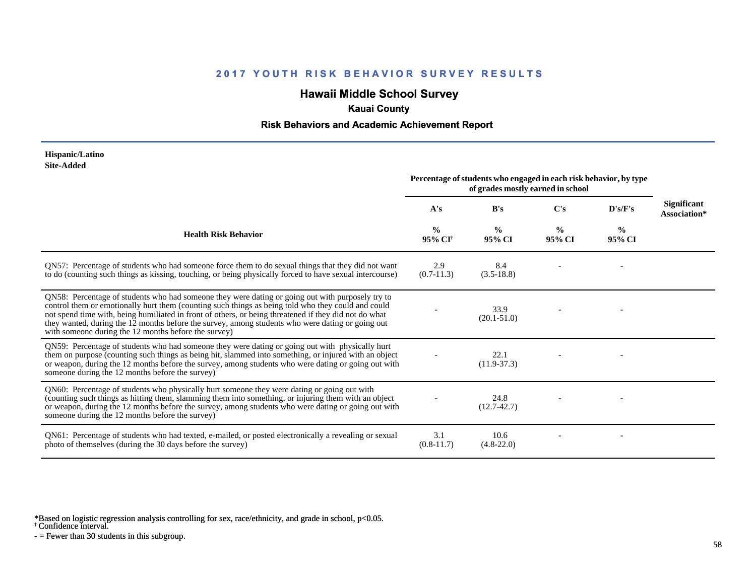## 2017 YOUTH RISK BEHAVIOR SURVEY RESULTS

### Hawaii Middle School Survey

**Kauai County**

**Risk Behaviors and Academic Achievement Report**

**Hispanic/Latino**
**Site-Added**

| Health Risk Behavior | Percentage of students who engaged in each risk behavior, by type of grades mostly earned in school | | | | Significant Association* |
|---|---|---|---|---|---|
| | A's | B's | C's | D's/F's | |
| | % 95% CI† | % 95% CI | % 95% CI | % 95% CI | |
| QN57: Percentage of students who had someone force them to do sexual things that they did not want to do (counting such things as kissing, touching, or being physically forced to have sexual intercourse) | 2.9 (0.7-11.3) | 8.4 (3.5-18.8) | - | - | |
| QN58: Percentage of students who had someone they were dating or going out with purposely try to control them or emotionally hurt them (counting such things as being told who they could and could not spend time with, being humiliated in front of others, or being threatened if they did not do what they wanted, during the 12 months before the survey, among students who were dating or going out with someone during the 12 months before the survey) | - | 33.9 (20.1-51.0) | - | - | |
| QN59: Percentage of students who had someone they were dating or going out with physically hurt them on purpose (counting such things as being hit, slammed into something, or injured with an object or weapon, during the 12 months before the survey, among students who were dating or going out with someone during the 12 months before the survey) | - | 22.1 (11.9-37.3) | - | - | |
| QN60: Percentage of students who physically hurt someone they were dating or going out with (counting such things as hitting them, slamming them into something, or injuring them with an object or weapon, during the 12 months before the survey, among students who were dating or going out with someone during the 12 months before the survey) | - | 24.8 (12.7-42.7) | - | - | |
| QN61: Percentage of students who had texted, e-mailed, or posted electronically a revealing or sexual photo of themselves (during the 30 days before the survey) | 3.1 (0.8-11.7) | 10.6 (4.8-22.0) | - | - | |

*Based on logistic regression analysis controlling for sex, race/ethnicity, and grade in school, $p<0.05$.
† Confidence interval.
- = Fewer than 30 students in this subgroup.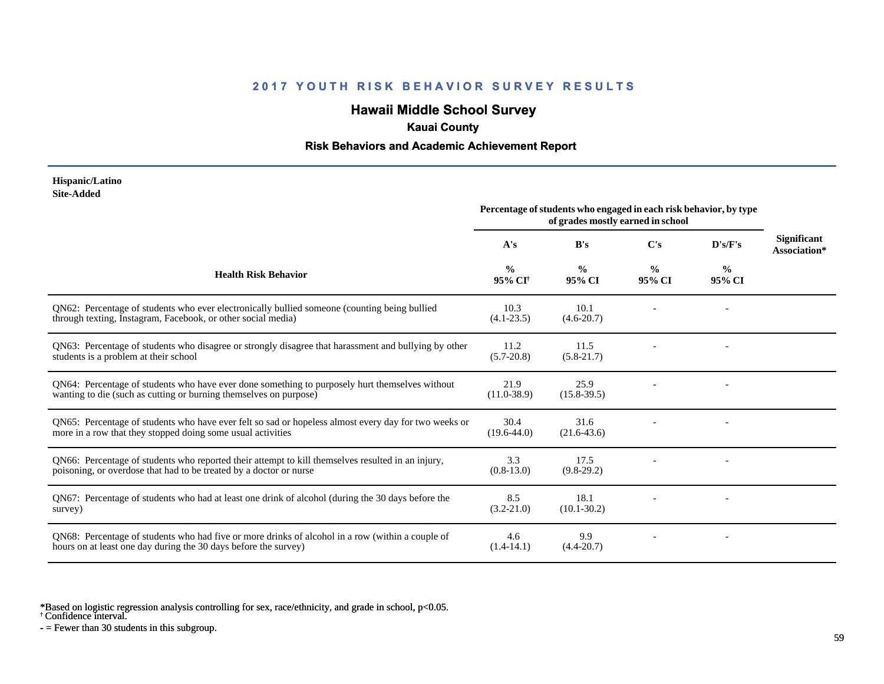## 2017 YOUTH RISK BEHAVIOR SURVEY RESULTS

# Hawaii Middle School Survey

### Kauai County

### Risk Behaviors and Academic Achievement Report

**Hispanic/Latino**
**Site-Added**

| Health Risk Behavior | Percentage of students who engaged in each risk behavior, by type of grades mostly earned in school | | | | Significant Association* |
|---|---|---|---|---|---|
| | A's | B's | C's | D's/F's | |
| | % 95% CI[†] | % 95% CI | % 95% CI | % 95% CI | |
| QN62: Percentage of students who ever electronically bullied someone (counting being bullied through texting, Instagram, Facebook, or other social media) | 10.3 (4.1-23.5) | 10.1 (4.6-20.7) | - | - | |
| QN63: Percentage of students who disagree or strongly disagree that harassment and bullying by other students is a problem at their school | 11.2 (5.7-20.8) | 11.5 (5.8-21.7) | - | - | |
| QN64: Percentage of students who have ever done something to purposely hurt themselves without wanting to die (such as cutting or burning themselves on purpose) | 21.9 (11.0-38.9) | 25.9 (15.8-39.5) | - | - | |
| QN65: Percentage of students who have ever felt so sad or hopeless almost every day for two weeks or more in a row that they stopped doing some usual activities | 30.4 (19.6-44.0) | 31.6 (21.6-43.6) | - | - | |
| QN66: Percentage of students who reported their attempt to kill themselves resulted in an injury, poisoning, or overdose that had to be treated by a doctor or nurse | 3.3 (0.8-13.0) | 17.5 (9.8-29.2) | - | - | |
| QN67: Percentage of students who had at least one drink of alcohol (during the 30 days before the survey) | 8.5 (3.2-21.0) | 18.1 (10.1-30.2) | - | - | |
| QN68: Percentage of students who had five or more drinks of alcohol in a row (within a couple of hours on at least one day during the 30 days before the survey) | 4.6 (1.4-14.1) | 9.9 (4.4-20.7) | - | - | |

*Based on logistic regression analysis controlling for sex, race/ethnicity, and grade in school, $p<0.05$.
[†] Confidence interval.
- = Fewer than 30 students in this subgroup.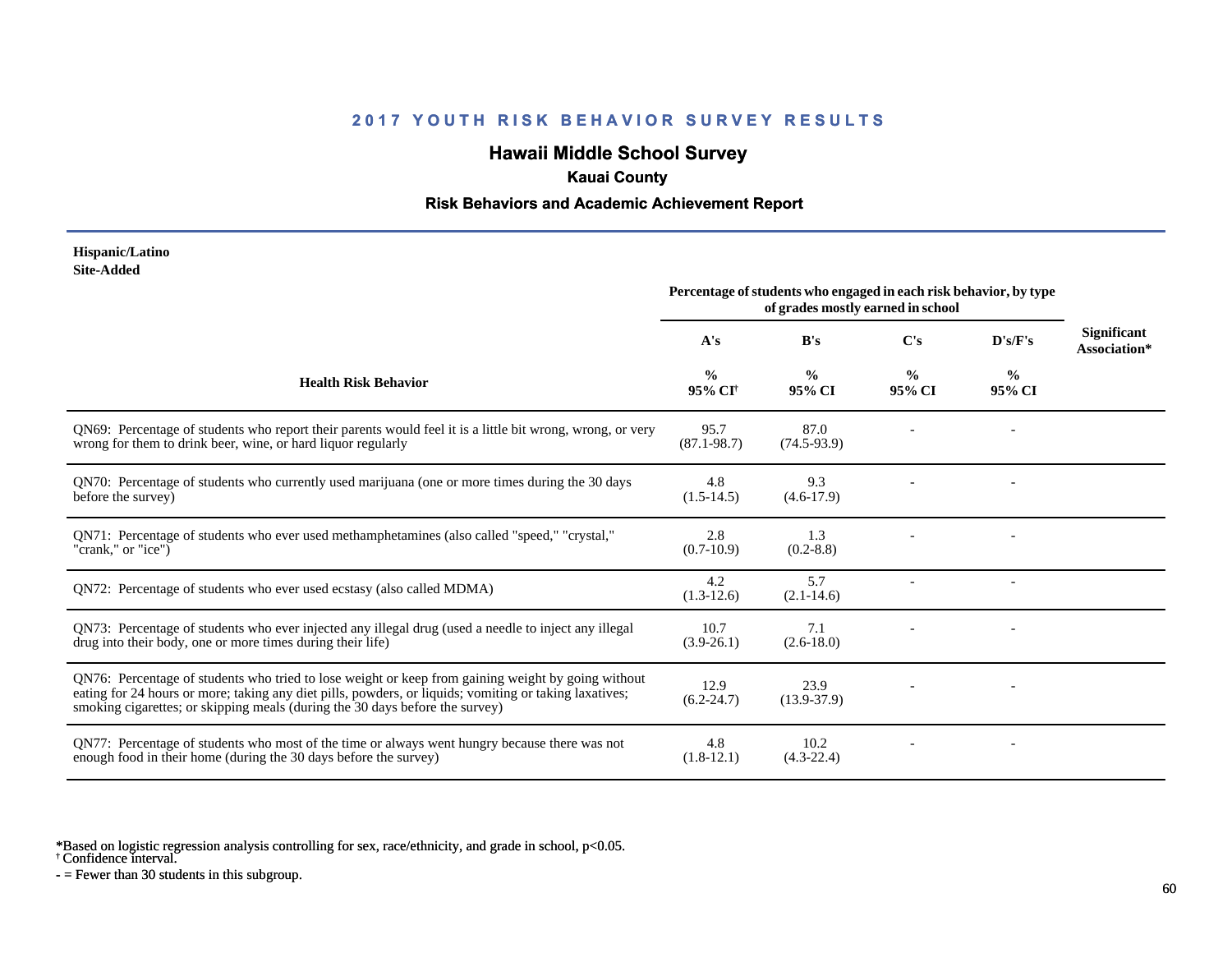## 2017 YOUTH RISK BEHAVIOR SURVEY RESULTS

### Hawaii Middle School Survey

**Kauai County**

**Risk Behaviors and Academic Achievement Report**

**Hispanic/Latino**
**Site-Added**

| Health Risk Behavior | Percentage of students who engaged in each risk behavior, by type of grades mostly earned in school | | | | Significant Association* |
|---|---|---|---|---|---|
| | A's | B's | C's | D's/F's | |
| | % 95% CI† | % 95% CI | % 95% CI | % 95% CI | |
| QN69: Percentage of students who report their parents would feel it is a little bit wrong, wrong, or very wrong for them to drink beer, wine, or hard liquor regularly | 95.7 (87.1-98.7) | 87.0 (74.5-93.9) | - | - | |
| QN70: Percentage of students who currently used marijuana (one or more times during the 30 days before the survey) | 4.8 (1.5-14.5) | 9.3 (4.6-17.9) | - | - | |
| QN71: Percentage of students who ever used methamphetamines (also called "speed," "crystal," "crank," or "ice") | 2.8 (0.7-10.9) | 1.3 (0.2-8.8) | - | - | |
| QN72: Percentage of students who ever used ecstasy (also called MDMA) | 4.2 (1.3-12.6) | 5.7 (2.1-14.6) | - | - | |
| QN73: Percentage of students who ever injected any illegal drug (used a needle to inject any illegal drug into their body, one or more times during their life) | 10.7 (3.9-26.1) | 7.1 (2.6-18.0) | - | - | |
| QN76: Percentage of students who tried to lose weight or keep from gaining weight by going without eating for 24 hours or more; taking any diet pills, powders, or liquids; vomiting or taking laxatives; smoking cigarettes; or skipping meals (during the 30 days before the survey) | 12.9 (6.2-24.7) | 23.9 (13.9-37.9) | - | - | |
| QN77: Percentage of students who most of the time or always went hungry because there was not enough food in their home (during the 30 days before the survey) | 4.8 (1.8-12.1) | 10.2 (4.3-22.4) | - | - | |

*Based on logistic regression analysis controlling for sex, race/ethnicity, and grade in school, p<0.05.
† Confidence interval.
- = Fewer than 30 students in this subgroup.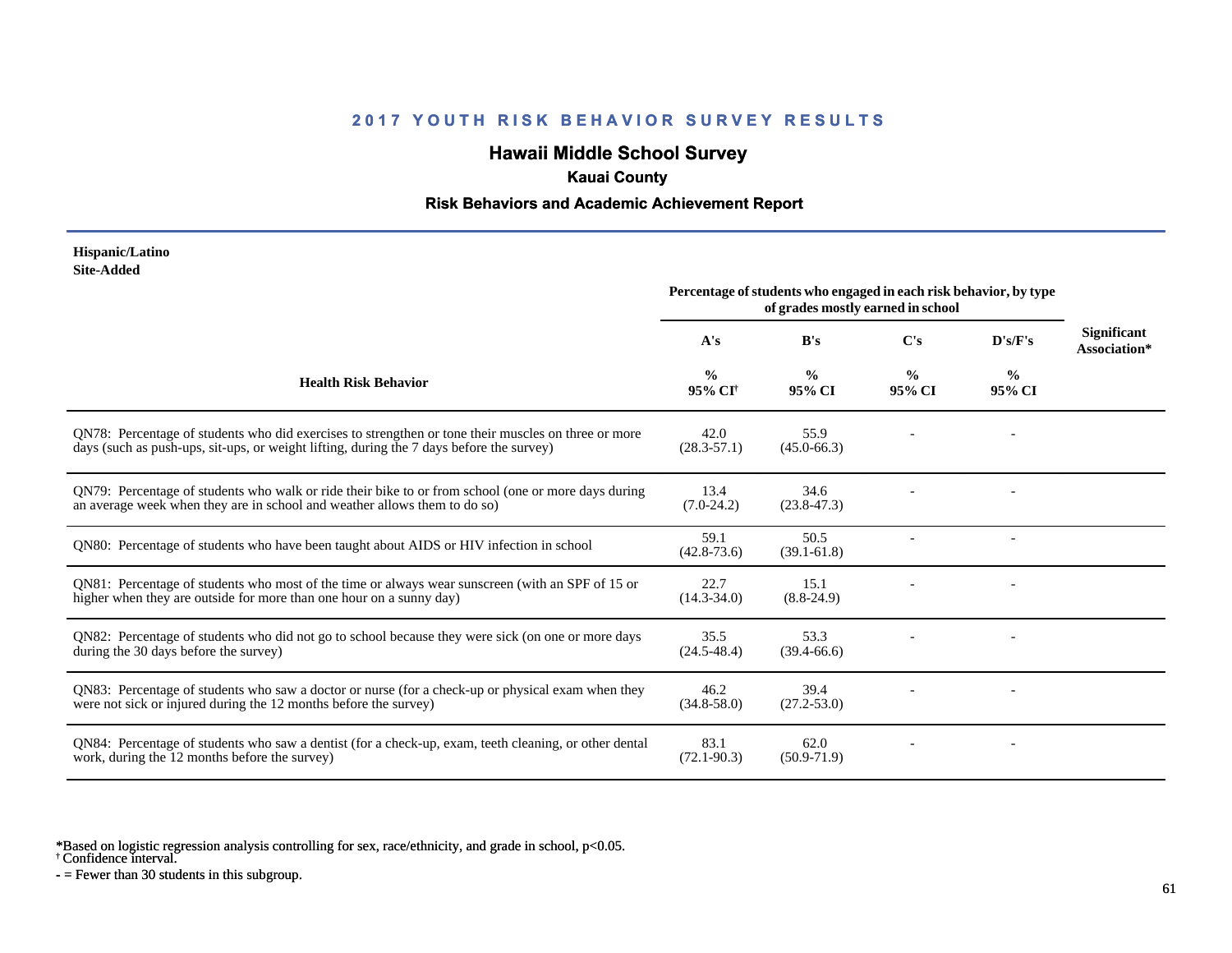## 2017 YOUTH RISK BEHAVIOR SURVEY RESULTS

# Hawaii Middle School Survey

### Kauai County

### Risk Behaviors and Academic Achievement Report

**Hispanic/Latino**
**Site-Added**

| Health Risk Behavior | Percentage of students who engaged in each risk behavior, by type of grades mostly earned in school | | | | Significant Association* |
|---|---|---|---|---|---|
| | A's | B's | C's | D's/F's | |
| | % 95% CI† | % 95% CI | % 95% CI | % 95% CI | |
| QN78: Percentage of students who did exercises to strengthen or tone their muscles on three or more days (such as push-ups, sit-ups, or weight lifting, during the 7 days before the survey) | 42.0 (28.3-57.1) | 55.9 (45.0-66.3) | - | - | |
| QN79: Percentage of students who walk or ride their bike to or from school (one or more days during an average week when they are in school and weather allows them to do so) | 13.4 (7.0-24.2) | 34.6 (23.8-47.3) | - | - | |
| QN80: Percentage of students who have been taught about AIDS or HIV infection in school | 59.1 (42.8-73.6) | 50.5 (39.1-61.8) | - | - | |
| QN81: Percentage of students who most of the time or always wear sunscreen (with an SPF of 15 or higher when they are outside for more than one hour on a sunny day) | 22.7 (14.3-34.0) | 15.1 (8.8-24.9) | - | - | |
| QN82: Percentage of students who did not go to school because they were sick (on one or more days during the 30 days before the survey) | 35.5 (24.5-48.4) | 53.3 (39.4-66.6) | - | - | |
| QN83: Percentage of students who saw a doctor or nurse (for a check-up or physical exam when they were not sick or injured during the 12 months before the survey) | 46.2 (34.8-58.0) | 39.4 (27.2-53.0) | - | - | |
| QN84: Percentage of students who saw a dentist (for a check-up, exam, teeth cleaning, or other dental work, during the 12 months before the survey) | 83.1 (72.1-90.3) | 62.0 (50.9-71.9) | - | - | |

*Based on logistic regression analysis controlling for sex, race/ethnicity, and grade in school, $p<0.05$.
† Confidence interval.
- = Fewer than 30 students in this subgroup.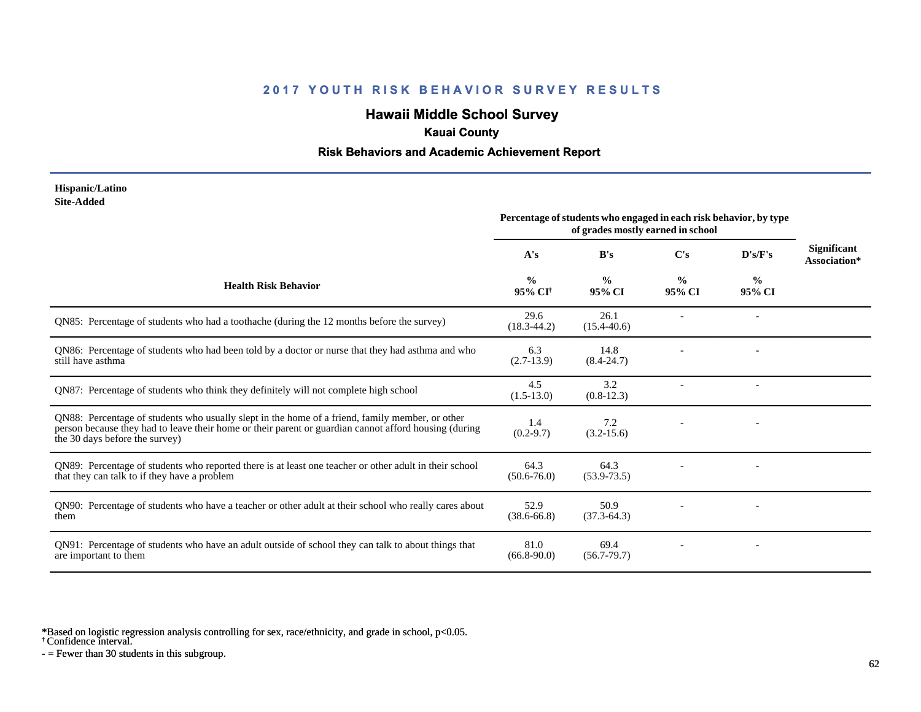## 2017 YOUTH RISK BEHAVIOR SURVEY RESULTS

# Hawaii Middle School Survey

### Kauai County

### Risk Behaviors and Academic Achievement Report

**Hispanic/Latino**
**Site-Added**

| Health Risk Behavior | A's | B's | C's | D's/F's | Significant Association* |
|---|---|---|---|---|---|
| | Percentage of students who engaged in each risk behavior, by type of grades mostly earned in school | | | | |
| | % 95% CI† | % 95% CI | % 95% CI | % 95% CI | |
| QN85: Percentage of students who had a toothache (during the 12 months before the survey) | 29.6 (18.3-44.2) | 26.1 (15.4-40.6) | - | - | |
| QN86: Percentage of students who had been told by a doctor or nurse that they had asthma and who still have asthma | 6.3 (2.7-13.9) | 14.8 (8.4-24.7) | - | - | |
| QN87: Percentage of students who think they definitely will not complete high school | 4.5 (1.5-13.0) | 3.2 (0.8-12.3) | - | - | |
| QN88: Percentage of students who usually slept in the home of a friend, family member, or other person because they had to leave their home or their parent or guardian cannot afford housing (during the 30 days before the survey) | 1.4 (0.2-9.7) | 7.2 (3.2-15.6) | - | - | |
| QN89: Percentage of students who reported there is at least one teacher or other adult in their school that they can talk to if they have a problem | 64.3 (50.6-76.0) | 64.3 (53.9-73.5) | - | - | |
| QN90: Percentage of students who have a teacher or other adult at their school who really cares about them | 52.9 (38.6-66.8) | 50.9 (37.3-64.3) | - | - | |
| QN91: Percentage of students who have an adult outside of school they can talk to about things that are important to them | 81.0 (66.8-90.0) | 69.4 (56.7-79.7) | - | - | |

*Based on logistic regression analysis controlling for sex, race/ethnicity, and grade in school, $p<0.05$.
† Confidence interval.
- = Fewer than 30 students in this subgroup.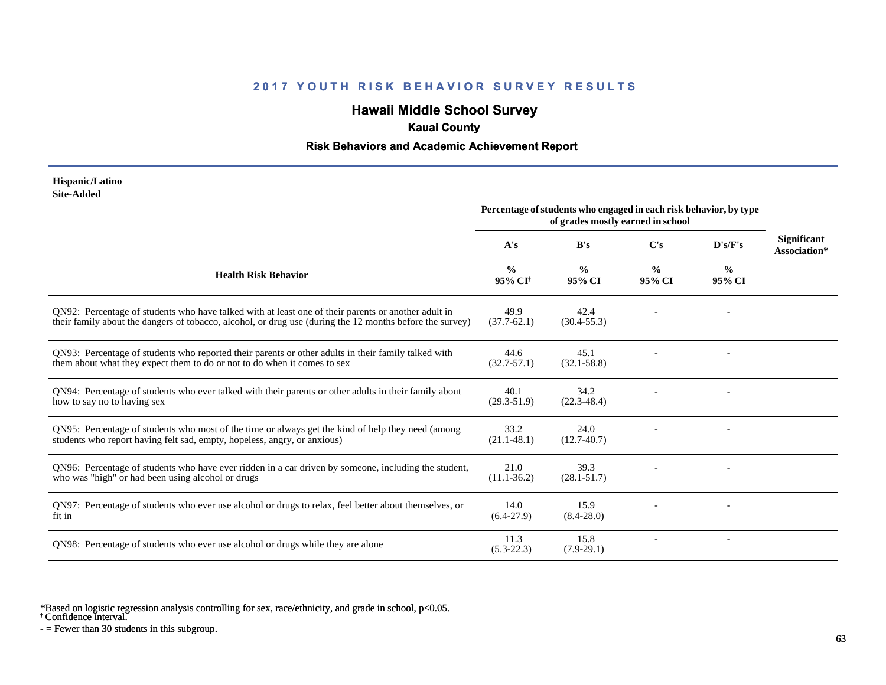## 2017 YOUTH RISK BEHAVIOR SURVEY RESULTS

# Hawaii Middle School Survey

### Kauai County

### Risk Behaviors and Academic Achievement Report

**Hispanic/Latino**
**Site-Added**

| Health Risk Behavior | Percentage of students who engaged in each risk behavior, by type of grades mostly earned in school | | | | Significant Association* |
|---|---|---|---|---|---|
| | A's | B's | C's | D's/F's | |
| | % 95% CI† | % 95% CI | % 95% CI | % 95% CI | |
| QN92: Percentage of students who have talked with at least one of their parents or another adult in their family about the dangers of tobacco, alcohol, or drug use (during the 12 months before the survey) | 49.9 (37.7-62.1) | 42.4 (30.4-55.3) | - | - | |
| QN93: Percentage of students who reported their parents or other adults in their family talked with them about what they expect them to do or not to do when it comes to sex | 44.6 (32.7-57.1) | 45.1 (32.1-58.8) | - | - | |
| QN94: Percentage of students who ever talked with their parents or other adults in their family about how to say no to having sex | 40.1 (29.3-51.9) | 34.2 (22.3-48.4) | - | - | |
| QN95: Percentage of students who most of the time or always get the kind of help they need (among students who report having felt sad, empty, hopeless, angry, or anxious) | 33.2 (21.1-48.1) | 24.0 (12.7-40.7) | - | - | |
| QN96: Percentage of students who have ever ridden in a car driven by someone, including the student, who was "high" or had been using alcohol or drugs | 21.0 (11.1-36.2) | 39.3 (28.1-51.7) | - | - | |
| QN97: Percentage of students who ever use alcohol or drugs to relax, feel better about themselves, or fit in | 14.0 (6.4-27.9) | 15.9 (8.4-28.0) | - | - | |
| QN98: Percentage of students who ever use alcohol or drugs while they are alone | 11.3 (5.3-22.3) | 15.8 (7.9-29.1) | - | - | |

*Based on logistic regression analysis controlling for sex, race/ethnicity, and grade in school, p<0.05.
† Confidence interval.
- = Fewer than 30 students in this subgroup.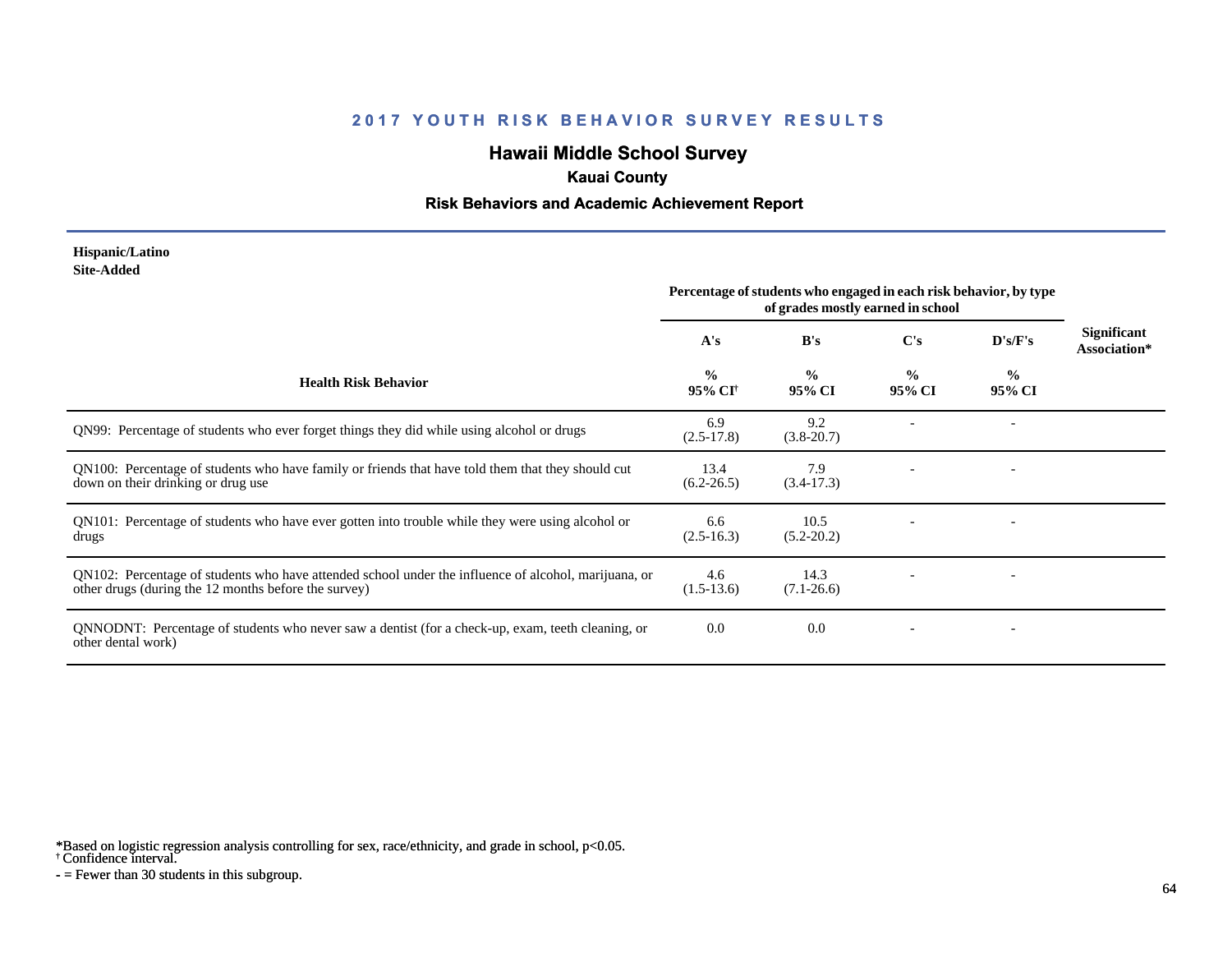## 2017 YOUTH RISK BEHAVIOR SURVEY RESULTS

# Hawaii Middle School Survey

### Kauai County

### Risk Behaviors and Academic Achievement Report

**Hispanic/Latino**
**Site-Added**

| Health Risk Behavior | Percentage of students who engaged in each risk behavior, by type of grades mostly earned in school | | | | Significant Association* |
|---|---|---|---|---|---|
| | A's | B's | C's | D's/F's | |
| | % 95% CI† | % 95% CI | % 95% CI | % 95% CI | |
| QN99: Percentage of students who ever forget things they did while using alcohol or drugs | 6.9 (2.5-17.8) | 9.2 (3.8-20.7) | - | - | |
| QN100: Percentage of students who have family or friends that have told them that they should cut down on their drinking or drug use | 13.4 (6.2-26.5) | 7.9 (3.4-17.3) | - | - | |
| QN101: Percentage of students who have ever gotten into trouble while they were using alcohol or drugs | 6.6 (2.5-16.3) | 10.5 (5.2-20.2) | - | - | |
| QN102: Percentage of students who have attended school under the influence of alcohol, marijuana, or other drugs (during the 12 months before the survey) | 4.6 (1.5-13.6) | 14.3 (7.1-26.6) | - | - | |
| QNNODNT: Percentage of students who never saw a dentist (for a check-up, exam, teeth cleaning, or other dental work) | 0.0 | 0.0 | - | - | |

*Based on logistic regression analysis controlling for sex, race/ethnicity, and grade in school, $p<0.05$.
† Confidence interval.
- = Fewer than 30 students in this subgroup.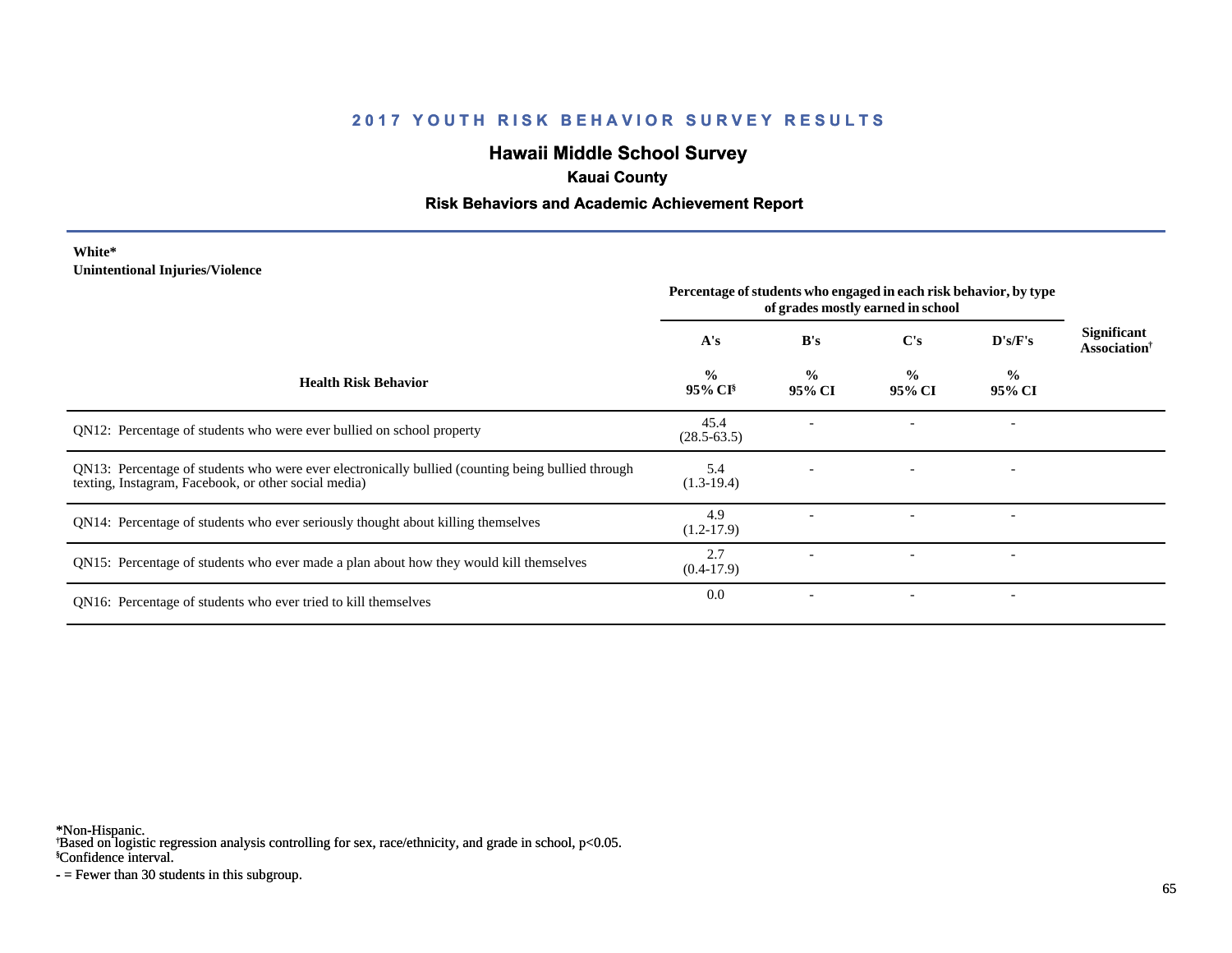## 2017 YOUTH RISK BEHAVIOR SURVEY RESULTS

# Hawaii Middle School Survey

### Kauai County

### Risk Behaviors and Academic Achievement Report

**White***
**Unintentional Injuries/Violence**

| Health Risk Behavior | Percentage of students who engaged in each risk behavior, by type of grades mostly earned in school | | | | Significant Association† |
|---|---|---|---|---|---|
| | A's | B's | C's | D's/F's | |
| | % 95% CI§ | % 95% CI | % 95% CI | % 95% CI | |
| QN12: Percentage of students who were ever bullied on school property | 45.4 (28.5-63.5) | - | - | - | |
| QN13: Percentage of students who were ever electronically bullied (counting being bullied through texting, Instagram, Facebook, or other social media) | 5.4 (1.3-19.4) | - | - | - | |
| QN14: Percentage of students who ever seriously thought about killing themselves | 4.9 (1.2-17.9) | - | - | - | |
| QN15: Percentage of students who ever made a plan about how they would kill themselves | 2.7 (0.4-17.9) | - | - | - | |
| QN16: Percentage of students who ever tried to kill themselves | 0.0 | - | - | - | |

*Non-Hispanic.
†Based on logistic regression analysis controlling for sex, race/ethnicity, and grade in school, p<0.05.
§Confidence interval.
- = Fewer than 30 students in this subgroup.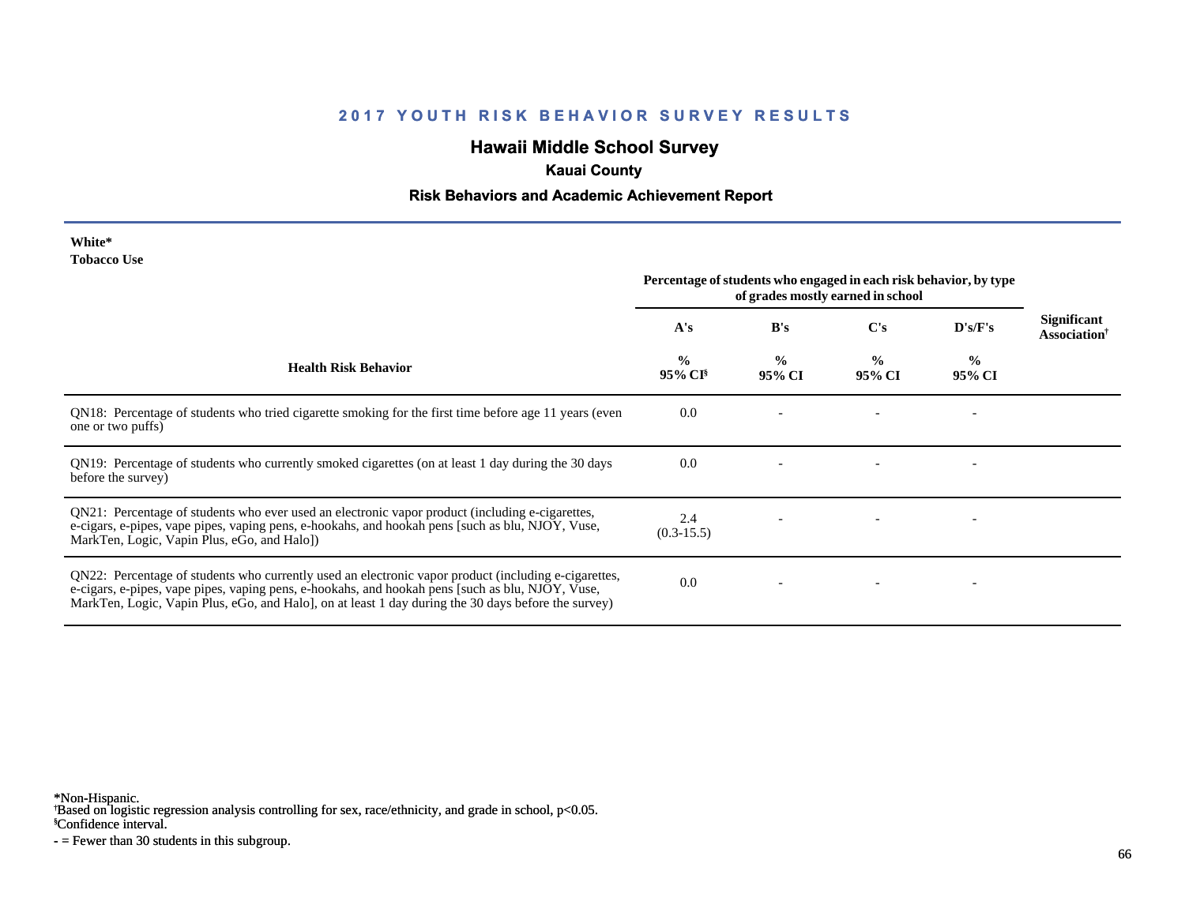## 2017 YOUTH RISK BEHAVIOR SURVEY RESULTS

# Hawaii Middle School Survey

### Kauai County

### Risk Behaviors and Academic Achievement Report

**White***
**Tobacco Use**

| Health Risk Behavior | Percentage of students who engaged in each risk behavior, by type of grades mostly earned in school | | | | Significant Association† |
|---|---|---|---|---|---|
| | A's | B's | C's | D's/F's | |
| | % 95% CI§ | % 95% CI | % 95% CI | % 95% CI | |
| QN18: Percentage of students who tried cigarette smoking for the first time before age 11 years (even one or two puffs) | 0.0 | - | - | - | |
| QN19: Percentage of students who currently smoked cigarettes (on at least 1 day during the 30 days before the survey) | 0.0 | - | - | - | |
| QN21: Percentage of students who ever used an electronic vapor product (including e-cigarettes, e-cigars, e-pipes, vape pipes, vaping pens, e-hookahs, and hookah pens [such as blu, NJOY, Vuse, MarkTen, Logic, Vapin Plus, eGo, and Halo]) | 2.4 (0.3-15.5) | - | - | - | |
| QN22: Percentage of students who currently used an electronic vapor product (including e-cigarettes, e-cigars, e-pipes, vape pipes, vaping pens, e-hookahs, and hookah pens [such as blu, NJOY, Vuse, MarkTen, Logic, Vapin Plus, eGo, and Halo], on at least 1 day during the 30 days before the survey) | 0.0 | - | - | - | |

*Non-Hispanic.
†Based on logistic regression analysis controlling for sex, race/ethnicity, and grade in school, $p<0.05$.
§Confidence interval.
- = Fewer than 30 students in this subgroup.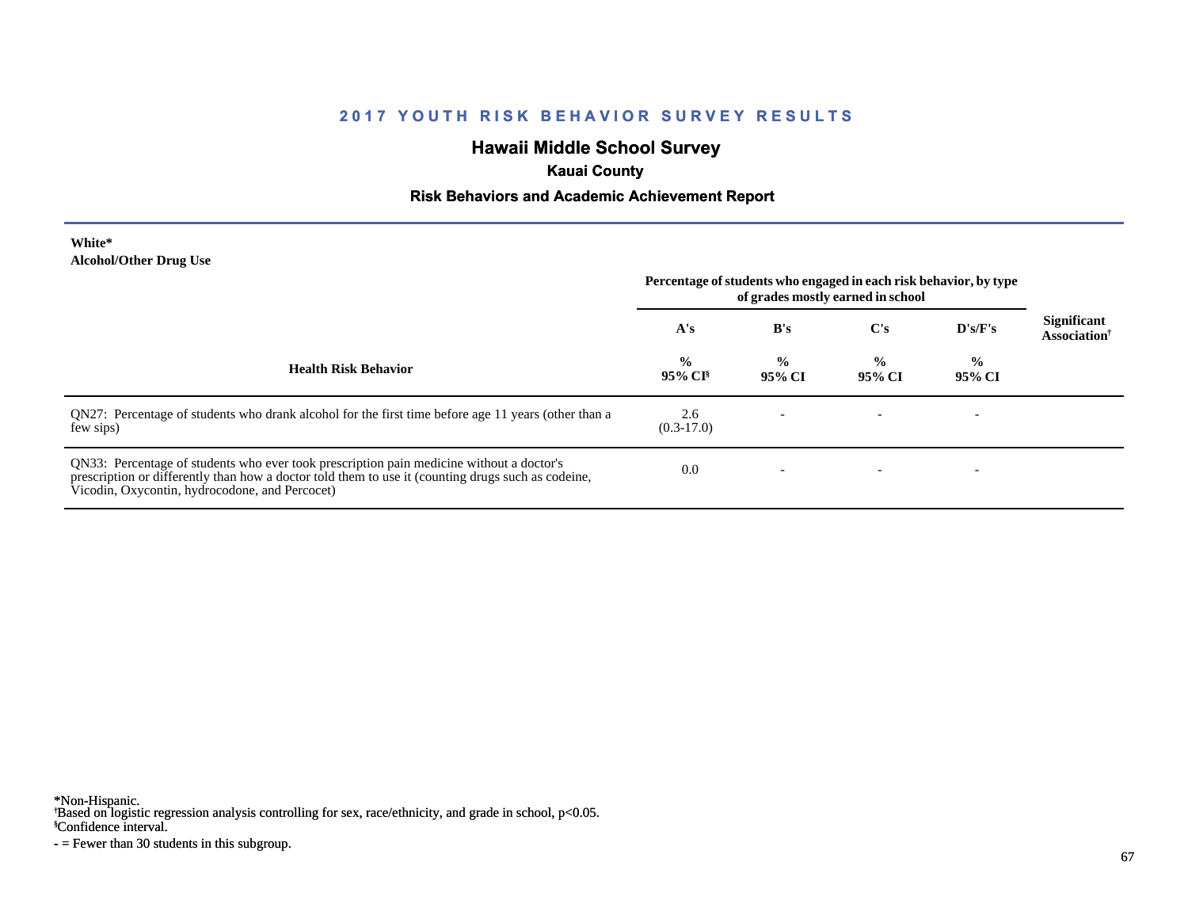## 2017 YOUTH RISK BEHAVIOR SURVEY RESULTS

# Hawaii Middle School Survey

### Kauai County

### Risk Behaviors and Academic Achievement Report

**White***
**Alcohol/Other Drug Use**

| Health Risk Behavior | Percentage of students who engaged in each risk behavior, by type of grades mostly earned in school | | | | Significant Association† |
|---|---|---|---|---|---|
| | A's | B's | C's | D's/F's | |
| | % 95% CI§ | % 95% CI | % 95% CI | % 95% CI | |
| QN27: Percentage of students who drank alcohol for the first time before age 11 years (other than a few sips) | 2.6 (0.3-17.0) | - | - | - | |
| QN33: Percentage of students who ever took prescription pain medicine without a doctor's prescription or differently than how a doctor told them to use it (counting drugs such as codeine, Vicodin, Oxycontin, hydrocodone, and Percocet) | 0.0 | - | - | - | |

*Non-Hispanic.
†Based on logistic regression analysis controlling for sex, race/ethnicity, and grade in school, $p<0.05$.
§Confidence interval.
- = Fewer than 30 students in this subgroup.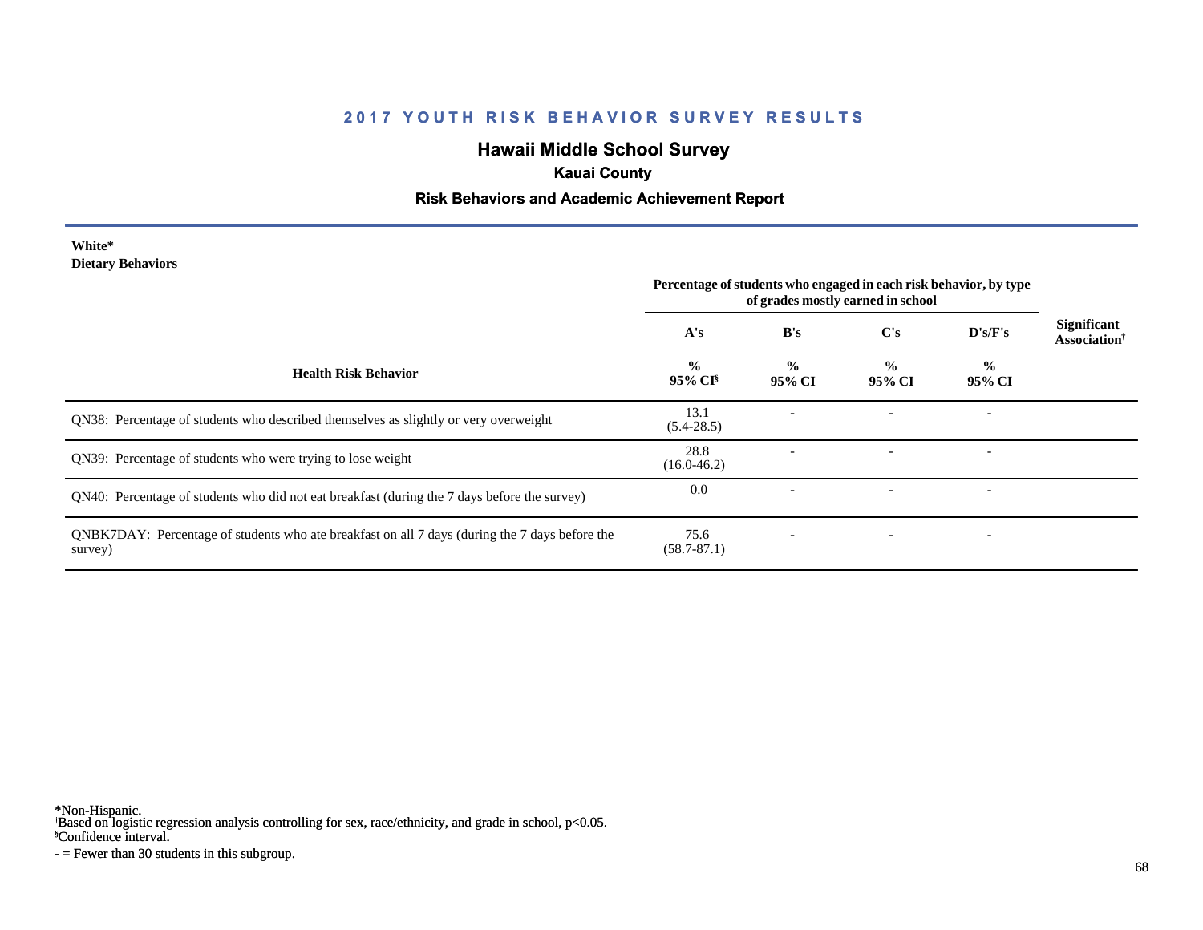## 2017 YOUTH RISK BEHAVIOR SURVEY RESULTS

# Hawaii Middle School Survey

### Kauai County

### Risk Behaviors and Academic Achievement Report

**White***
**Dietary Behaviors**

| Health Risk Behavior | Percentage of students who engaged in each risk behavior, by type of grades mostly earned in school | | | | Significant Association† |
|---|---|---|---|---|---|
| | A's | B's | C's | D's/F's | |
| | % 95% CI§ | % 95% CI | % 95% CI | % 95% CI | |
| QN38: Percentage of students who described themselves as slightly or very overweight | 13.1 (5.4-28.5) | - | - | - | |
| QN39: Percentage of students who were trying to lose weight | 28.8 (16.0-46.2) | - | - | - | |
| QN40: Percentage of students who did not eat breakfast (during the 7 days before the survey) | 0.0 | - | - | - | |
| QNBK7DAY: Percentage of students who ate breakfast on all 7 days (during the 7 days before the survey) | 75.6 (58.7-87.1) | - | - | - | |

*Non-Hispanic.
†Based on logistic regression analysis controlling for sex, race/ethnicity, and grade in school, $p<0.05$.
§Confidence interval.
- = Fewer than 30 students in this subgroup.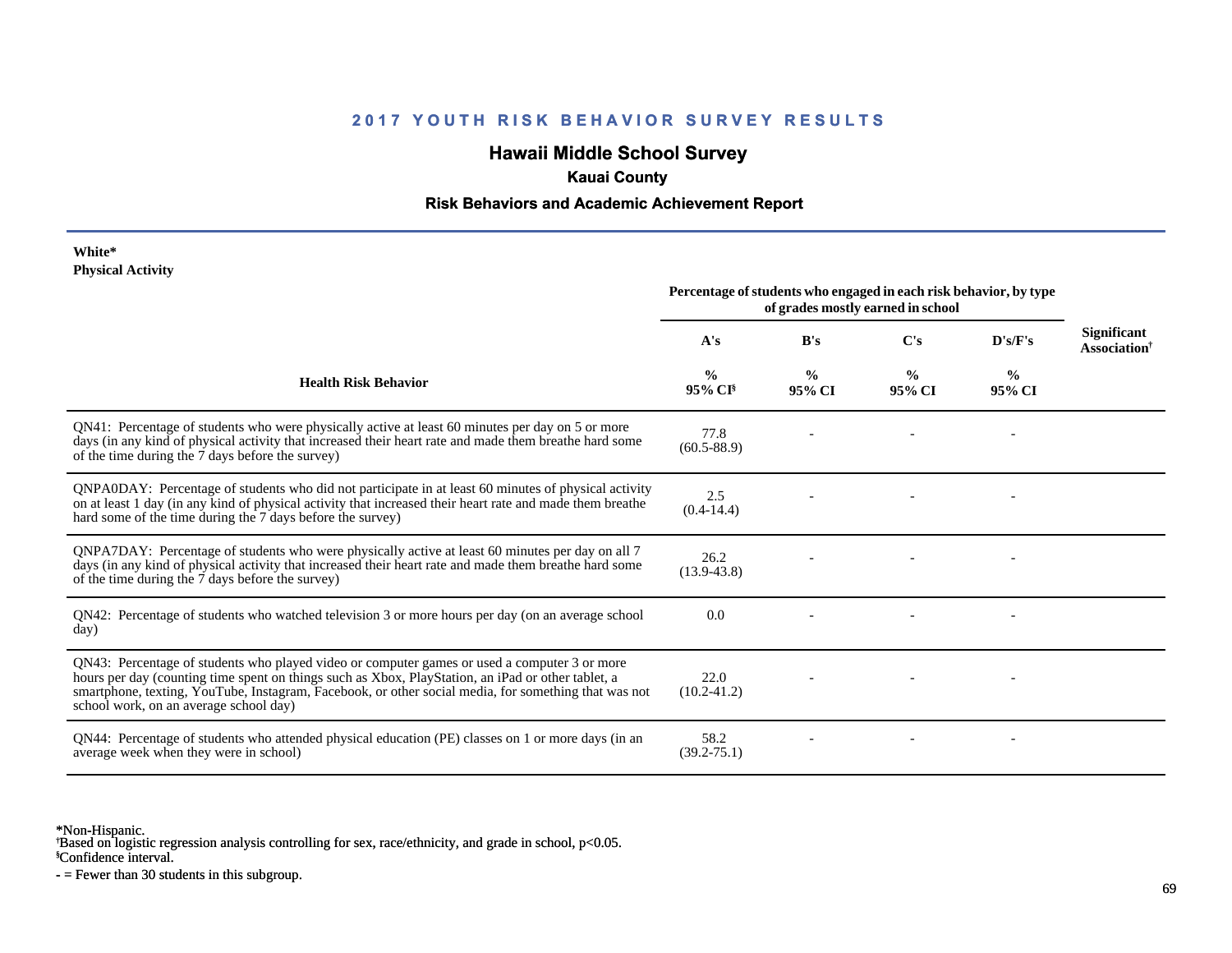# 2017 YOUTH RISK BEHAVIOR SURVEY RESULTS

## Hawaii Middle School Survey

### Kauai County

### Risk Behaviors and Academic Achievement Report

**White***
**Physical Activity**

| Health Risk Behavior | Percentage of students who engaged in each risk behavior, by type of grades mostly earned in school | | | | Significant Association[†] |
|---|---|---|---|---|---|
| | A's | B's | C's | D's/F's | |
| | % 95% CI[§] | % 95% CI | % 95% CI | % 95% CI | |
| QN41: Percentage of students who were physically active at least 60 minutes per day on 5 or more days (in any kind of physical activity that increased their heart rate and made them breathe hard some of the time during the 7 days before the survey) | 77.8 (60.5-88.9) | - | - | - | |
| QNPA0DAY: Percentage of students who did not participate in at least 60 minutes of physical activity on at least 1 day (in any kind of physical activity that increased their heart rate and made them breathe hard some of the time during the 7 days before the survey) | 2.5 (0.4-14.4) | - | - | - | |
| QNPA7DAY: Percentage of students who were physically active at least 60 minutes per day on all 7 days (in any kind of physical activity that increased their heart rate and made them breathe hard some of the time during the 7 days before the survey) | 26.2 (13.9-43.8) | - | - | - | |
| QN42: Percentage of students who watched television 3 or more hours per day (on an average school day) | 0.0 | - | - | - | |
| QN43: Percentage of students who played video or computer games or used a computer 3 or more hours per day (counting time spent on things such as Xbox, PlayStation, an iPad or other tablet, a smartphone, texting, YouTube, Instagram, Facebook, or other social media, for something that was not school work, on an average school day) | 22.0 (10.2-41.2) | - | - | - | |
| QN44: Percentage of students who attended physical education (PE) classes on 1 or more days (in an average week when they were in school) | 58.2 (39.2-75.1) | - | - | - | |

*Non-Hispanic.
[†]Based on logistic regression analysis controlling for sex, race/ethnicity, and grade in school, $p<0.05$.
[§]Confidence interval.
- = Fewer than 30 students in this subgroup.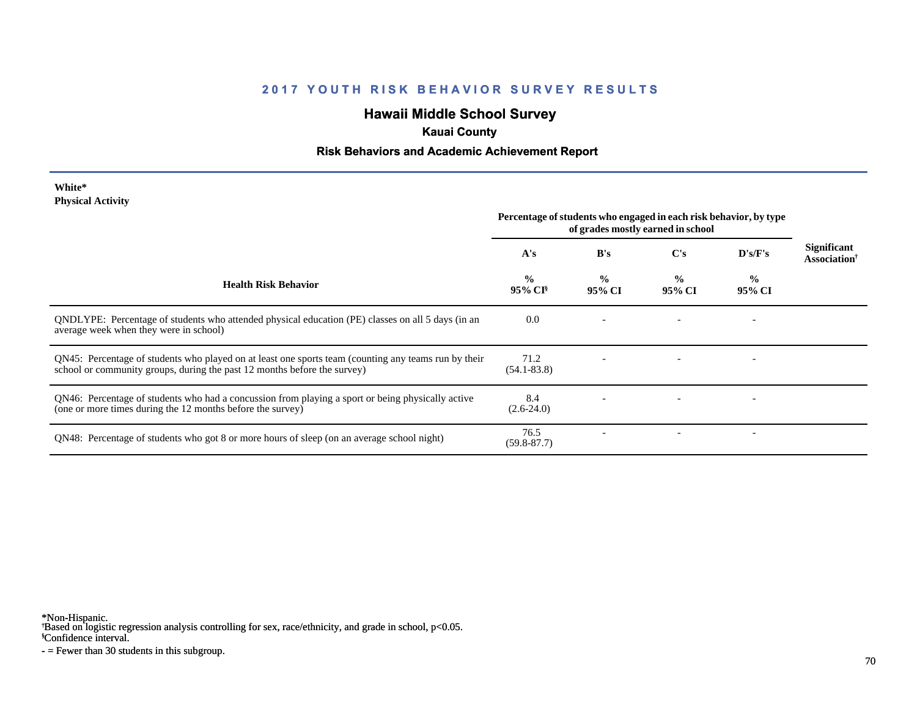## 2017 YOUTH RISK BEHAVIOR SURVEY RESULTS

## Hawaii Middle School Survey

### Kauai County

### Risk Behaviors and Academic Achievement Report

**White***
**Physical Activity**

| Health Risk Behavior | Percentage of students who engaged in each risk behavior, by type of grades mostly earned in school | | | | Significant Association† |
|---|---|---|---|---|---|
| | A's | B's | C's | D's/F's | |
| | % 95% CI§ | % 95% CI | % 95% CI | % 95% CI | |
| QNDLYPE: Percentage of students who attended physical education (PE) classes on all 5 days (in an average week when they were in school) | 0.0 | - | - | - | |
| QN45: Percentage of students who played on at least one sports team (counting any teams run by their school or community groups, during the past 12 months before the survey) | 71.2 (54.1-83.8) | - | - | - | |
| QN46: Percentage of students who had a concussion from playing a sport or being physically active (one or more times during the 12 months before the survey) | 8.4 (2.6-24.0) | - | - | - | |
| QN48: Percentage of students who got 8 or more hours of sleep (on an average school night) | 76.5 (59.8-87.7) | - | - | - | |

*Non-Hispanic.
†Based on logistic regression analysis controlling for sex, race/ethnicity, and grade in school, $p<0.05$.
§Confidence interval.
- = Fewer than 30 students in this subgroup.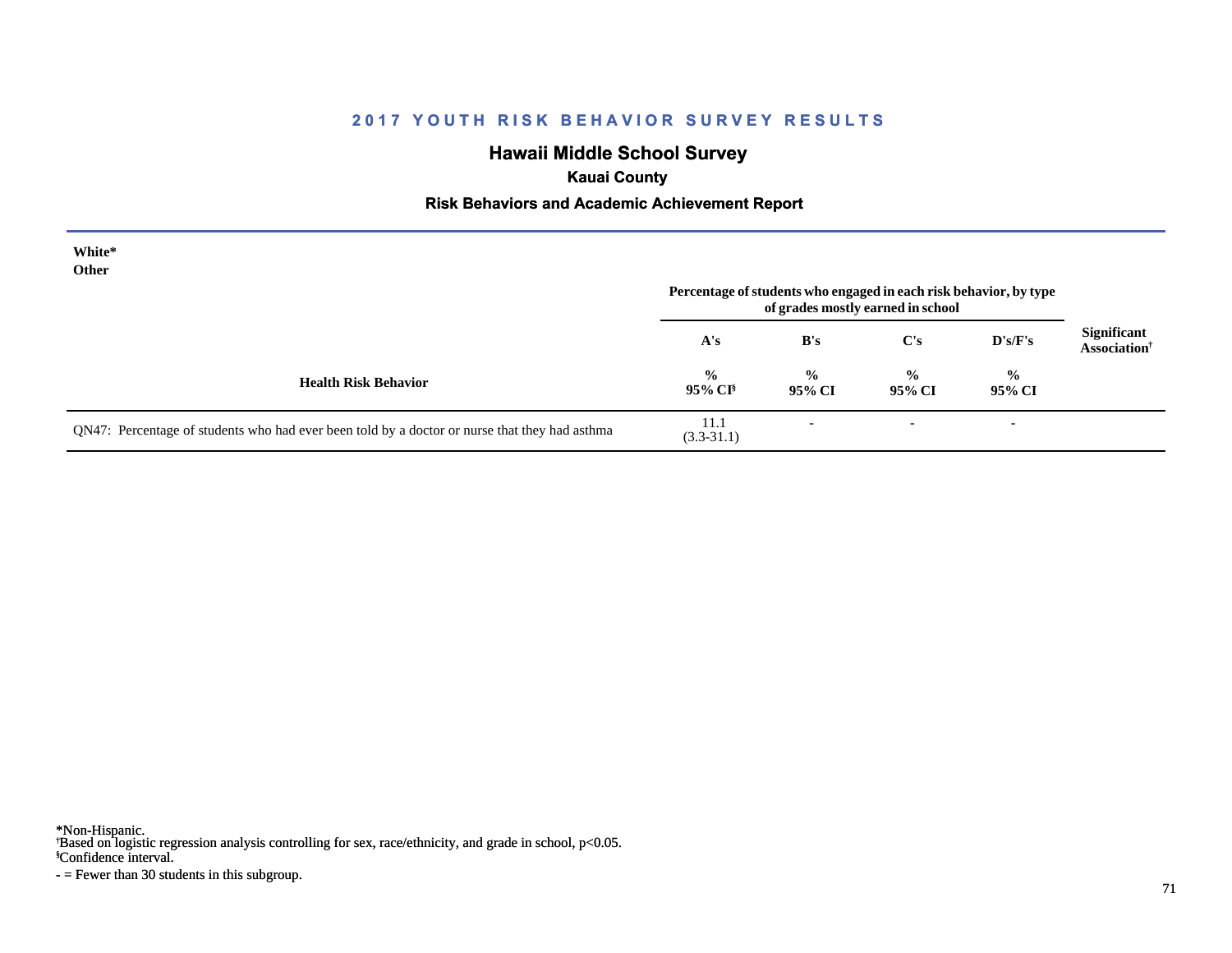## 2017 YOUTH RISK BEHAVIOR SURVEY RESULTS

# Hawaii Middle School Survey

### Kauai County

### Risk Behaviors and Academic Achievement Report

**White***
**Other**

| Health Risk Behavior | Percentage of students who engaged in each risk behavior, by type of grades mostly earned in school | | | | Significant Association† |
|---|---|---|---|---|---|
| | A's | B's | C's | D's/F's | |
| | % 95% CI§ | % 95% CI | % 95% CI | % 95% CI | |
| QN47: Percentage of students who had ever been told by a doctor or nurse that they had asthma | 11.1 (3.3-31.1) | - | - | - | |

*Non-Hispanic.
†Based on logistic regression analysis controlling for sex, race/ethnicity, and grade in school, p<0.05.
§Confidence interval.
- = Fewer than 30 students in this subgroup.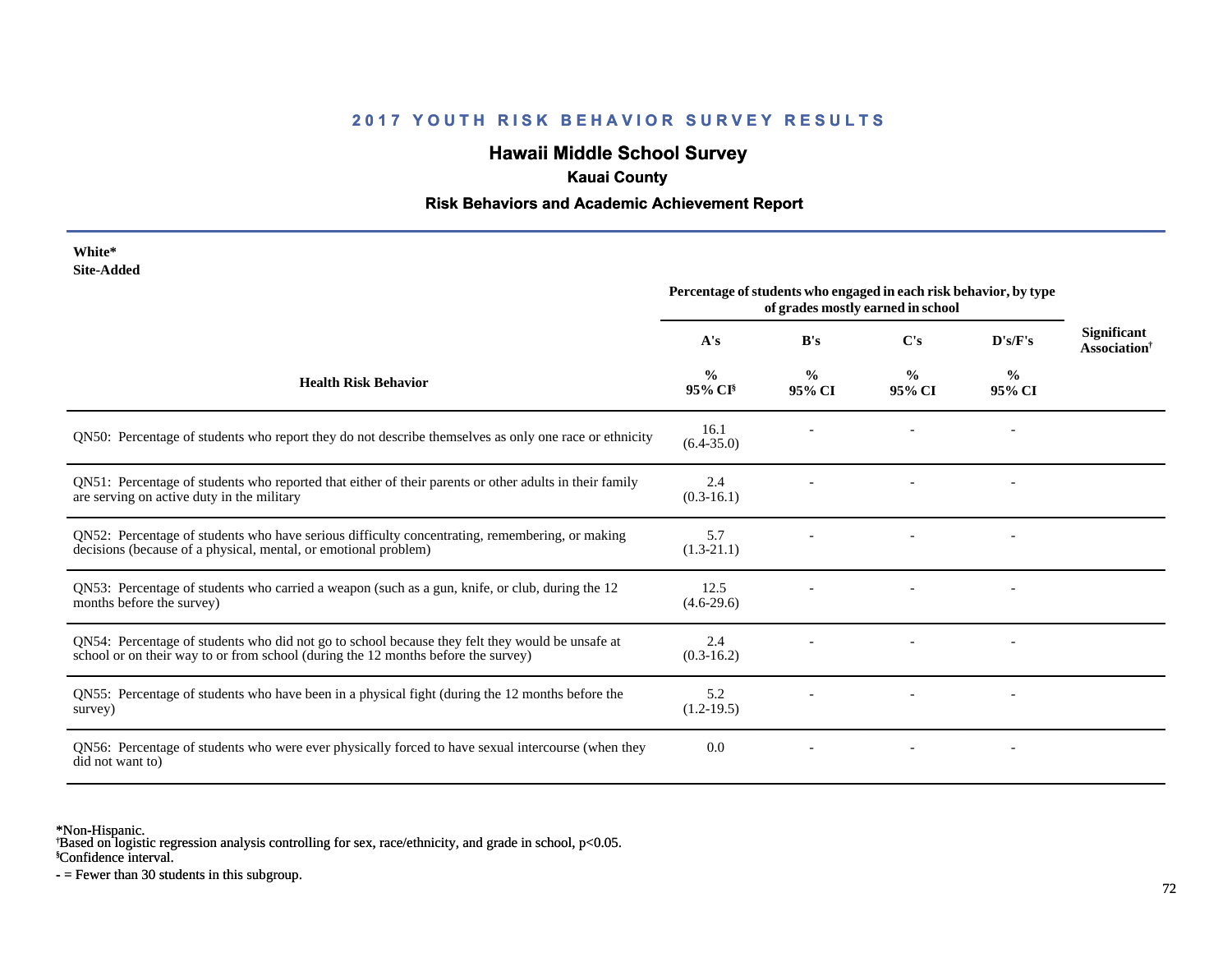## 2017 YOUTH RISK BEHAVIOR SURVEY RESULTS

# Hawaii Middle School Survey

### Kauai County

### Risk Behaviors and Academic Achievement Report

**White***
**Site-Added**

| Health Risk Behavior | A's % 95% CI§ | B's % 95% CI | C's % 95% CI | D's/F's % 95% CI | Significant Association† |
|---|---|---|---|---|---|
| | Percentage of students who engaged in each risk behavior, by type of grades mostly earned in school | | | | |
| QN50: Percentage of students who report they do not describe themselves as only one race or ethnicity | 16.1 (6.4-35.0) | - | - | - | |
| QN51: Percentage of students who reported that either of their parents or other adults in their family are serving on active duty in the military | 2.4 (0.3-16.1) | - | - | - | |
| QN52: Percentage of students who have serious difficulty concentrating, remembering, or making decisions (because of a physical, mental, or emotional problem) | 5.7 (1.3-21.1) | - | - | - | |
| QN53: Percentage of students who carried a weapon (such as a gun, knife, or club, during the 12 months before the survey) | 12.5 (4.6-29.6) | - | - | - | |
| QN54: Percentage of students who did not go to school because they felt they would be unsafe at school or on their way to or from school (during the 12 months before the survey) | 2.4 (0.3-16.2) | - | - | - | |
| QN55: Percentage of students who have been in a physical fight (during the 12 months before the survey) | 5.2 (1.2-19.5) | - | - | - | |
| QN56: Percentage of students who were ever physically forced to have sexual intercourse (when they did not want to) | 0.0 | - | - | - | |

*Non-Hispanic.
†Based on logistic regression analysis controlling for sex, race/ethnicity, and grade in school, $p<0.05$.
§Confidence interval.
- = Fewer than 30 students in this subgroup.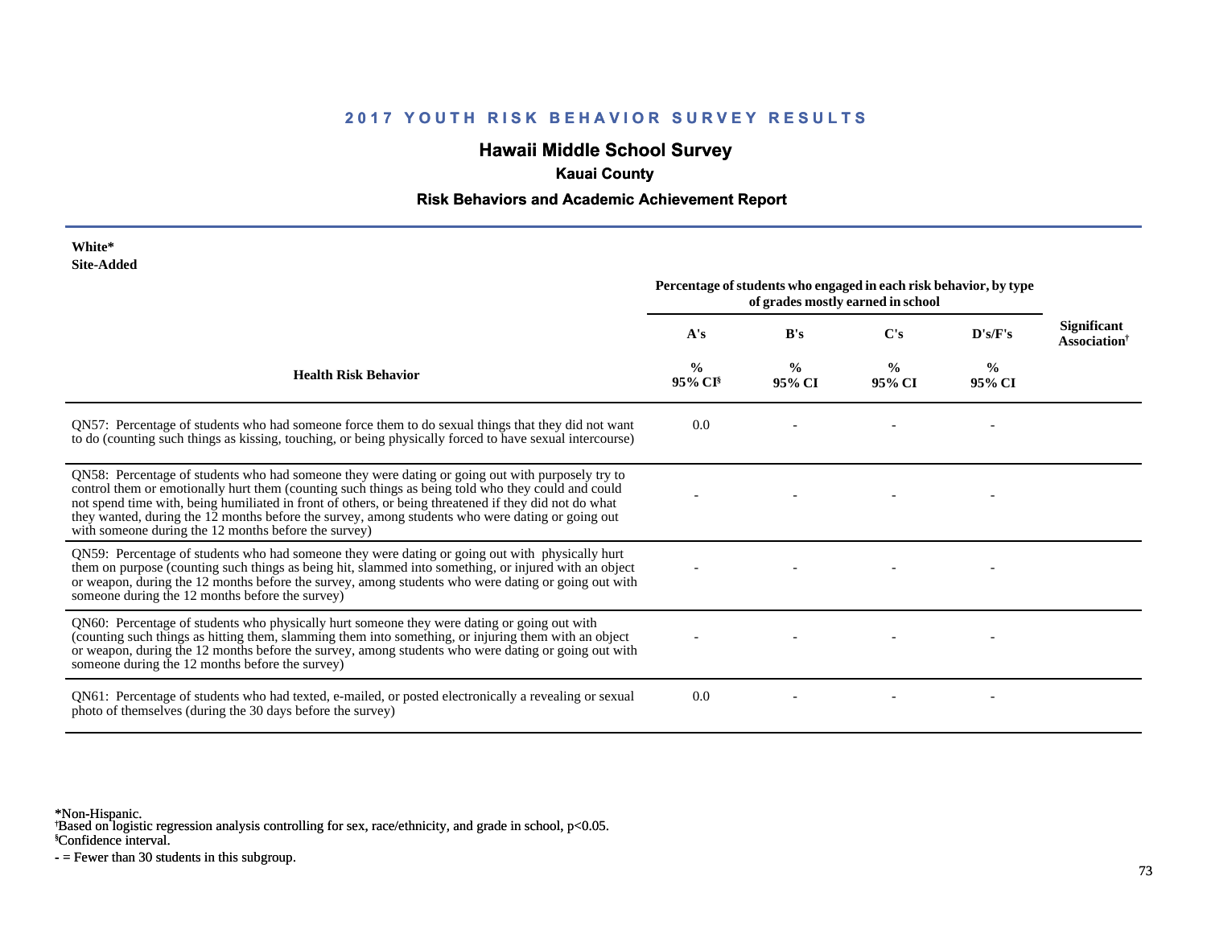## 2017 YOUTH RISK BEHAVIOR SURVEY RESULTS

# Hawaii Middle School Survey

### Kauai County

### Risk Behaviors and Academic Achievement Report

**White***
**Site-Added**

| Health Risk Behavior | Percentage of students who engaged in each risk behavior, by type of grades mostly earned in school | | | | Significant Association† |
|---|---|---|---|---|---|
| | A's | B's | C's | D's/F's | |
| | % 95% CI§ | % 95% CI | % 95% CI | % 95% CI | |
| QN57: Percentage of students who had someone force them to do sexual things that they did not want to do (counting such things as kissing, touching, or being physically forced to have sexual intercourse) | 0.0 | - | - | - | |
| QN58: Percentage of students who had someone they were dating or going out with purposely try to control them or emotionally hurt them (counting such things as being told who they could and could not spend time with, being humiliated in front of others, or being threatened if they did not do what they wanted, during the 12 months before the survey, among students who were dating or going out with someone during the 12 months before the survey) | - | - | - | - | |
| QN59: Percentage of students who had someone they were dating or going out with physically hurt them on purpose (counting such things as being hit, slammed into something, or injured with an object or weapon, during the 12 months before the survey, among students who were dating or going out with someone during the 12 months before the survey) | - | - | - | - | |
| QN60: Percentage of students who physically hurt someone they were dating or going out with (counting such things as hitting them, slamming them into something, or injuring them with an object or weapon, during the 12 months before the survey, among students who were dating or going out with someone during the 12 months before the survey) | - | - | - | - | |
| QN61: Percentage of students who had texted, e-mailed, or posted electronically a revealing or sexual photo of themselves (during the 30 days before the survey) | 0.0 | - | - | - | |

*Non-Hispanic.
†Based on logistic regression analysis controlling for sex, race/ethnicity, and grade in school, $p<0.05$.
§Confidence interval.
- = Fewer than 30 students in this subgroup.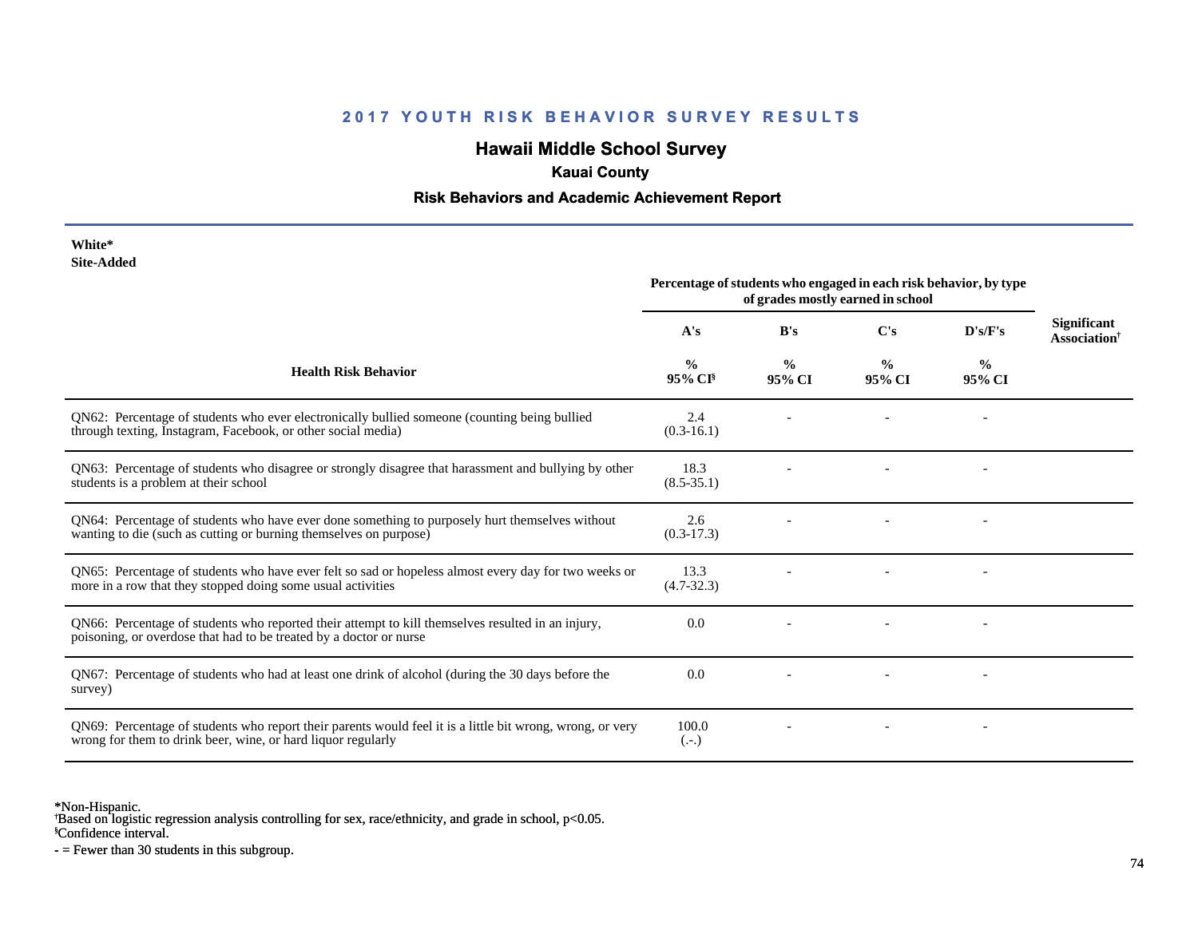## 2017 YOUTH RISK BEHAVIOR SURVEY RESULTS

# Hawaii Middle School Survey

### Kauai County

### Risk Behaviors and Academic Achievement Report

**White***
**Site-Added**

| Health Risk Behavior | Percentage of students who engaged in each risk behavior, by type of grades mostly earned in school | | | | Significant Association[†] |
|---|---|---|---|---|---|
| | A's | B's | C's | D's/F's | |
| | % 95% CI[§] | % 95% CI | % 95% CI | % 95% CI | |
| QN62: Percentage of students who ever electronically bullied someone (counting being bullied through texting, Instagram, Facebook, or other social media) | 2.4 (0.3-16.1) | - | - | - | |
| QN63: Percentage of students who disagree or strongly disagree that harassment and bullying by other students is a problem at their school | 18.3 (8.5-35.1) | - | - | - | |
| QN64: Percentage of students who have ever done something to purposely hurt themselves without wanting to die (such as cutting or burning themselves on purpose) | 2.6 (0.3-17.3) | - | - | - | |
| QN65: Percentage of students who have ever felt so sad or hopeless almost every day for two weeks or more in a row that they stopped doing some usual activities | 13.3 (4.7-32.3) | - | - | - | |
| QN66: Percentage of students who reported their attempt to kill themselves resulted in an injury, poisoning, or overdose that had to be treated by a doctor or nurse | 0.0 | - | - | - | |
| QN67: Percentage of students who had at least one drink of alcohol (during the 30 days before the survey) | 0.0 | - | - | - | |
| QN69: Percentage of students who report their parents would feel it is a little bit wrong, wrong, or very wrong for them to drink beer, wine, or hard liquor regularly | 100.0 (.-.) | - | - | - | |

*Non-Hispanic.
[†]Based on logistic regression analysis controlling for sex, race/ethnicity, and grade in school, p<0.05.
[§]Confidence interval.
- = Fewer than 30 students in this subgroup.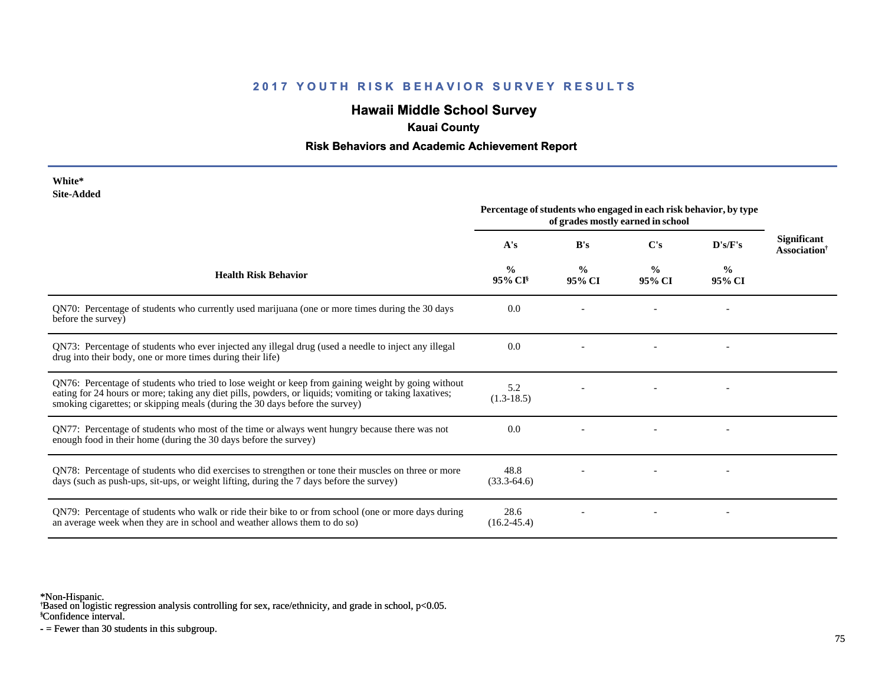## 2017 YOUTH RISK BEHAVIOR SURVEY RESULTS

## Hawaii Middle School Survey

### Kauai County

### Risk Behaviors and Academic Achievement Report

**White***
**Site-Added**

| Health Risk Behavior | Percentage of students who engaged in each risk behavior, by type of grades mostly earned in school | | | | Significant Association[†] |
|---|---|---|---|---|---|
| | A's | B's | C's | D's/F's | |
| | % 95% CI[§] | % 95% CI | % 95% CI | % 95% CI | |
| QN70: Percentage of students who currently used marijuana (one or more times during the 30 days before the survey) | 0.0 | - | - | - | |
| QN73: Percentage of students who ever injected any illegal drug (used a needle to inject any illegal drug into their body, one or more times during their life) | 0.0 | - | - | - | |
| QN76: Percentage of students who tried to lose weight or keep from gaining weight by going without eating for 24 hours or more; taking any diet pills, powders, or liquids; vomiting or taking laxatives; smoking cigarettes; or skipping meals (during the 30 days before the survey) | 5.2 (1.3-18.5) | - | - | - | |
| QN77: Percentage of students who most of the time or always went hungry because there was not enough food in their home (during the 30 days before the survey) | 0.0 | - | - | - | |
| QN78: Percentage of students who did exercises to strengthen or tone their muscles on three or more days (such as push-ups, sit-ups, or weight lifting, during the 7 days before the survey) | 48.8 (33.3-64.6) | - | - | - | |
| QN79: Percentage of students who walk or ride their bike to or from school (one or more days during an average week when they are in school and weather allows them to do so) | 28.6 (16.2-45.4) | - | - | - | |

*Non-Hispanic.
[†]Based on logistic regression analysis controlling for sex, race/ethnicity, and grade in school, $p<0.05$.
[§]Confidence interval.
- = Fewer than 30 students in this subgroup.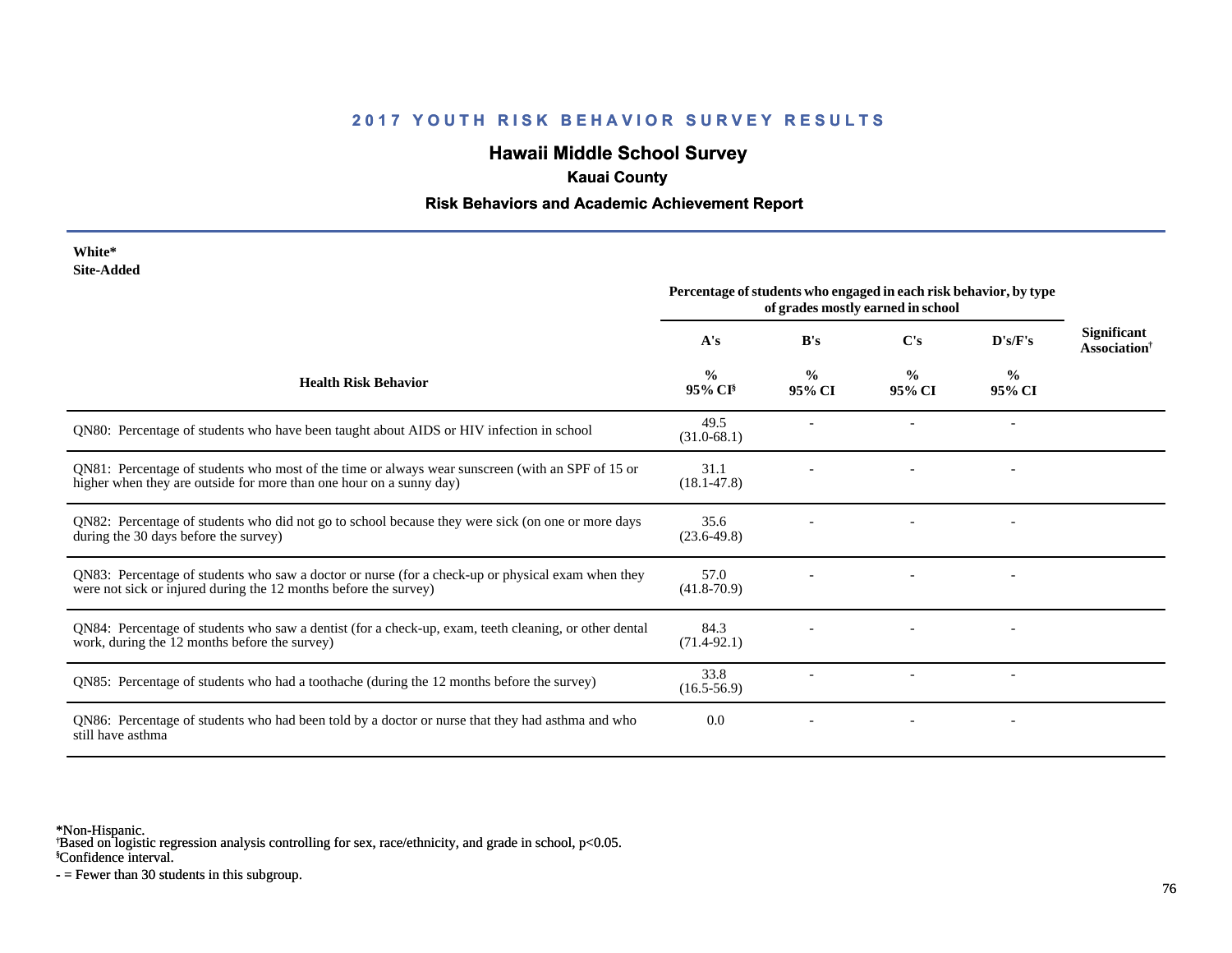## 2017 YOUTH RISK BEHAVIOR SURVEY RESULTS

# Hawaii Middle School Survey

### Kauai County

### Risk Behaviors and Academic Achievement Report

**White***
**Site-Added**

| Health Risk Behavior | Percentage of students who engaged in each risk behavior, by type of grades mostly earned in school | | | | Significant Association† |
|---|---|---|---|---|---|
| | A's | B's | C's | D's/F's | |
| | % 95% CI§ | % 95% CI | % 95% CI | % 95% CI | |
| QN80: Percentage of students who have been taught about AIDS or HIV infection in school | 49.5 (31.0-68.1) | - | - | - | |
| QN81: Percentage of students who most of the time or always wear sunscreen (with an SPF of 15 or higher when they are outside for more than one hour on a sunny day) | 31.1 (18.1-47.8) | - | - | - | |
| QN82: Percentage of students who did not go to school because they were sick (on one or more days during the 30 days before the survey) | 35.6 (23.6-49.8) | - | - | - | |
| QN83: Percentage of students who saw a doctor or nurse (for a check-up or physical exam when they were not sick or injured during the 12 months before the survey) | 57.0 (41.8-70.9) | - | - | - | |
| QN84: Percentage of students who saw a dentist (for a check-up, exam, teeth cleaning, or other dental work, during the 12 months before the survey) | 84.3 (71.4-92.1) | - | - | - | |
| QN85: Percentage of students who had a toothache (during the 12 months before the survey) | 33.8 (16.5-56.9) | - | - | - | |
| QN86: Percentage of students who had been told by a doctor or nurse that they had asthma and who still have asthma | 0.0 | - | - | - | |

*Non-Hispanic.
†Based on logistic regression analysis controlling for sex, race/ethnicity, and grade in school, $p<0.05$.
§Confidence interval.
- = Fewer than 30 students in this subgroup.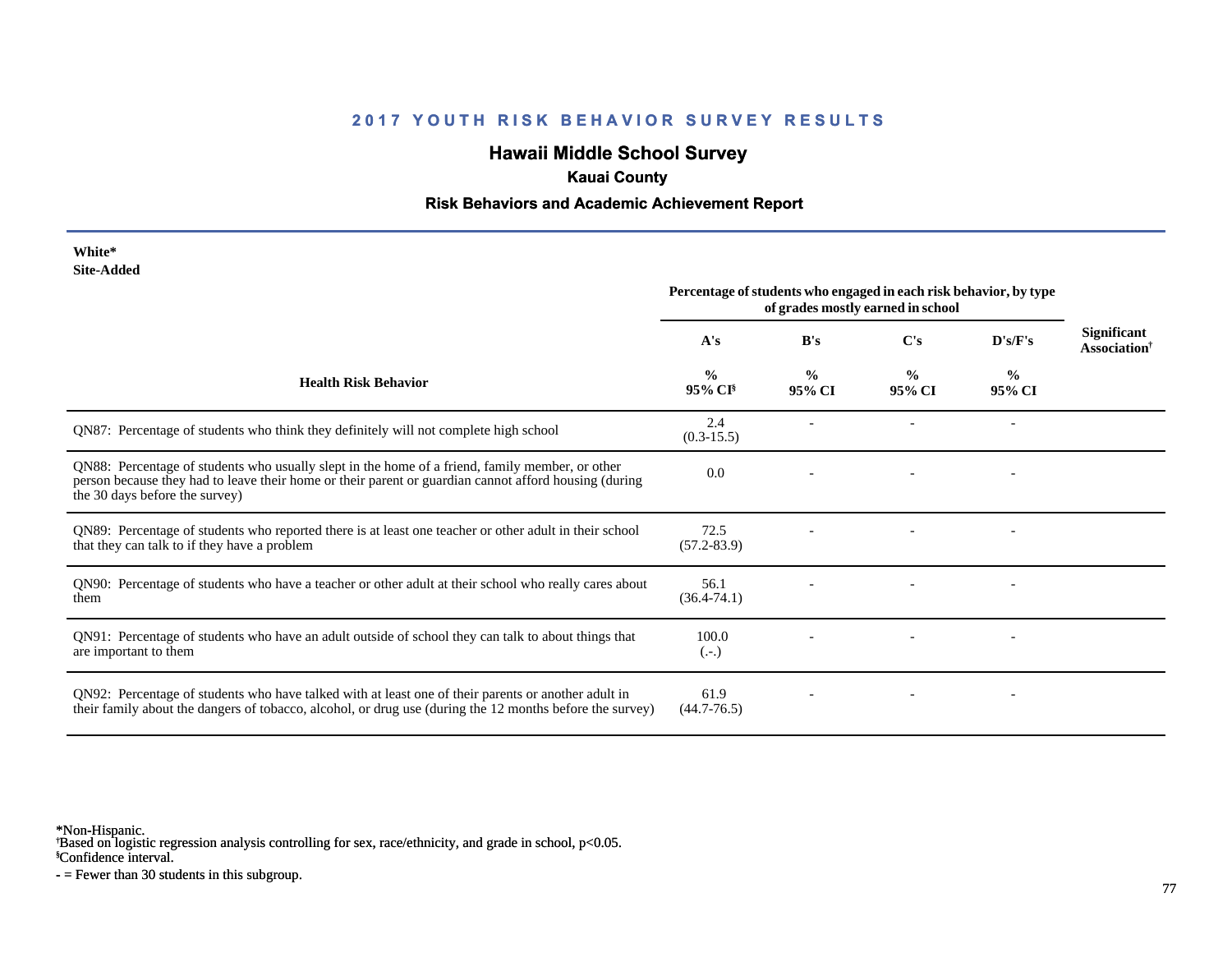## 2017 YOUTH RISK BEHAVIOR SURVEY RESULTS

# Hawaii Middle School Survey

### Kauai County

### Risk Behaviors and Academic Achievement Report

**White***
**Site-Added**

| Health Risk Behavior | Percentage of students who engaged in each risk behavior, by type of grades mostly earned in school | | | | Significant Association† |
|---|---|---|---|---|---|
| | A's | B's | C's | D's/F's | |
| | % 95% CI§ | % 95% CI | % 95% CI | % 95% CI | |
| QN87: Percentage of students who think they definitely will not complete high school | 2.4 (0.3-15.5) | - | - | - | |
| QN88: Percentage of students who usually slept in the home of a friend, family member, or other person because they had to leave their home or their parent or guardian cannot afford housing (during the 30 days before the survey) | 0.0 | - | - | - | |
| QN89: Percentage of students who reported there is at least one teacher or other adult in their school that they can talk to if they have a problem | 72.5 (57.2-83.9) | - | - | - | |
| QN90: Percentage of students who have a teacher or other adult at their school who really cares about them | 56.1 (36.4-74.1) | - | - | - | |
| QN91: Percentage of students who have an adult outside of school they can talk to about things that are important to them | 100.0 (.-.) | - | - | - | |
| QN92: Percentage of students who have talked with at least one of their parents or another adult in their family about the dangers of tobacco, alcohol, or drug use (during the 12 months before the survey) | 61.9 (44.7-76.5) | - | - | - | |

*Non-Hispanic.
†Based on logistic regression analysis controlling for sex, race/ethnicity, and grade in school, $p<0.05$.
§Confidence interval.
- = Fewer than 30 students in this subgroup.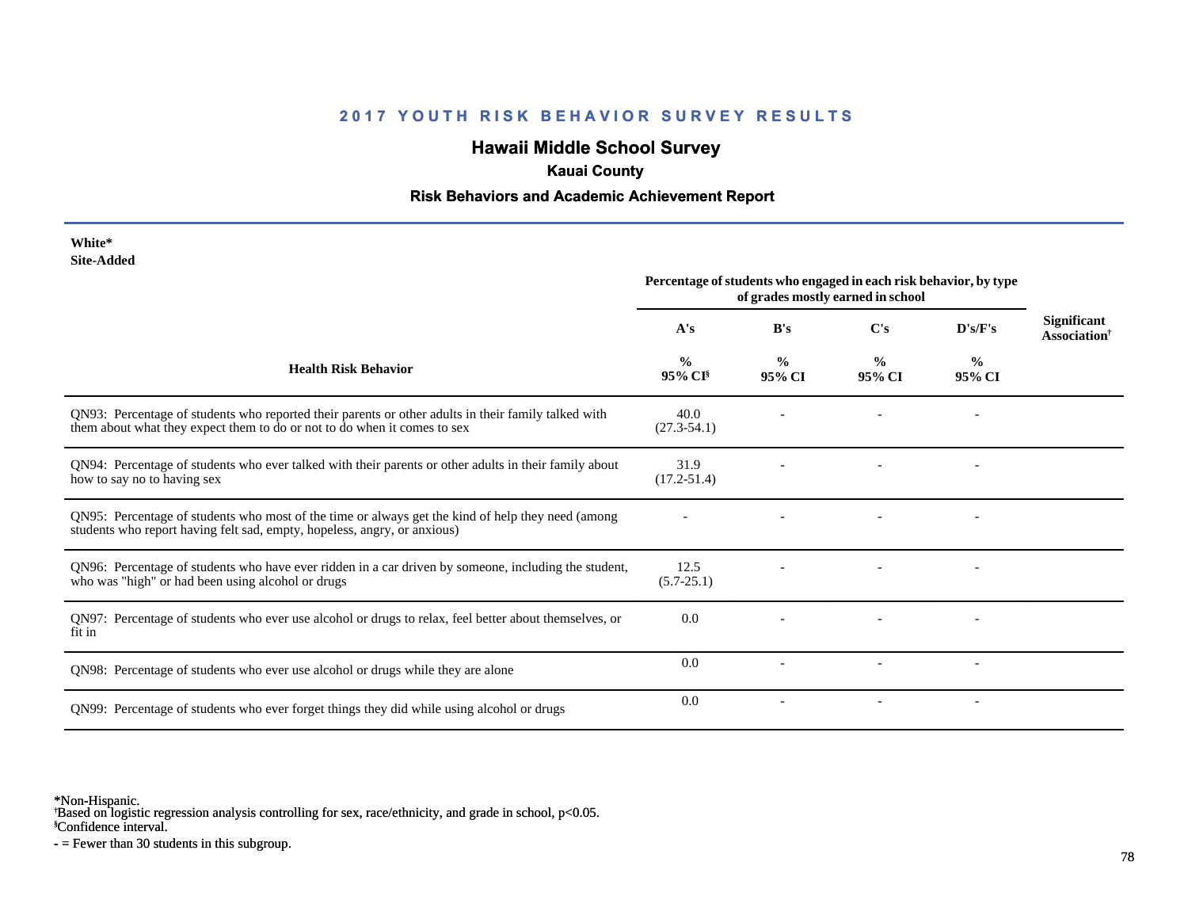## 2017 YOUTH RISK BEHAVIOR SURVEY RESULTS

# Hawaii Middle School Survey

### Kauai County

### Risk Behaviors and Academic Achievement Report

**White***
**Site-Added**

| Health Risk Behavior | Percentage of students who engaged in each risk behavior, by type of grades mostly earned in school | | | | Significant Association† |
|---|---|---|---|---|---|
| | A's | B's | C's | D's/F's | |
| | % 95% CI§ | % 95% CI | % 95% CI | % 95% CI | |
| QN93: Percentage of students who reported their parents or other adults in their family talked with them about what they expect them to do or not to do when it comes to sex | 40.0 (27.3-54.1) | - | - | - | |
| QN94: Percentage of students who ever talked with their parents or other adults in their family about how to say no to having sex | 31.9 (17.2-51.4) | - | - | - | |
| QN95: Percentage of students who most of the time or always get the kind of help they need (among students who report having felt sad, empty, hopeless, angry, or anxious) | - | - | - | - | |
| QN96: Percentage of students who have ever ridden in a car driven by someone, including the student, who was "high" or had been using alcohol or drugs | 12.5 (5.7-25.1) | - | - | - | |
| QN97: Percentage of students who ever use alcohol or drugs to relax, feel better about themselves, or fit in | 0.0 | - | - | - | |
| QN98: Percentage of students who ever use alcohol or drugs while they are alone | 0.0 | - | - | - | |
| QN99: Percentage of students who ever forget things they did while using alcohol or drugs | 0.0 | - | - | - | |

*Non-Hispanic.
†Based on logistic regression analysis controlling for sex, race/ethnicity, and grade in school, $p<0.05$.
§Confidence interval.
- = Fewer than 30 students in this subgroup.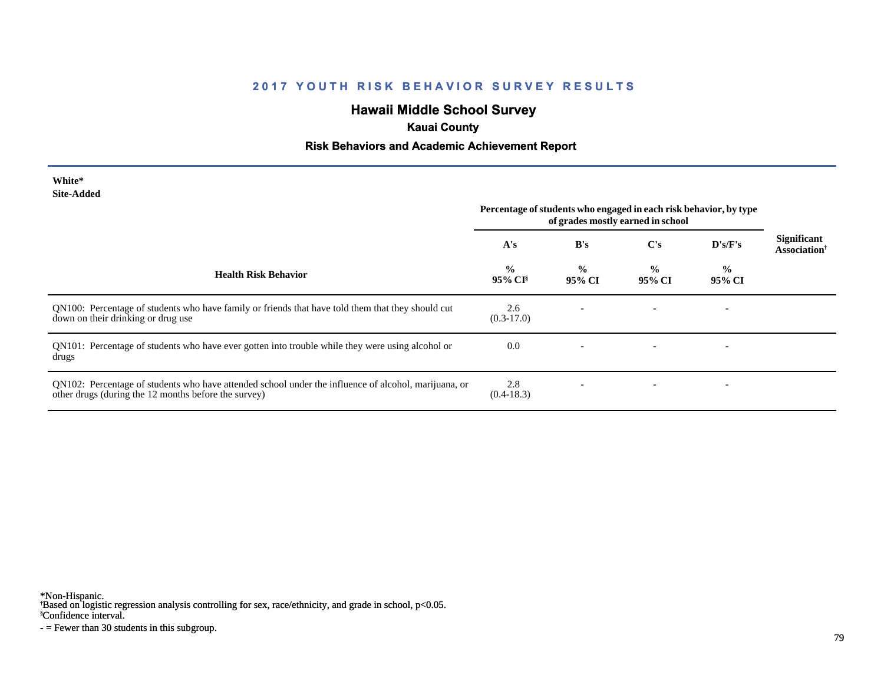## 2017 YOUTH RISK BEHAVIOR SURVEY RESULTS

# Hawaii Middle School Survey

### Kauai County

### Risk Behaviors and Academic Achievement Report

**White***
**Site-Added**

| Health Risk Behavior | Percentage of students who engaged in each risk behavior, by type of grades mostly earned in school | | | | Significant Association† |
|---|---|---|---|---|---|
| | A's<br>%<br>95% CI§ | B's<br>%<br>95% CI | C's<br>%<br>95% CI | D's/F's<br>%<br>95% CI | |
| QN100: Percentage of students who have family or friends that have told them that they should cut down on their drinking or drug use | 2.6<br>(0.3-17.0) | - | - | - | |
| QN101: Percentage of students who have ever gotten into trouble while they were using alcohol or drugs | 0.0 | - | - | - | |
| QN102: Percentage of students who have attended school under the influence of alcohol, marijuana, or other drugs (during the 12 months before the survey) | 2.8<br>(0.4-18.3) | - | - | - | |

*Non-Hispanic.
†Based on logistic regression analysis controlling for sex, race/ethnicity, and grade in school, p<0.05.
§Confidence interval.
- = Fewer than 30 students in this subgroup.